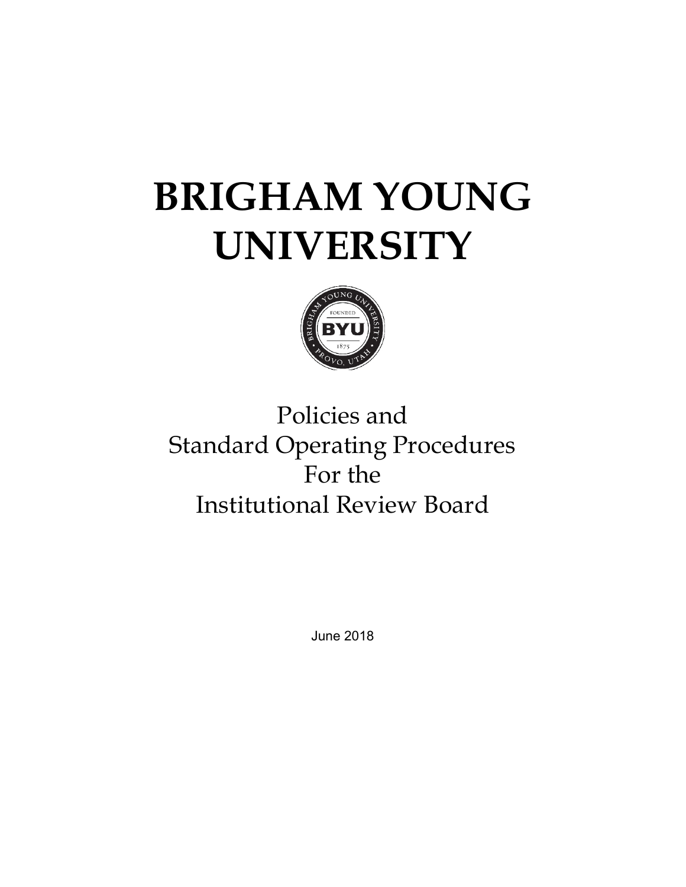# BRIGHAM YOUNG UNIVERSITY

Policies and
Standard Operating Procedures
For the
Institutional Review Board

June 2018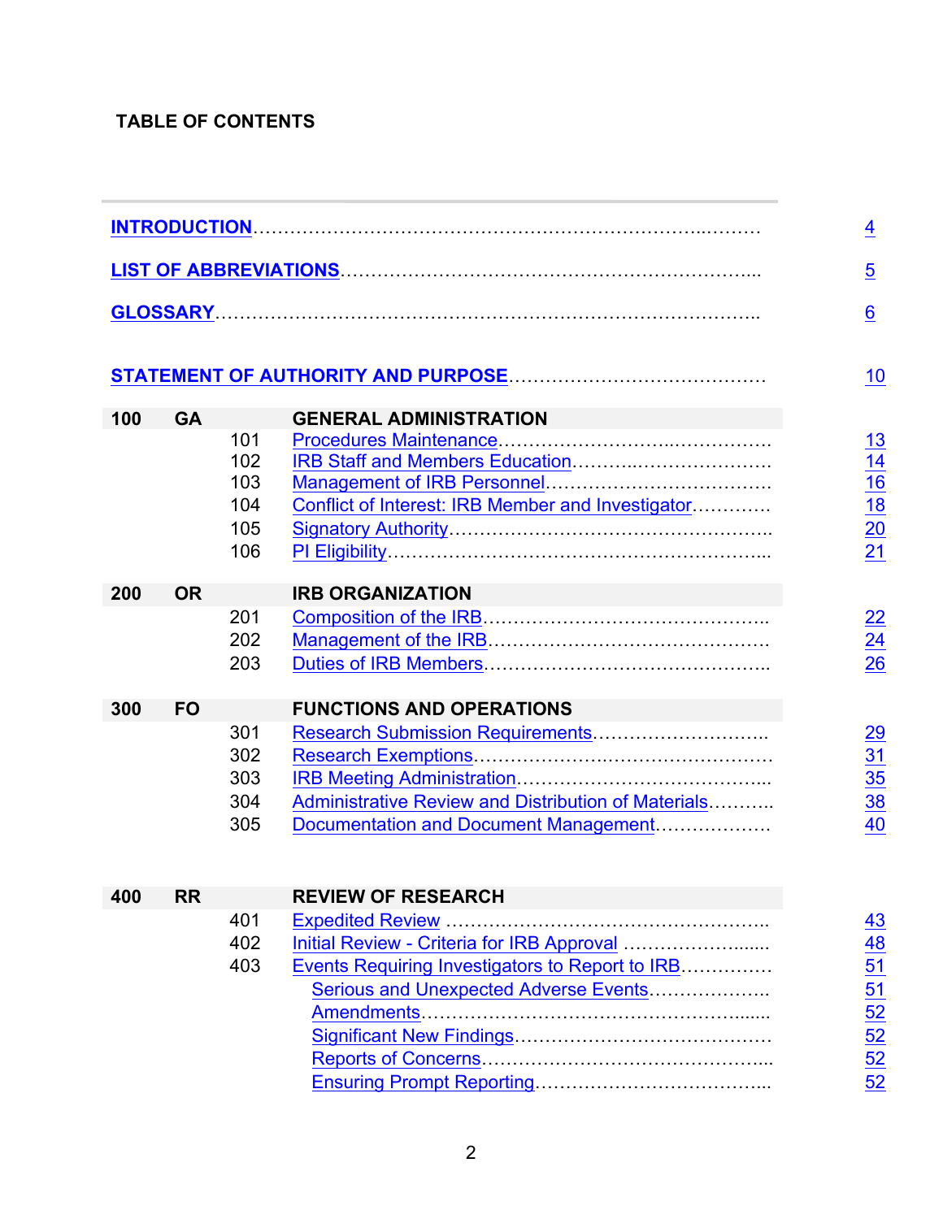# TABLE OF CONTENTS

| | | | | |
|---|---|---|---|---|
| **INTRODUCTION** | | | | 4 |
| **LIST OF ABBREVIATIONS** | | | | 5 |
| **GLOSSARY** | | | | 6 |
| **STATEMENT OF AUTHORITY AND PURPOSE** | | | | 10 |
| **100** | **GA** | | **GENERAL ADMINISTRATION** | |
| | | 101 | Procedures Maintenance | 13 |
| | | 102 | IRB Staff and Members Education | 14 |
| | | 103 | Management of IRB Personnel | 16 |
| | | 104 | Conflict of Interest: IRB Member and Investigator | 18 |
| | | 105 | Signatory Authority | 20 |
| | | 106 | PI Eligibility | 21 |
| **200** | **OR** | | **IRB ORGANIZATION** | |
| | | 201 | Composition of the IRB | 22 |
| | | 202 | Management of the IRB | 24 |
| | | 203 | Duties of IRB Members | 26 |
| **300** | **FO** | | **FUNCTIONS AND OPERATIONS** | |
| | | 301 | Research Submission Requirements | 29 |
| | | 302 | Research Exemptions | 31 |
| | | 303 | IRB Meeting Administration | 35 |
| | | 304 | Administrative Review and Distribution of Materials | 38 |
| | | 305 | Documentation and Document Management | 40 |
| **400** | **RR** | | **REVIEW OF RESEARCH** | |
| | | 401 | Expedited Review | 43 |
| | | 402 | Initial Review - Criteria for IRB Approval | 48 |
| | | 403 | Events Requiring Investigators to Report to IRB | 51 |
| | | | Serious and Unexpected Adverse Events | 51 |
| | | | Amendments | 52 |
| | | | Significant New Findings | 52 |
| | | | Reports of Concerns | 52 |
| | | | Ensuring Prompt Reporting | 52 |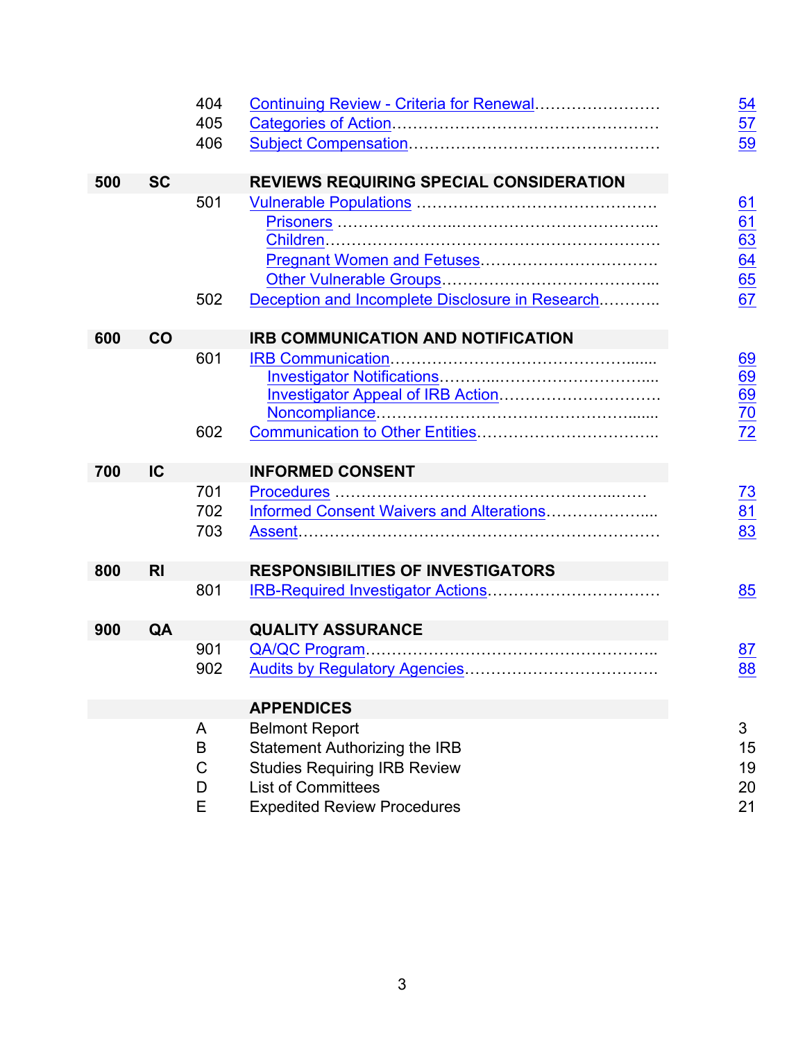| | | | | |
|---|---|---|---|---|
| | | 404 | Continuing Review - Criteria for Renewal | 54 |
| | | 405 | Categories of Action | 57 |
| | | 406 | Subject Compensation | 59 |
| **500** | **SC** | | **REVIEWS REQUIRING SPECIAL CONSIDERATION** | |
| | | 501 | Vulnerable Populations | 61 |
| | | | Prisoners | 61 |
| | | | Children | 63 |
| | | | Pregnant Women and Fetuses | 64 |
| | | | Other Vulnerable Groups | 65 |
| | | 502 | Deception and Incomplete Disclosure in Research | 67 |
| **600** | **CO** | | **IRB COMMUNICATION AND NOTIFICATION** | |
| | | 601 | IRB Communication | 69 |
| | | | Investigator Notifications | 69 |
| | | | Investigator Appeal of IRB Action | 69 |
| | | | Noncompliance | 70 |
| | | 602 | Communication to Other Entities | 72 |
| **700** | **IC** | | **INFORMED CONSENT** | |
| | | 701 | Procedures | 73 |
| | | 702 | Informed Consent Waivers and Alterations | 81 |
| | | 703 | Assent | 83 |
| **800** | **RI** | | **RESPONSIBILITIES OF INVESTIGATORS** | |
| | | 801 | IRB-Required Investigator Actions | 85 |
| **900** | **QA** | | **QUALITY ASSURANCE** | |
| | | 901 | QA/QC Program | 87 |
| | | 902 | Audits by Regulatory Agencies | 88 |
| | | | **APPENDICES** | |
| | | A | Belmont Report | 3 |
| | | B | Statement Authorizing the IRB | 15 |
| | | C | Studies Requiring IRB Review | 19 |
| | | D | List of Committees | 20 |
| | | E | Expedited Review Procedures | 21 |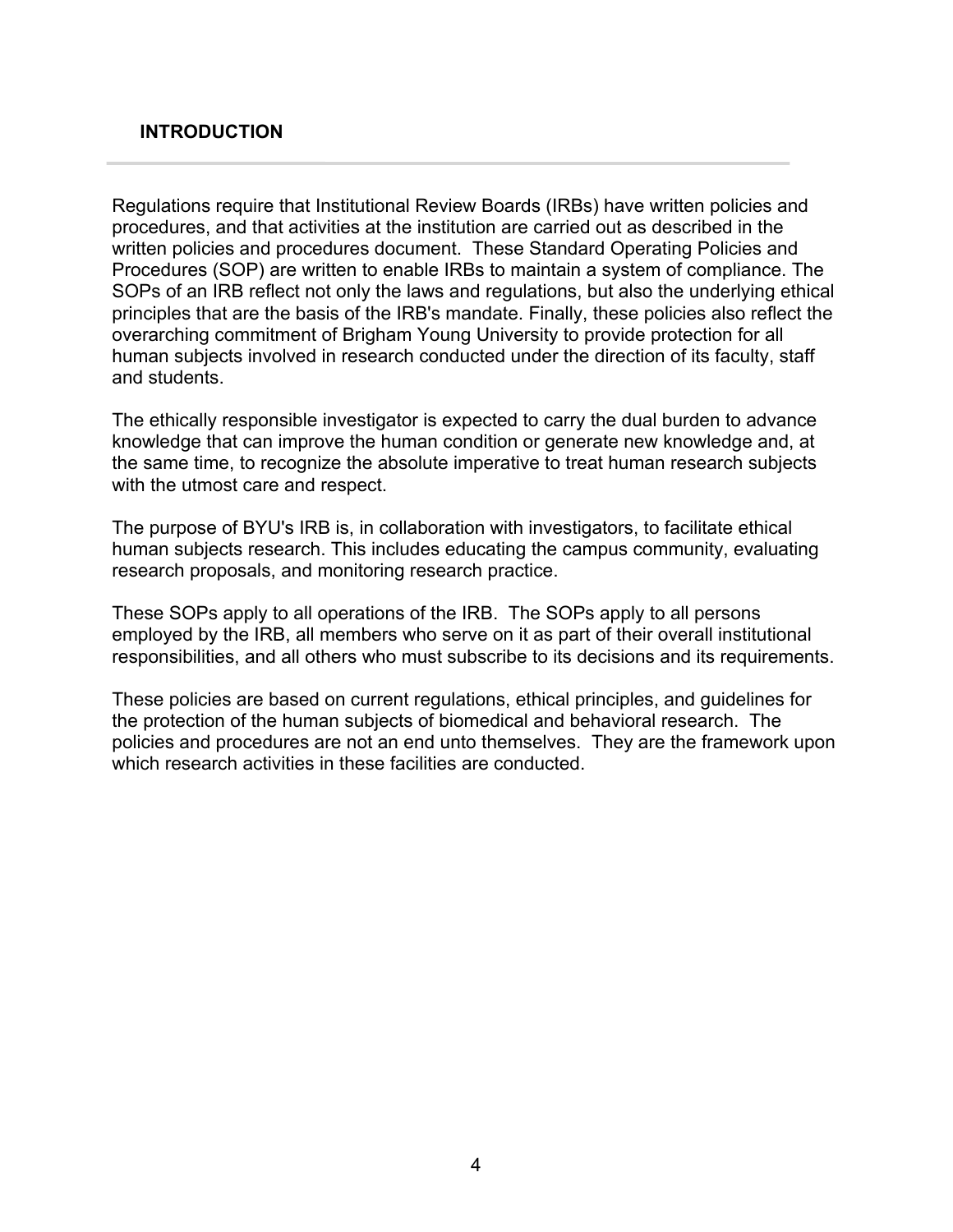## INTRODUCTION

Regulations require that Institutional Review Boards (IRBs) have written policies and procedures, and that activities at the institution are carried out as described in the written policies and procedures document. These Standard Operating Policies and Procedures (SOP) are written to enable IRBs to maintain a system of compliance. The SOPs of an IRB reflect not only the laws and regulations, but also the underlying ethical principles that are the basis of the IRB's mandate. Finally, these policies also reflect the overarching commitment of Brigham Young University to provide protection for all human subjects involved in research conducted under the direction of its faculty, staff and students.

The ethically responsible investigator is expected to carry the dual burden to advance knowledge that can improve the human condition or generate new knowledge and, at the same time, to recognize the absolute imperative to treat human research subjects with the utmost care and respect.

The purpose of BYU's IRB is, in collaboration with investigators, to facilitate ethical human subjects research. This includes educating the campus community, evaluating research proposals, and monitoring research practice.

These SOPs apply to all operations of the IRB. The SOPs apply to all persons employed by the IRB, all members who serve on it as part of their overall institutional responsibilities, and all others who must subscribe to its decisions and its requirements.

These policies are based on current regulations, ethical principles, and guidelines for the protection of the human subjects of biomedical and behavioral research. The policies and procedures are not an end unto themselves. They are the framework upon which research activities in these facilities are conducted.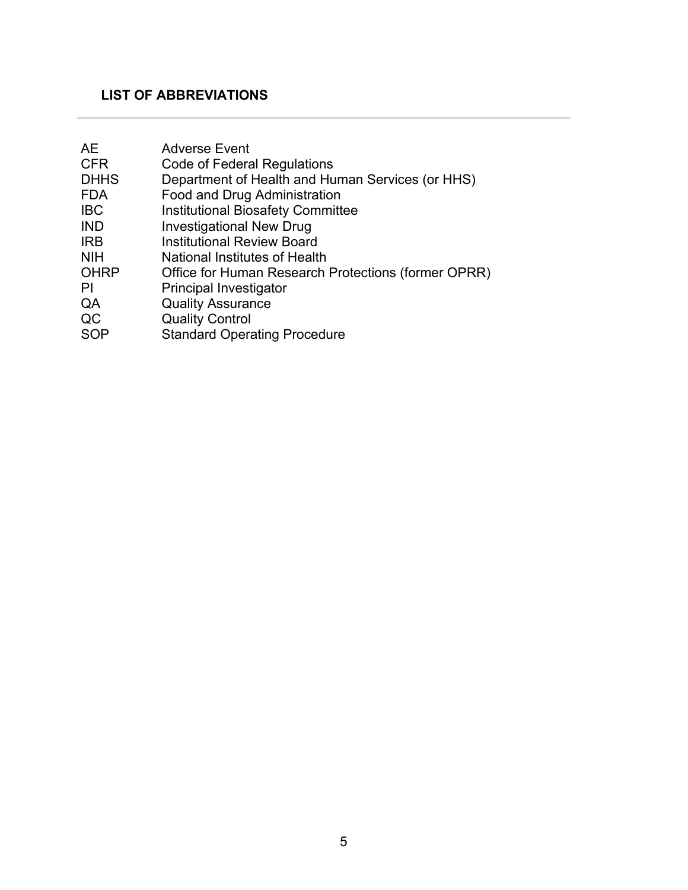## LIST OF ABBREVIATIONS

| | |
|---|---|
| AE | Adverse Event |
| CFR | Code of Federal Regulations |
| DHHS | Department of Health and Human Services (or HHS) |
| FDA | Food and Drug Administration |
| IBC | Institutional Biosafety Committee |
| IND | Investigational New Drug |
| IRB | Institutional Review Board |
| NIH | National Institutes of Health |
| OHRP | Office for Human Research Protections (former OPRR) |
| PI | Principal Investigator |
| QA | Quality Assurance |
| QC | Quality Control |
| SOP | Standard Operating Procedure |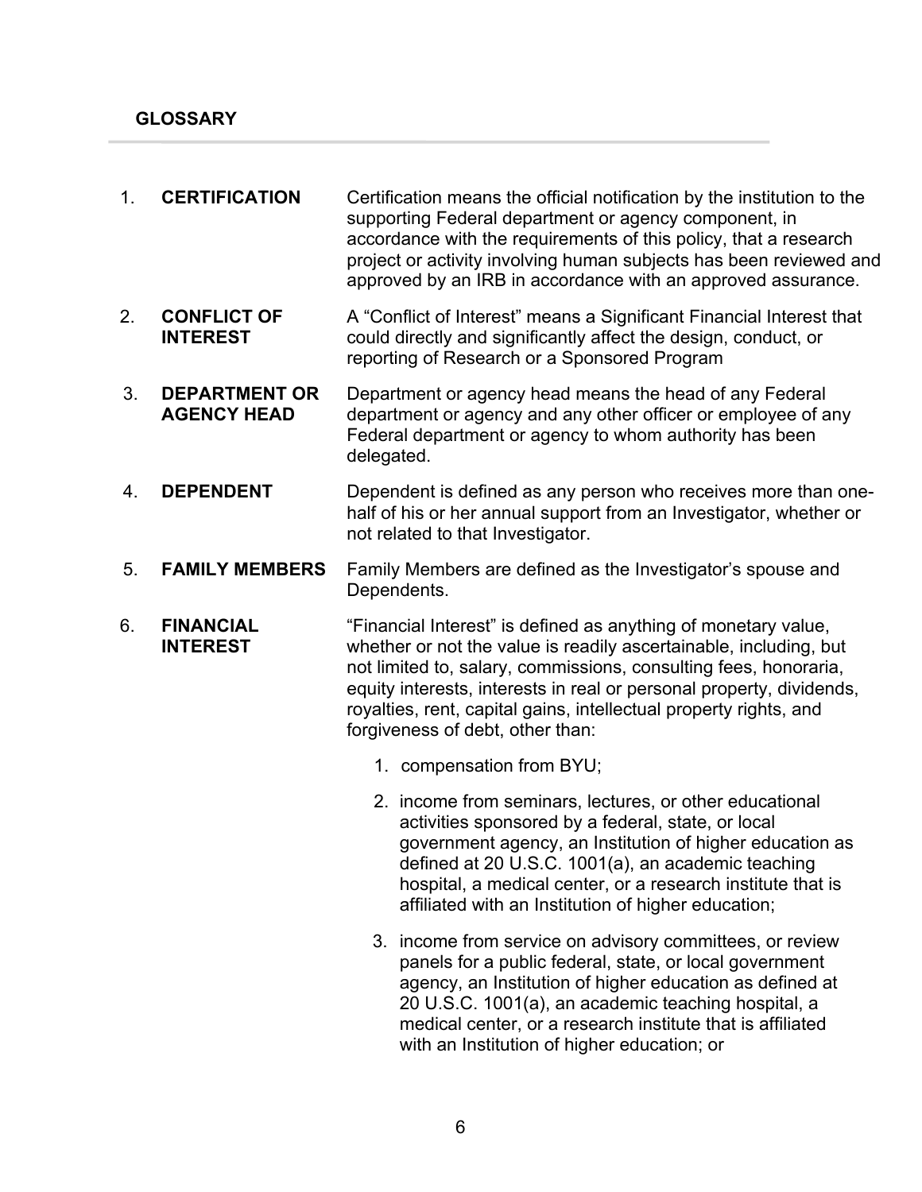## GLOSSARY

1. **CERTIFICATION** — Certification means the official notification by the institution to the supporting Federal department or agency component, in accordance with the requirements of this policy, that a research project or activity involving human subjects has been reviewed and approved by an IRB in accordance with an approved assurance.

2. **CONFLICT OF INTEREST** — A "Conflict of Interest" means a Significant Financial Interest that could directly and significantly affect the design, conduct, or reporting of Research or a Sponsored Program

3. **DEPARTMENT OR AGENCY HEAD** — Department or agency head means the head of any Federal department or agency and any other officer or employee of any Federal department or agency to whom authority has been delegated.

4. **DEPENDENT** — Dependent is defined as any person who receives more than one-half of his or her annual support from an Investigator, whether or not related to that Investigator.

5. **FAMILY MEMBERS** — Family Members are defined as the Investigator's spouse and Dependents.

6. **FINANCIAL INTEREST** — "Financial Interest" is defined as anything of monetary value, whether or not the value is readily ascertainable, including, but not limited to, salary, commissions, consulting fees, honoraria, equity interests, interests in real or personal property, dividends, royalties, rent, capital gains, intellectual property rights, and forgiveness of debt, other than:

   1. compensation from BYU;

   2. income from seminars, lectures, or other educational activities sponsored by a federal, state, or local government agency, an Institution of higher education as defined at 20 U.S.C. 1001(a), an academic teaching hospital, a medical center, or a research institute that is affiliated with an Institution of higher education;

   3. income from service on advisory committees, or review panels for a public federal, state, or local government agency, an Institution of higher education as defined at 20 U.S.C. 1001(a), an academic teaching hospital, a medical center, or a research institute that is affiliated with an Institution of higher education; or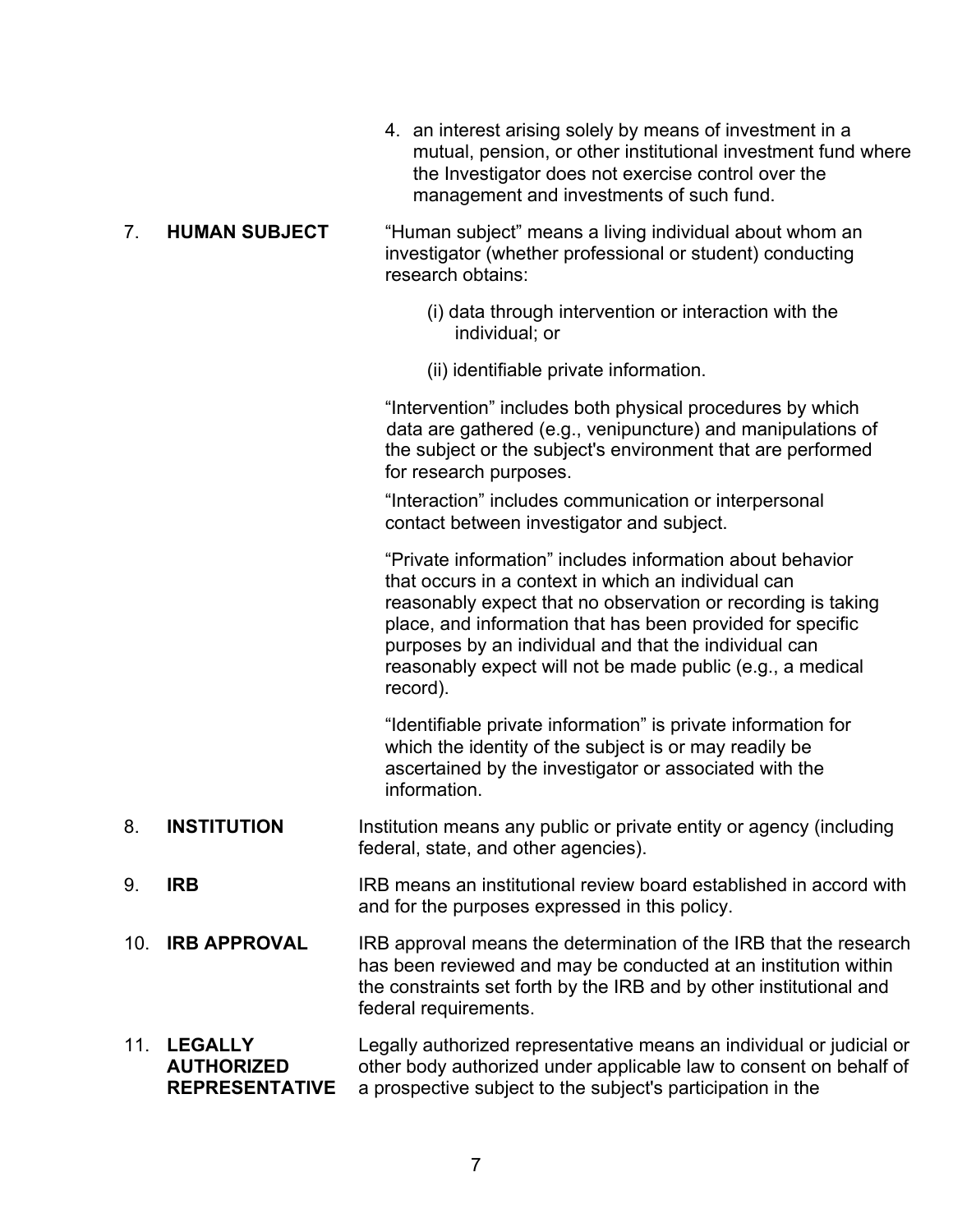4. an interest arising solely by means of investment in a mutual, pension, or other institutional investment fund where the Investigator does not exercise control over the management and investments of such fund.

7. **HUMAN SUBJECT**

"Human subject" means a living individual about whom an investigator (whether professional or student) conducting research obtains:

(i) data through intervention or interaction with the individual; or

(ii) identifiable private information.

"Intervention" includes both physical procedures by which data are gathered (e.g., venipuncture) and manipulations of the subject or the subject's environment that are performed for research purposes.

"Interaction" includes communication or interpersonal contact between investigator and subject.

"Private information" includes information about behavior that occurs in a context in which an individual can reasonably expect that no observation or recording is taking place, and information that has been provided for specific purposes by an individual and that the individual can reasonably expect will not be made public (e.g., a medical record).

"Identifiable private information" is private information for which the identity of the subject is or may readily be ascertained by the investigator or associated with the information.

8. **INSTITUTION**

Institution means any public or private entity or agency (including federal, state, and other agencies).

9. **IRB**

IRB means an institutional review board established in accord with and for the purposes expressed in this policy.

10. **IRB APPROVAL**

IRB approval means the determination of the IRB that the research has been reviewed and may be conducted at an institution within the constraints set forth by the IRB and by other institutional and federal requirements.

11. **LEGALLY AUTHORIZED REPRESENTATIVE**

Legally authorized representative means an individual or judicial or other body authorized under applicable law to consent on behalf of a prospective subject to the subject's participation in the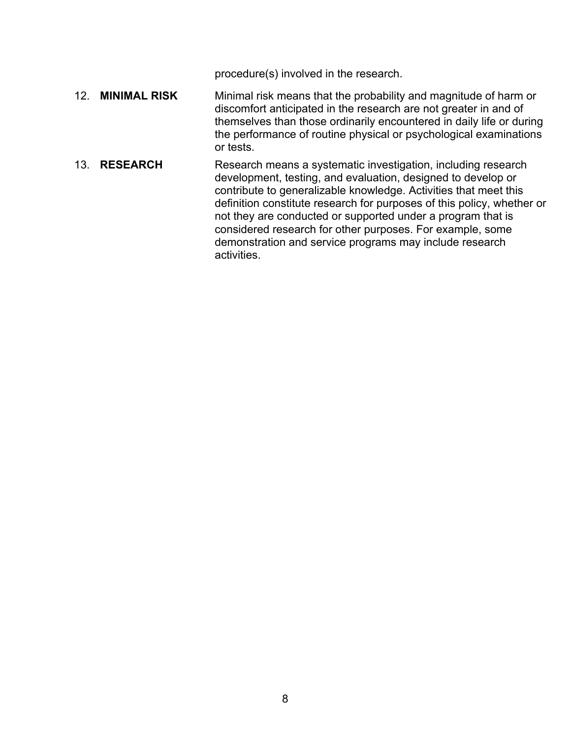procedure(s) involved in the research.

12. **MINIMAL RISK** Minimal risk means that the probability and magnitude of harm or discomfort anticipated in the research are not greater in and of themselves than those ordinarily encountered in daily life or during the performance of routine physical or psychological examinations or tests.

13. **RESEARCH** Research means a systematic investigation, including research development, testing, and evaluation, designed to develop or contribute to generalizable knowledge. Activities that meet this definition constitute research for purposes of this policy, whether or not they are conducted or supported under a program that is considered research for other purposes. For example, some demonstration and service programs may include research activities.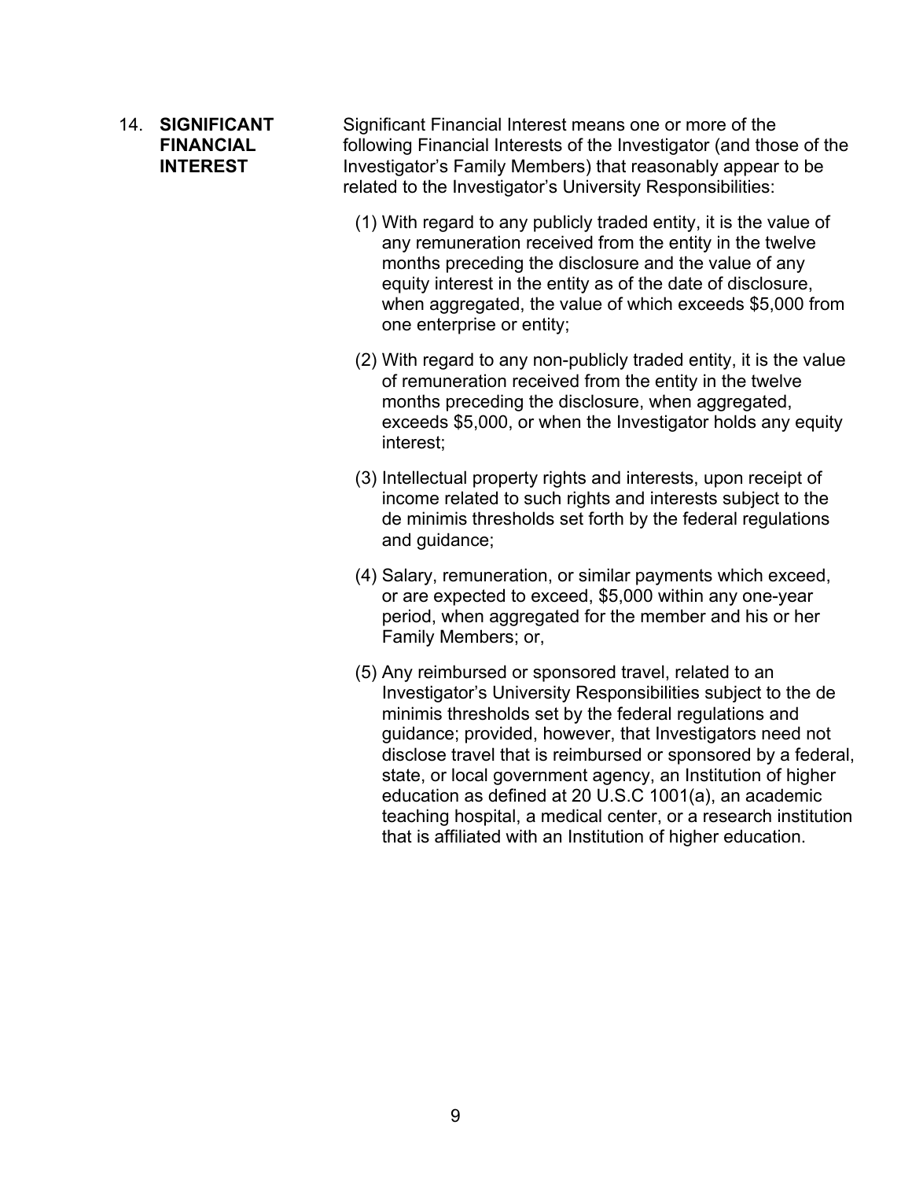14. **SIGNIFICANT FINANCIAL INTEREST**

Significant Financial Interest means one or more of the following Financial Interests of the Investigator (and those of the Investigator's Family Members) that reasonably appear to be related to the Investigator's University Responsibilities:

(1) With regard to any publicly traded entity, it is the value of any remuneration received from the entity in the twelve months preceding the disclosure and the value of any equity interest in the entity as of the date of disclosure, when aggregated, the value of which exceeds $5,000 from one enterprise or entity;

(2) With regard to any non-publicly traded entity, it is the value of remuneration received from the entity in the twelve months preceding the disclosure, when aggregated, exceeds $5,000, or when the Investigator holds any equity interest;

(3) Intellectual property rights and interests, upon receipt of income related to such rights and interests subject to the de minimis thresholds set forth by the federal regulations and guidance;

(4) Salary, remuneration, or similar payments which exceed, or are expected to exceed, $5,000 within any one-year period, when aggregated for the member and his or her Family Members; or,

(5) Any reimbursed or sponsored travel, related to an Investigator's University Responsibilities subject to the de minimis thresholds set by the federal regulations and guidance; provided, however, that Investigators need not disclose travel that is reimbursed or sponsored by a federal, state, or local government agency, an Institution of higher education as defined at 20 U.S.C 1001(a), an academic teaching hospital, a medical center, or a research institution that is affiliated with an Institution of higher education.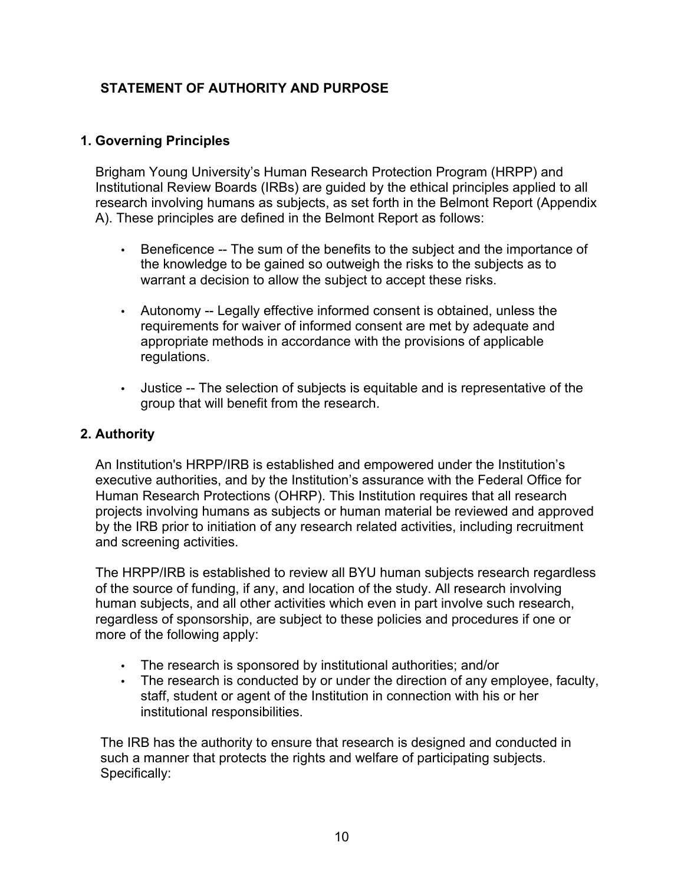## STATEMENT OF AUTHORITY AND PURPOSE

### 1. Governing Principles

Brigham Young University's Human Research Protection Program (HRPP) and Institutional Review Boards (IRBs) are guided by the ethical principles applied to all research involving humans as subjects, as set forth in the Belmont Report (Appendix A). These principles are defined in the Belmont Report as follows:

- Beneficence -- The sum of the benefits to the subject and the importance of the knowledge to be gained so outweigh the risks to the subjects as to warrant a decision to allow the subject to accept these risks.
- Autonomy -- Legally effective informed consent is obtained, unless the requirements for waiver of informed consent are met by adequate and appropriate methods in accordance with the provisions of applicable regulations.
- Justice -- The selection of subjects is equitable and is representative of the group that will benefit from the research.

### 2. Authority

An Institution's HRPP/IRB is established and empowered under the Institution's executive authorities, and by the Institution's assurance with the Federal Office for Human Research Protections (OHRP). This Institution requires that all research projects involving humans as subjects or human material be reviewed and approved by the IRB prior to initiation of any research related activities, including recruitment and screening activities.

The HRPP/IRB is established to review all BYU human subjects research regardless of the source of funding, if any, and location of the study. All research involving human subjects, and all other activities which even in part involve such research, regardless of sponsorship, are subject to these policies and procedures if one or more of the following apply:

- The research is sponsored by institutional authorities; and/or
- The research is conducted by or under the direction of any employee, faculty, staff, student or agent of the Institution in connection with his or her institutional responsibilities.

The IRB has the authority to ensure that research is designed and conducted in such a manner that protects the rights and welfare of participating subjects. Specifically: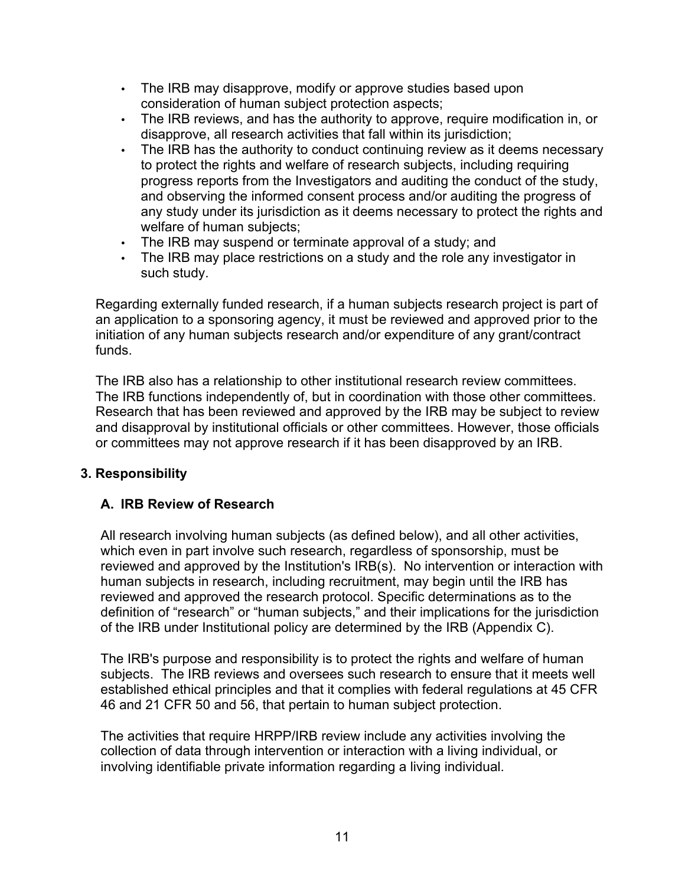- The IRB may disapprove, modify or approve studies based upon consideration of human subject protection aspects;
- The IRB reviews, and has the authority to approve, require modification in, or disapprove, all research activities that fall within its jurisdiction;
- The IRB has the authority to conduct continuing review as it deems necessary to protect the rights and welfare of research subjects, including requiring progress reports from the Investigators and auditing the conduct of the study, and observing the informed consent process and/or auditing the progress of any study under its jurisdiction as it deems necessary to protect the rights and welfare of human subjects;
- The IRB may suspend or terminate approval of a study; and
- The IRB may place restrictions on a study and the role any investigator in such study.

Regarding externally funded research, if a human subjects research project is part of an application to a sponsoring agency, it must be reviewed and approved prior to the initiation of any human subjects research and/or expenditure of any grant/contract funds.

The IRB also has a relationship to other institutional research review committees. The IRB functions independently of, but in coordination with those other committees. Research that has been reviewed and approved by the IRB may be subject to review and disapproval by institutional officials or other committees. However, those officials or committees may not approve research if it has been disapproved by an IRB.

## 3. Responsibility

### A. IRB Review of Research

All research involving human subjects (as defined below), and all other activities, which even in part involve such research, regardless of sponsorship, must be reviewed and approved by the Institution's IRB(s). No intervention or interaction with human subjects in research, including recruitment, may begin until the IRB has reviewed and approved the research protocol. Specific determinations as to the definition of "research" or "human subjects," and their implications for the jurisdiction of the IRB under Institutional policy are determined by the IRB (Appendix C).

The IRB's purpose and responsibility is to protect the rights and welfare of human subjects. The IRB reviews and oversees such research to ensure that it meets well established ethical principles and that it complies with federal regulations at 45 CFR 46 and 21 CFR 50 and 56, that pertain to human subject protection.

The activities that require HRPP/IRB review include any activities involving the collection of data through intervention or interaction with a living individual, or involving identifiable private information regarding a living individual.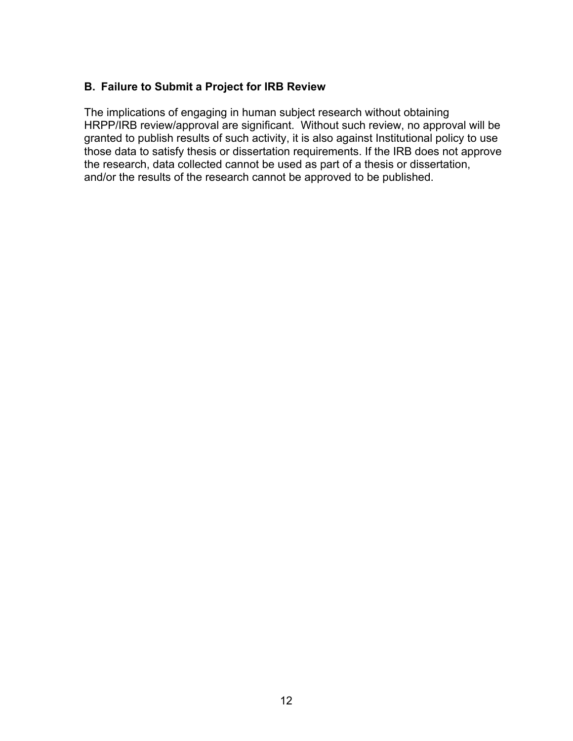### B. Failure to Submit a Project for IRB Review

The implications of engaging in human subject research without obtaining HRPP/IRB review/approval are significant. Without such review, no approval will be granted to publish results of such activity, it is also against Institutional policy to use those data to satisfy thesis or dissertation requirements. If the IRB does not approve the research, data collected cannot be used as part of a thesis or dissertation, and/or the results of the research cannot be approved to be published.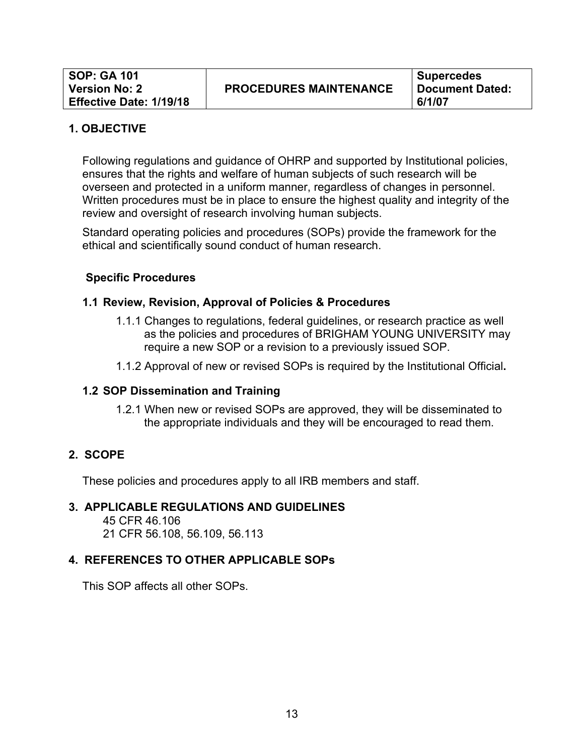| SOP: GA 101<br>Version No: 2<br>Effective Date: 1/19/18 | PROCEDURES MAINTENANCE | Supercedes<br>Document Dated:<br>6/1/07 |
|---|---|---|

## 1. OBJECTIVE

Following regulations and guidance of OHRP and supported by Institutional policies, ensures that the rights and welfare of human subjects of such research will be overseen and protected in a uniform manner, regardless of changes in personnel. Written procedures must be in place to ensure the highest quality and integrity of the review and oversight of research involving human subjects.

Standard operating policies and procedures (SOPs) provide the framework for the ethical and scientifically sound conduct of human research.

### Specific Procedures

#### 1.1 Review, Revision, Approval of Policies & Procedures

1.1.1 Changes to regulations, federal guidelines, or research practice as well as the policies and procedures of BRIGHAM YOUNG UNIVERSITY may require a new SOP or a revision to a previously issued SOP.

1.1.2 Approval of new or revised SOPs is required by the Institutional Official**.**

#### 1.2 SOP Dissemination and Training

1.2.1 When new or revised SOPs are approved, they will be disseminated to the appropriate individuals and they will be encouraged to read them.

## 2. SCOPE

These policies and procedures apply to all IRB members and staff.

## 3. APPLICABLE REGULATIONS AND GUIDELINES

45 CFR 46.106
21 CFR 56.108, 56.109, 56.113

## 4. REFERENCES TO OTHER APPLICABLE SOPs

This SOP affects all other SOPs.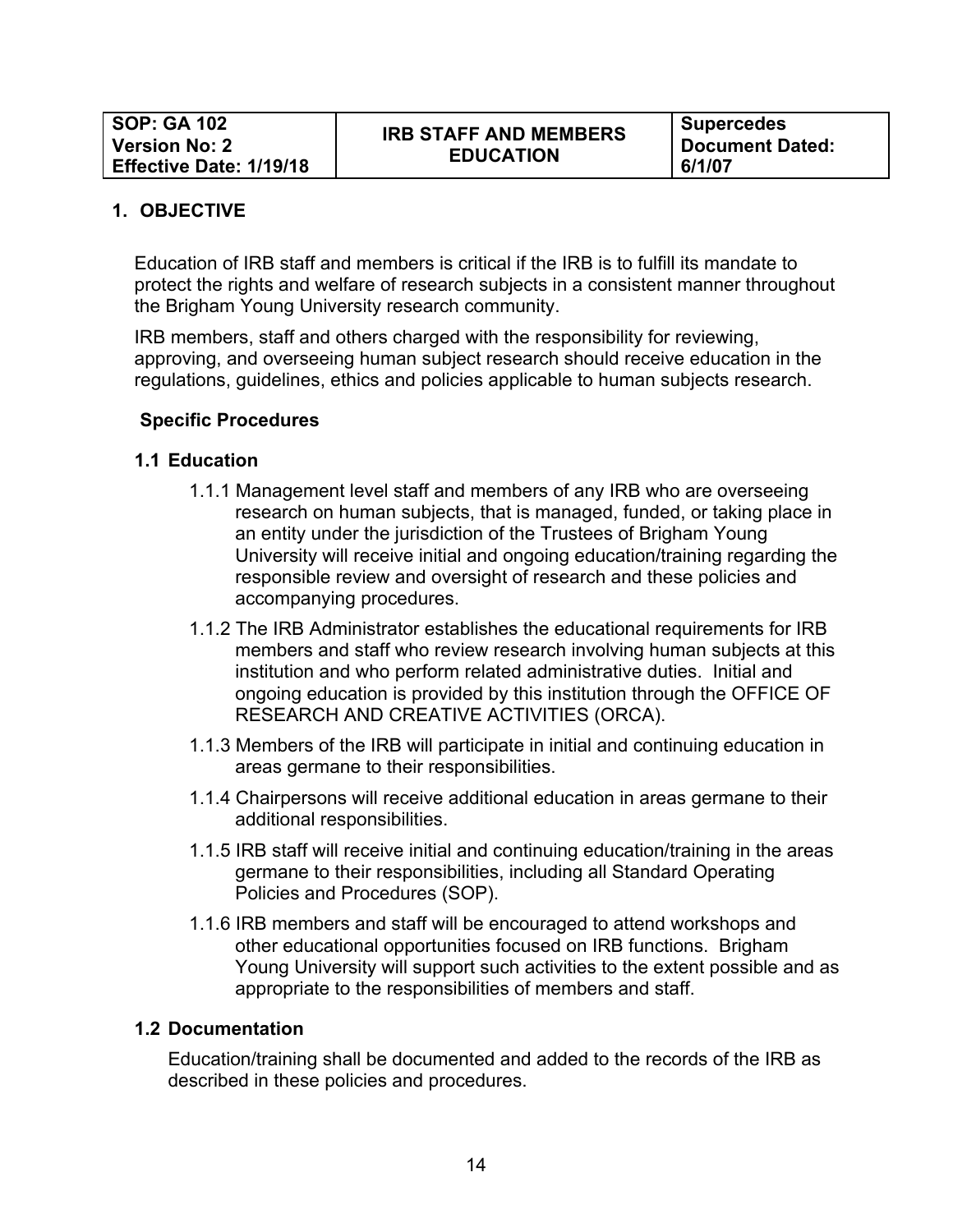| SOP: GA 102<br>Version No: 2<br>Effective Date: 1/19/18 | IRB STAFF AND MEMBERS EDUCATION | Supercedes Document Dated: 6/1/07 |
|---|---|---|

## 1. OBJECTIVE

Education of IRB staff and members is critical if the IRB is to fulfill its mandate to protect the rights and welfare of research subjects in a consistent manner throughout the Brigham Young University research community.

IRB members, staff and others charged with the responsibility for reviewing, approving, and overseeing human subject research should receive education in the regulations, guidelines, ethics and policies applicable to human subjects research.

### Specific Procedures

### 1.1 Education

1.1.1 Management level staff and members of any IRB who are overseeing research on human subjects, that is managed, funded, or taking place in an entity under the jurisdiction of the Trustees of Brigham Young University will receive initial and ongoing education/training regarding the responsible review and oversight of research and these policies and accompanying procedures.

1.1.2 The IRB Administrator establishes the educational requirements for IRB members and staff who review research involving human subjects at this institution and who perform related administrative duties. Initial and ongoing education is provided by this institution through the OFFICE OF RESEARCH AND CREATIVE ACTIVITIES (ORCA).

1.1.3 Members of the IRB will participate in initial and continuing education in areas germane to their responsibilities.

1.1.4 Chairpersons will receive additional education in areas germane to their additional responsibilities.

1.1.5 IRB staff will receive initial and continuing education/training in the areas germane to their responsibilities, including all Standard Operating Policies and Procedures (SOP).

1.1.6 IRB members and staff will be encouraged to attend workshops and other educational opportunities focused on IRB functions. Brigham Young University will support such activities to the extent possible and as appropriate to the responsibilities of members and staff.

### 1.2 Documentation

Education/training shall be documented and added to the records of the IRB as described in these policies and procedures.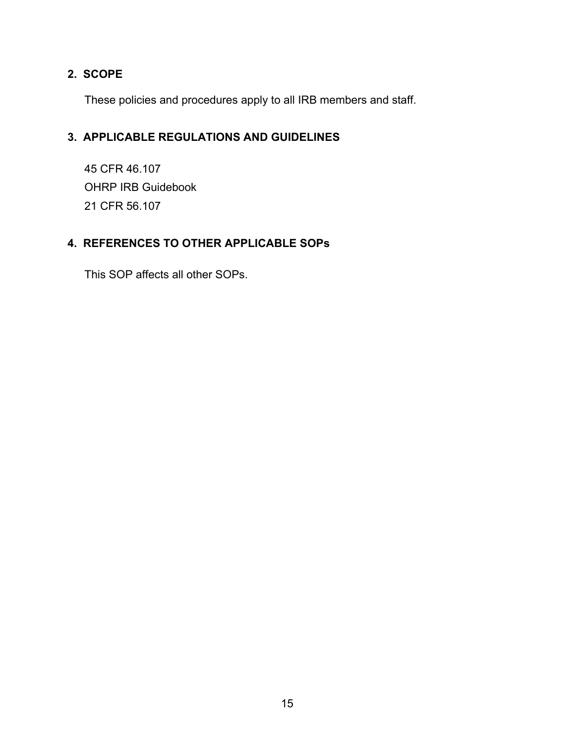## 2. SCOPE

These policies and procedures apply to all IRB members and staff.

## 3. APPLICABLE REGULATIONS AND GUIDELINES

45 CFR 46.107
OHRP IRB Guidebook
21 CFR 56.107

## 4. REFERENCES TO OTHER APPLICABLE SOPs

This SOP affects all other SOPs.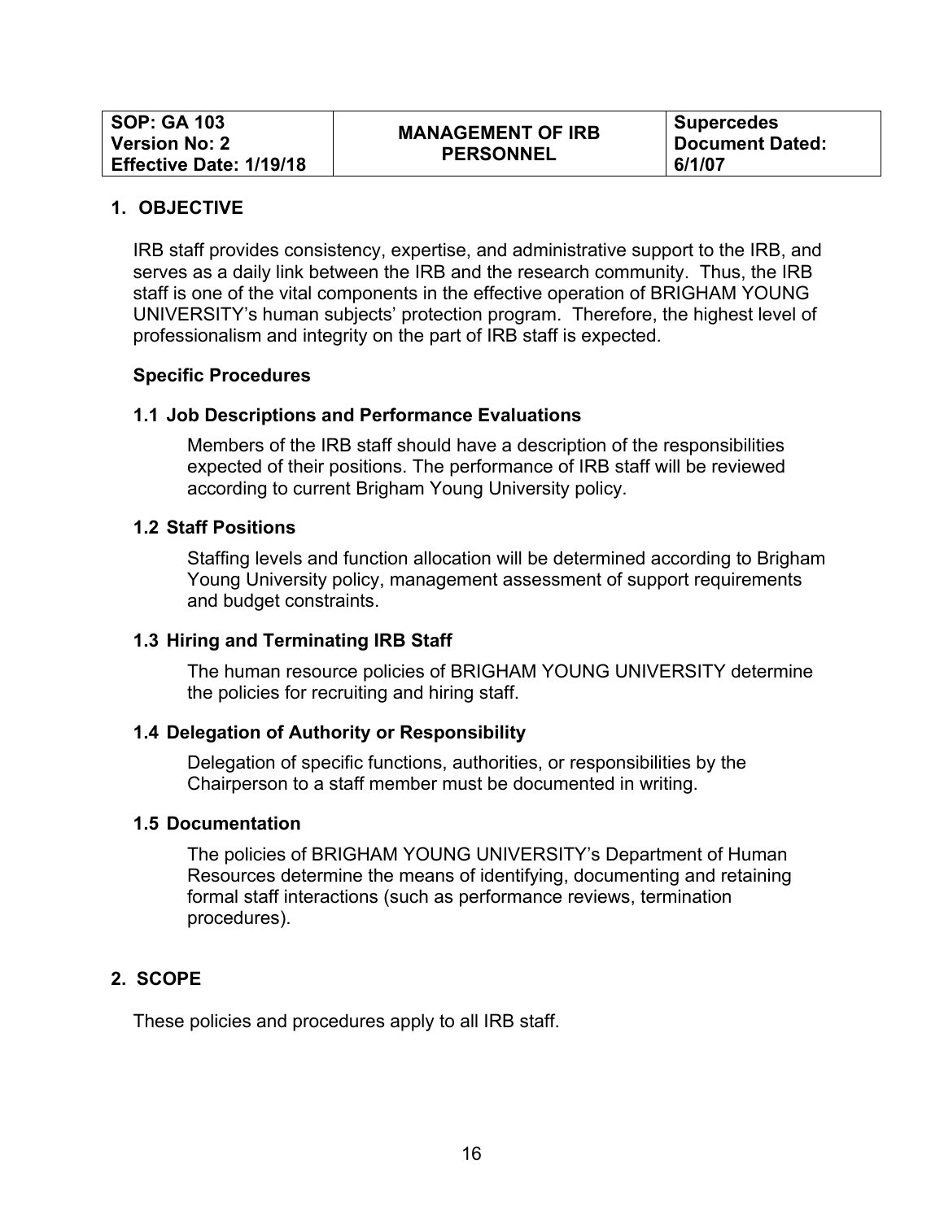| SOP: GA 103<br>Version No: 2<br>Effective Date: 1/19/18 | MANAGEMENT OF IRB PERSONNEL | Supercedes Document Dated: 6/1/07 |
|---|---|---|

## 1. OBJECTIVE

IRB staff provides consistency, expertise, and administrative support to the IRB, and serves as a daily link between the IRB and the research community. Thus, the IRB staff is one of the vital components in the effective operation of BRIGHAM YOUNG UNIVERSITY's human subjects' protection program. Therefore, the highest level of professionalism and integrity on the part of IRB staff is expected.

**Specific Procedures**

### 1.1 Job Descriptions and Performance Evaluations

Members of the IRB staff should have a description of the responsibilities expected of their positions. The performance of IRB staff will be reviewed according to current Brigham Young University policy.

### 1.2 Staff Positions

Staffing levels and function allocation will be determined according to Brigham Young University policy, management assessment of support requirements and budget constraints.

### 1.3 Hiring and Terminating IRB Staff

The human resource policies of BRIGHAM YOUNG UNIVERSITY determine the policies for recruiting and hiring staff.

### 1.4 Delegation of Authority or Responsibility

Delegation of specific functions, authorities, or responsibilities by the Chairperson to a staff member must be documented in writing.

### 1.5 Documentation

The policies of BRIGHAM YOUNG UNIVERSITY's Department of Human Resources determine the means of identifying, documenting and retaining formal staff interactions (such as performance reviews, termination procedures).

## 2. SCOPE

These policies and procedures apply to all IRB staff.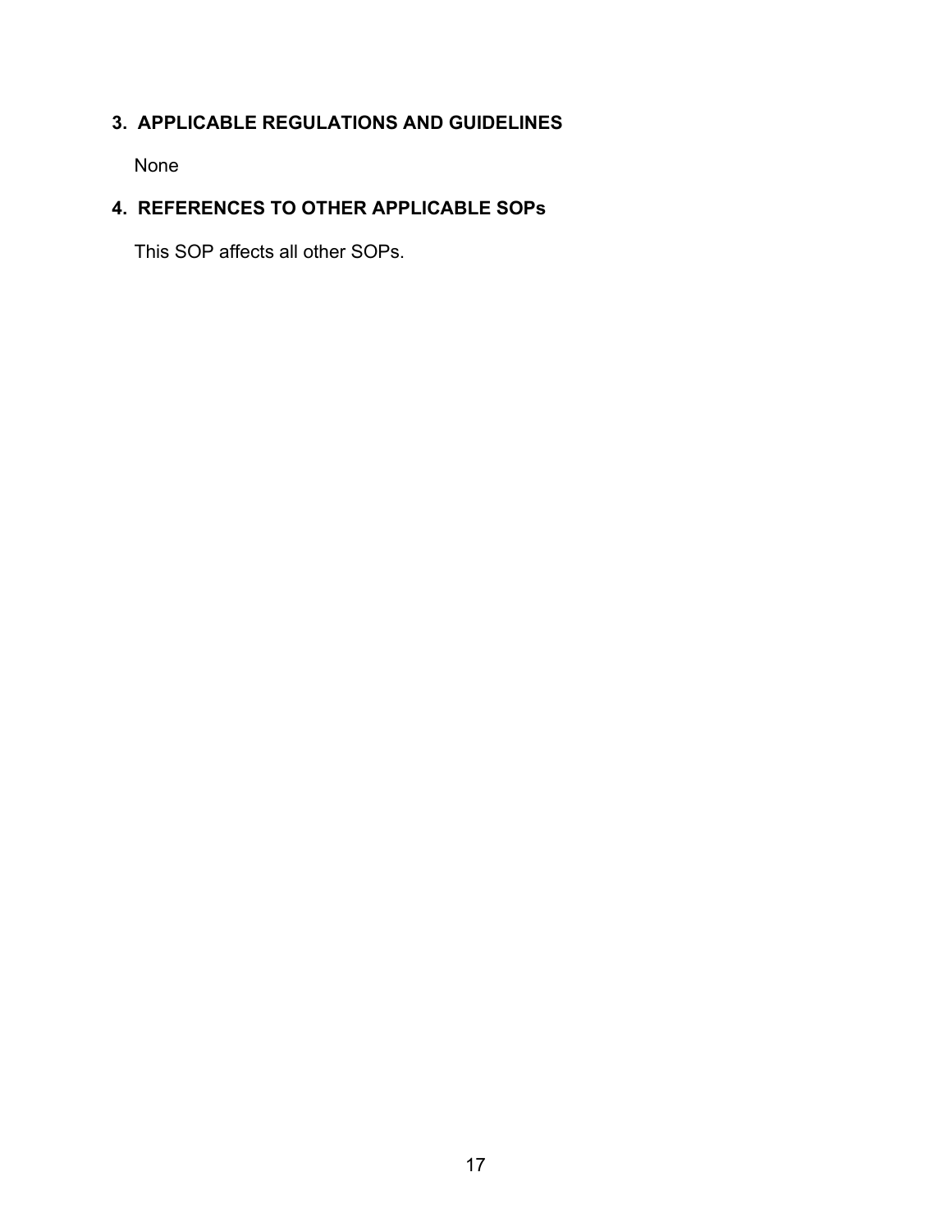## 3. APPLICABLE REGULATIONS AND GUIDELINES

None

## 4. REFERENCES TO OTHER APPLICABLE SOPs

This SOP affects all other SOPs.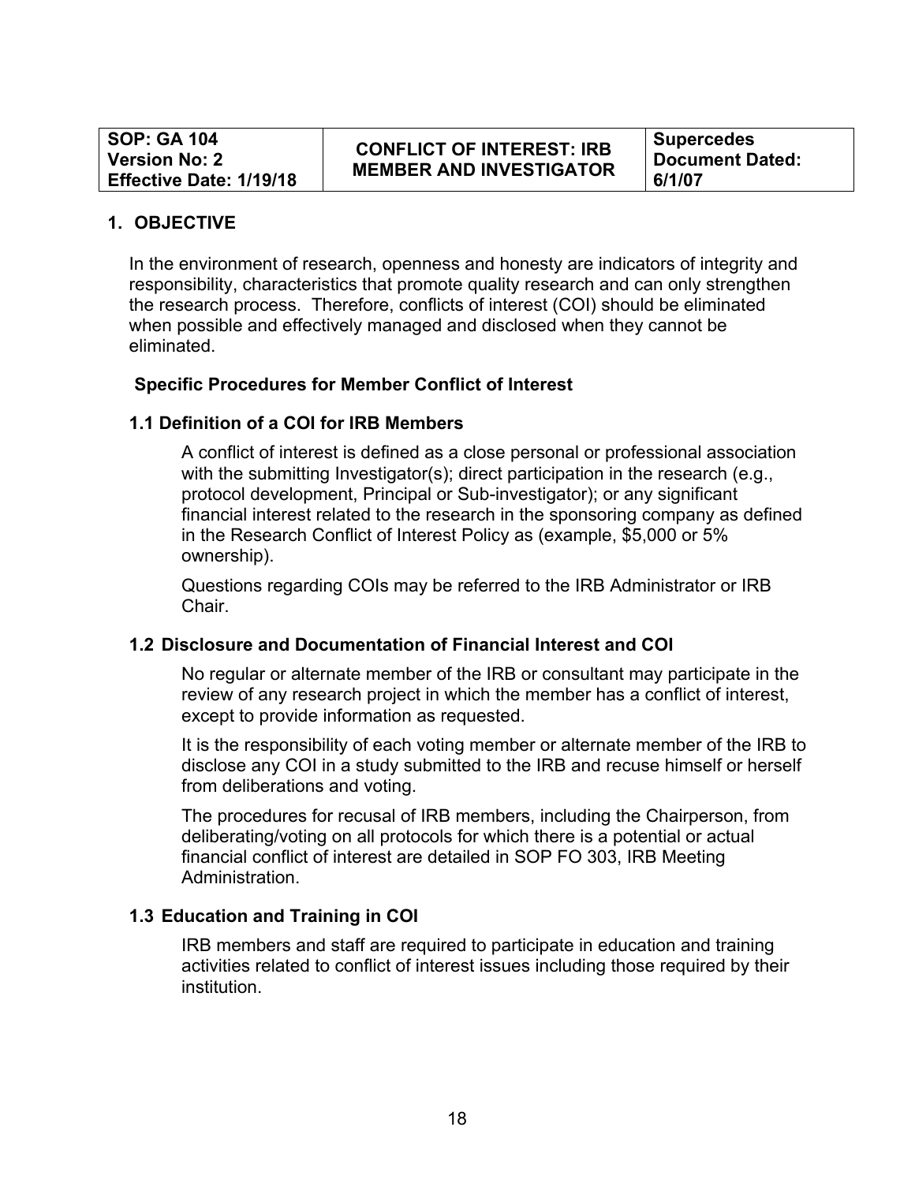| SOP: GA 104<br>Version No: 2<br>Effective Date: 1/19/18 | CONFLICT OF INTEREST: IRB MEMBER AND INVESTIGATOR | Supercedes Document Dated: 6/1/07 |
|---|---|---|

## 1. OBJECTIVE

In the environment of research, openness and honesty are indicators of integrity and responsibility, characteristics that promote quality research and can only strengthen the research process. Therefore, conflicts of interest (COI) should be eliminated when possible and effectively managed and disclosed when they cannot be eliminated.

### Specific Procedures for Member Conflict of Interest

### 1.1 Definition of a COI for IRB Members

A conflict of interest is defined as a close personal or professional association with the submitting Investigator(s); direct participation in the research (e.g., protocol development, Principal or Sub-investigator); or any significant financial interest related to the research in the sponsoring company as defined in the Research Conflict of Interest Policy as (example, $5,000 or 5% ownership).

Questions regarding COIs may be referred to the IRB Administrator or IRB Chair.

### 1.2 Disclosure and Documentation of Financial Interest and COI

No regular or alternate member of the IRB or consultant may participate in the review of any research project in which the member has a conflict of interest, except to provide information as requested.

It is the responsibility of each voting member or alternate member of the IRB to disclose any COI in a study submitted to the IRB and recuse himself or herself from deliberations and voting.

The procedures for recusal of IRB members, including the Chairperson, from deliberating/voting on all protocols for which there is a potential or actual financial conflict of interest are detailed in SOP FO 303, IRB Meeting Administration.

### 1.3 Education and Training in COI

IRB members and staff are required to participate in education and training activities related to conflict of interest issues including those required by their institution.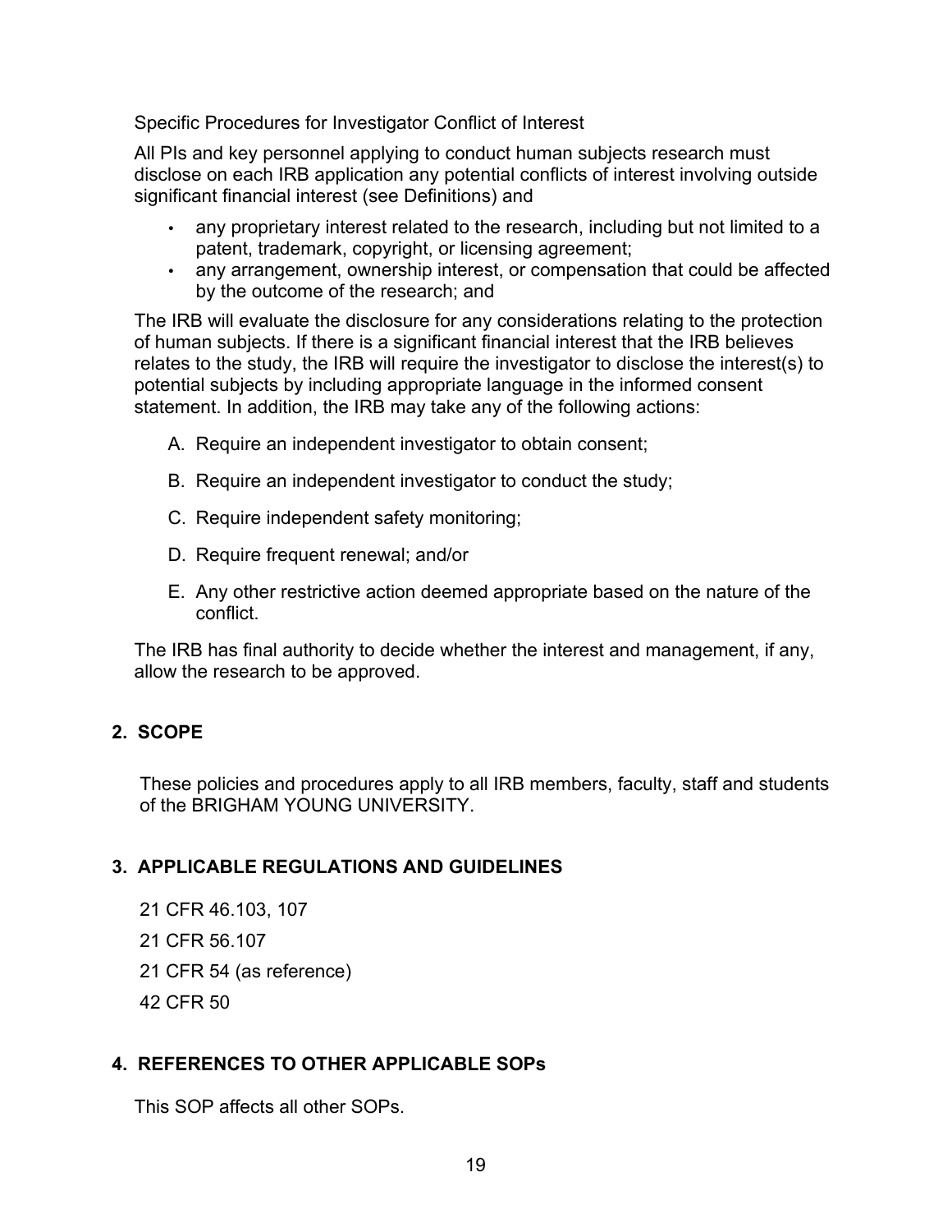Specific Procedures for Investigator Conflict of Interest

All PIs and key personnel applying to conduct human subjects research must disclose on each IRB application any potential conflicts of interest involving outside significant financial interest (see Definitions) and

- any proprietary interest related to the research, including but not limited to a patent, trademark, copyright, or licensing agreement;
- any arrangement, ownership interest, or compensation that could be affected by the outcome of the research; and

The IRB will evaluate the disclosure for any considerations relating to the protection of human subjects. If there is a significant financial interest that the IRB believes relates to the study, the IRB will require the investigator to disclose the interest(s) to potential subjects by including appropriate language in the informed consent statement. In addition, the IRB may take any of the following actions:

A. Require an independent investigator to obtain consent;

B. Require an independent investigator to conduct the study;

C. Require independent safety monitoring;

D. Require frequent renewal; and/or

E. Any other restrictive action deemed appropriate based on the nature of the conflict.

The IRB has final authority to decide whether the interest and management, if any, allow the research to be approved.

## 2. SCOPE

These policies and procedures apply to all IRB members, faculty, staff and students of the BRIGHAM YOUNG UNIVERSITY.

## 3. APPLICABLE REGULATIONS AND GUIDELINES

21 CFR 46.103, 107

21 CFR 56.107

21 CFR 54 (as reference)

42 CFR 50

## 4. REFERENCES TO OTHER APPLICABLE SOPs

This SOP affects all other SOPs.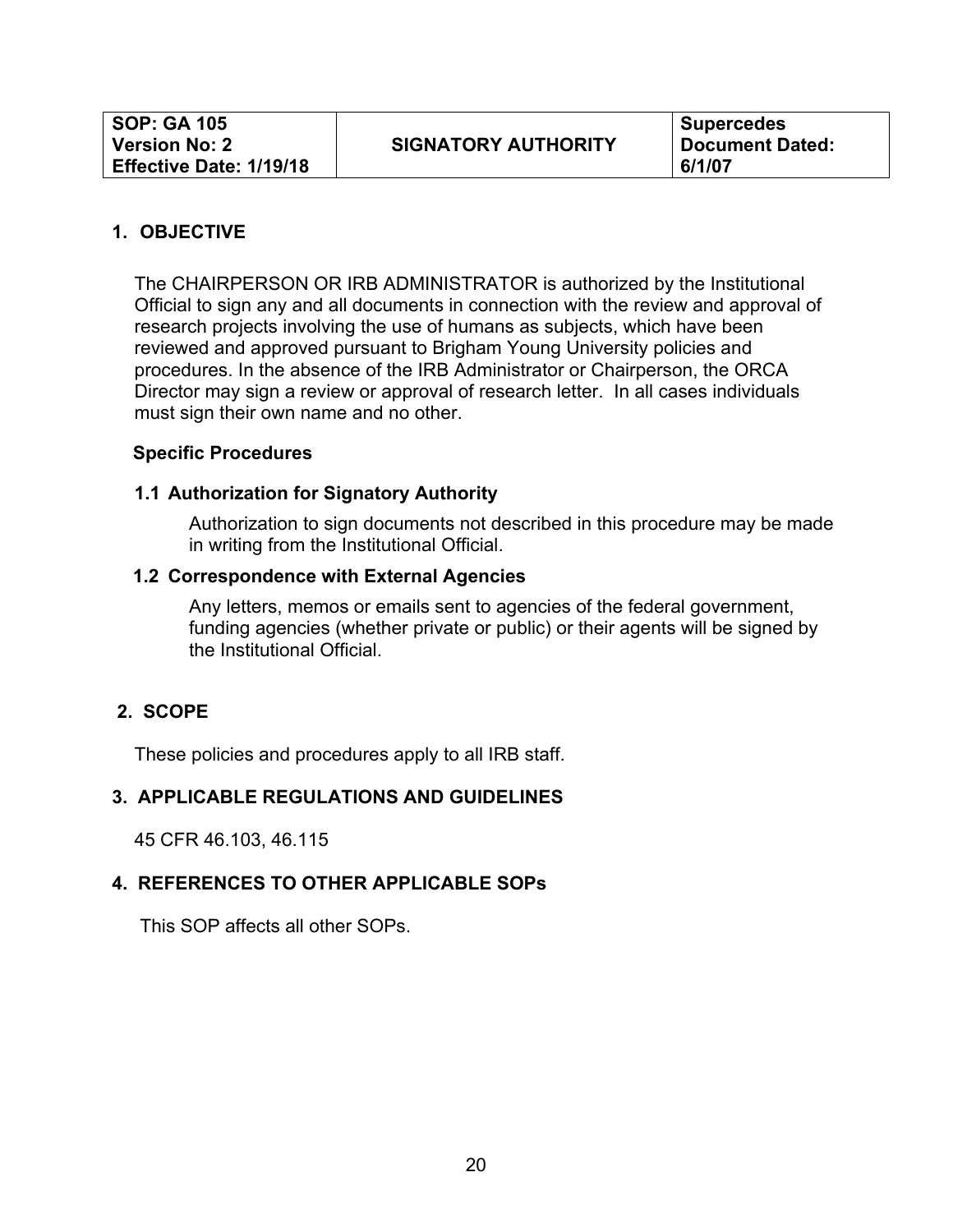| SOP: GA 105<br>Version No: 2<br>Effective Date: 1/19/18 | SIGNATORY AUTHORITY | Supercedes Document Dated: 6/1/07 |
|---|---|---|

## 1. OBJECTIVE

The CHAIRPERSON OR IRB ADMINISTRATOR is authorized by the Institutional Official to sign any and all documents in connection with the review and approval of research projects involving the use of humans as subjects, which have been reviewed and approved pursuant to Brigham Young University policies and procedures. In the absence of the IRB Administrator or Chairperson, the ORCA Director may sign a review or approval of research letter. In all cases individuals must sign their own name and no other.

**Specific Procedures**

### 1.1 Authorization for Signatory Authority

Authorization to sign documents not described in this procedure may be made in writing from the Institutional Official.

### 1.2 Correspondence with External Agencies

Any letters, memos or emails sent to agencies of the federal government, funding agencies (whether private or public) or their agents will be signed by the Institutional Official.

## 2. SCOPE

These policies and procedures apply to all IRB staff.

## 3. APPLICABLE REGULATIONS AND GUIDELINES

45 CFR 46.103, 46.115

## 4. REFERENCES TO OTHER APPLICABLE SOPs

This SOP affects all other SOPs.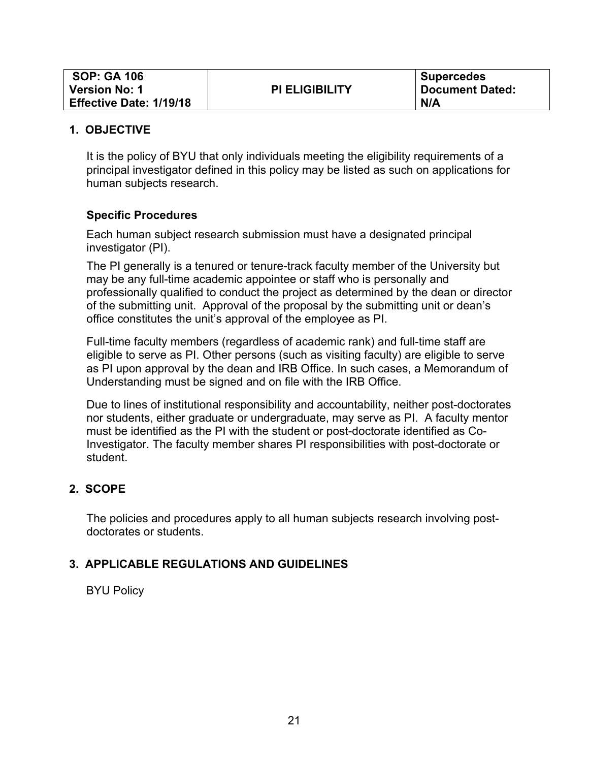| SOP: GA 106<br>Version No: 1<br>Effective Date: 1/19/18 | PI ELIGIBILITY | Supercedes<br>Document Dated:<br>N/A |
| --- | --- | --- |

## 1. OBJECTIVE

It is the policy of BYU that only individuals meeting the eligibility requirements of a principal investigator defined in this policy may be listed as such on applications for human subjects research.

### Specific Procedures

Each human subject research submission must have a designated principal investigator (PI).

The PI generally is a tenured or tenure-track faculty member of the University but may be any full-time academic appointee or staff who is personally and professionally qualified to conduct the project as determined by the dean or director of the submitting unit. Approval of the proposal by the submitting unit or dean's office constitutes the unit's approval of the employee as PI.

Full-time faculty members (regardless of academic rank) and full-time staff are eligible to serve as PI. Other persons (such as visiting faculty) are eligible to serve as PI upon approval by the dean and IRB Office. In such cases, a Memorandum of Understanding must be signed and on file with the IRB Office.

Due to lines of institutional responsibility and accountability, neither post-doctorates nor students, either graduate or undergraduate, may serve as PI. A faculty mentor must be identified as the PI with the student or post-doctorate identified as Co-Investigator. The faculty member shares PI responsibilities with post-doctorate or student.

## 2. SCOPE

The policies and procedures apply to all human subjects research involving post-doctorates or students.

## 3. APPLICABLE REGULATIONS AND GUIDELINES

BYU Policy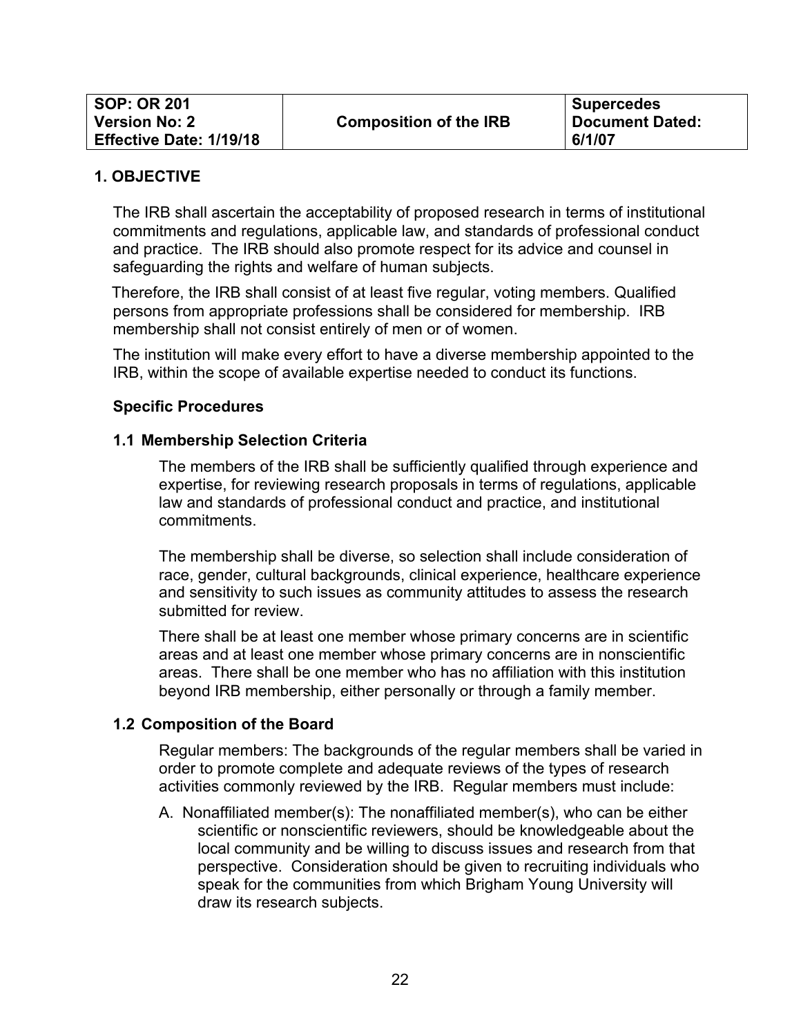| SOP: OR 201<br>Version No: 2<br>Effective Date: 1/19/18 | Composition of the IRB | Supercedes Document Dated: 6/1/07 |
|---|---|---|

## 1. OBJECTIVE

The IRB shall ascertain the acceptability of proposed research in terms of institutional commitments and regulations, applicable law, and standards of professional conduct and practice. The IRB should also promote respect for its advice and counsel in safeguarding the rights and welfare of human subjects.

Therefore, the IRB shall consist of at least five regular, voting members. Qualified persons from appropriate professions shall be considered for membership. IRB membership shall not consist entirely of men or of women.

The institution will make every effort to have a diverse membership appointed to the IRB, within the scope of available expertise needed to conduct its functions.

### Specific Procedures

### 1.1 Membership Selection Criteria

The members of the IRB shall be sufficiently qualified through experience and expertise, for reviewing research proposals in terms of regulations, applicable law and standards of professional conduct and practice, and institutional commitments.

The membership shall be diverse, so selection shall include consideration of race, gender, cultural backgrounds, clinical experience, healthcare experience and sensitivity to such issues as community attitudes to assess the research submitted for review.

There shall be at least one member whose primary concerns are in scientific areas and at least one member whose primary concerns are in nonscientific areas. There shall be one member who has no affiliation with this institution beyond IRB membership, either personally or through a family member.

### 1.2 Composition of the Board

Regular members: The backgrounds of the regular members shall be varied in order to promote complete and adequate reviews of the types of research activities commonly reviewed by the IRB. Regular members must include:

A. Nonaffiliated member(s): The nonaffiliated member(s), who can be either scientific or nonscientific reviewers, should be knowledgeable about the local community and be willing to discuss issues and research from that perspective. Consideration should be given to recruiting individuals who speak for the communities from which Brigham Young University will draw its research subjects.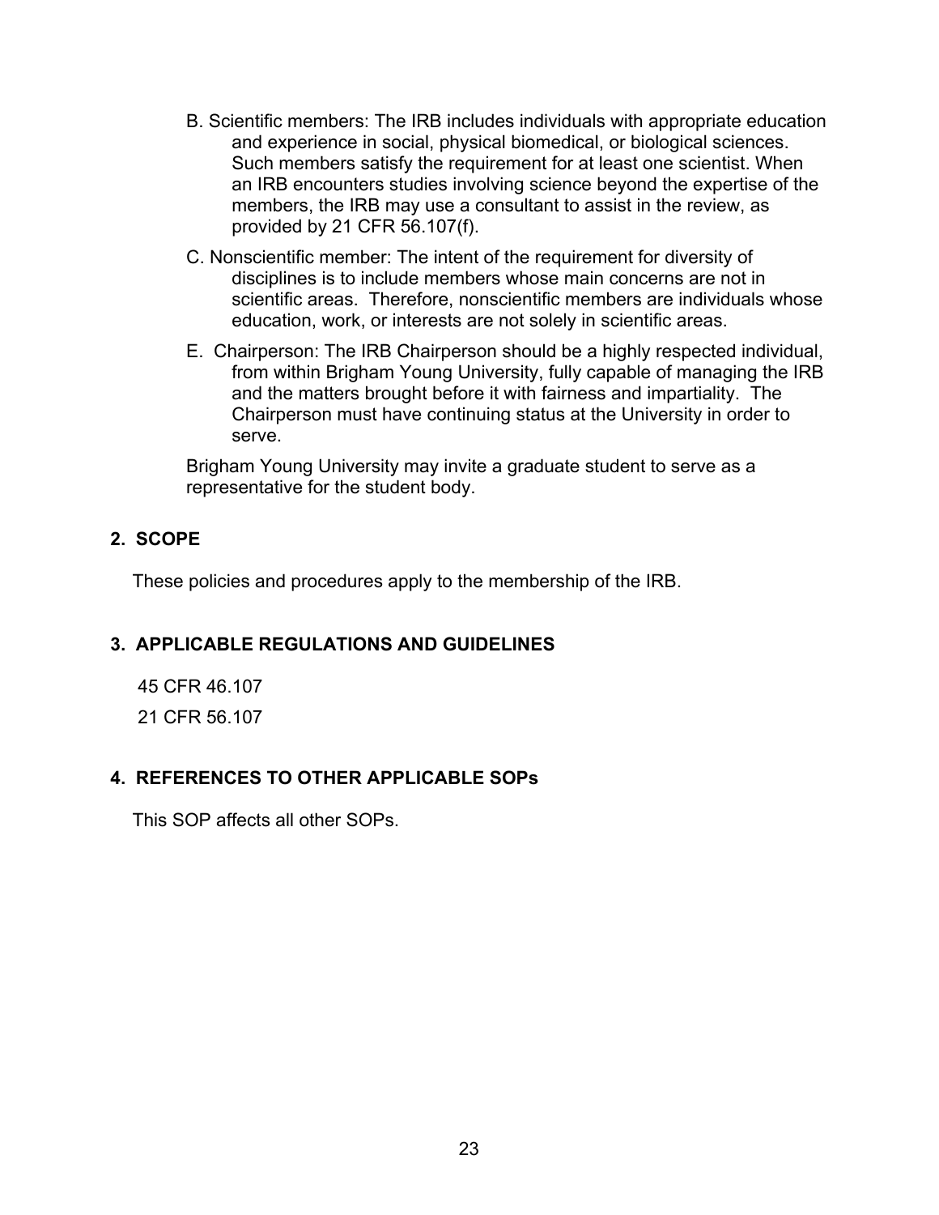B. Scientific members: The IRB includes individuals with appropriate education and experience in social, physical biomedical, or biological sciences. Such members satisfy the requirement for at least one scientist. When an IRB encounters studies involving science beyond the expertise of the members, the IRB may use a consultant to assist in the review, as provided by 21 CFR 56.107(f).

C. Nonscientific member: The intent of the requirement for diversity of disciplines is to include members whose main concerns are not in scientific areas. Therefore, nonscientific members are individuals whose education, work, or interests are not solely in scientific areas.

E. Chairperson: The IRB Chairperson should be a highly respected individual, from within Brigham Young University, fully capable of managing the IRB and the matters brought before it with fairness and impartiality. The Chairperson must have continuing status at the University in order to serve.

Brigham Young University may invite a graduate student to serve as a representative for the student body.

## 2. SCOPE

These policies and procedures apply to the membership of the IRB.

## 3. APPLICABLE REGULATIONS AND GUIDELINES

45 CFR 46.107

21 CFR 56.107

## 4. REFERENCES TO OTHER APPLICABLE SOPs

This SOP affects all other SOPs.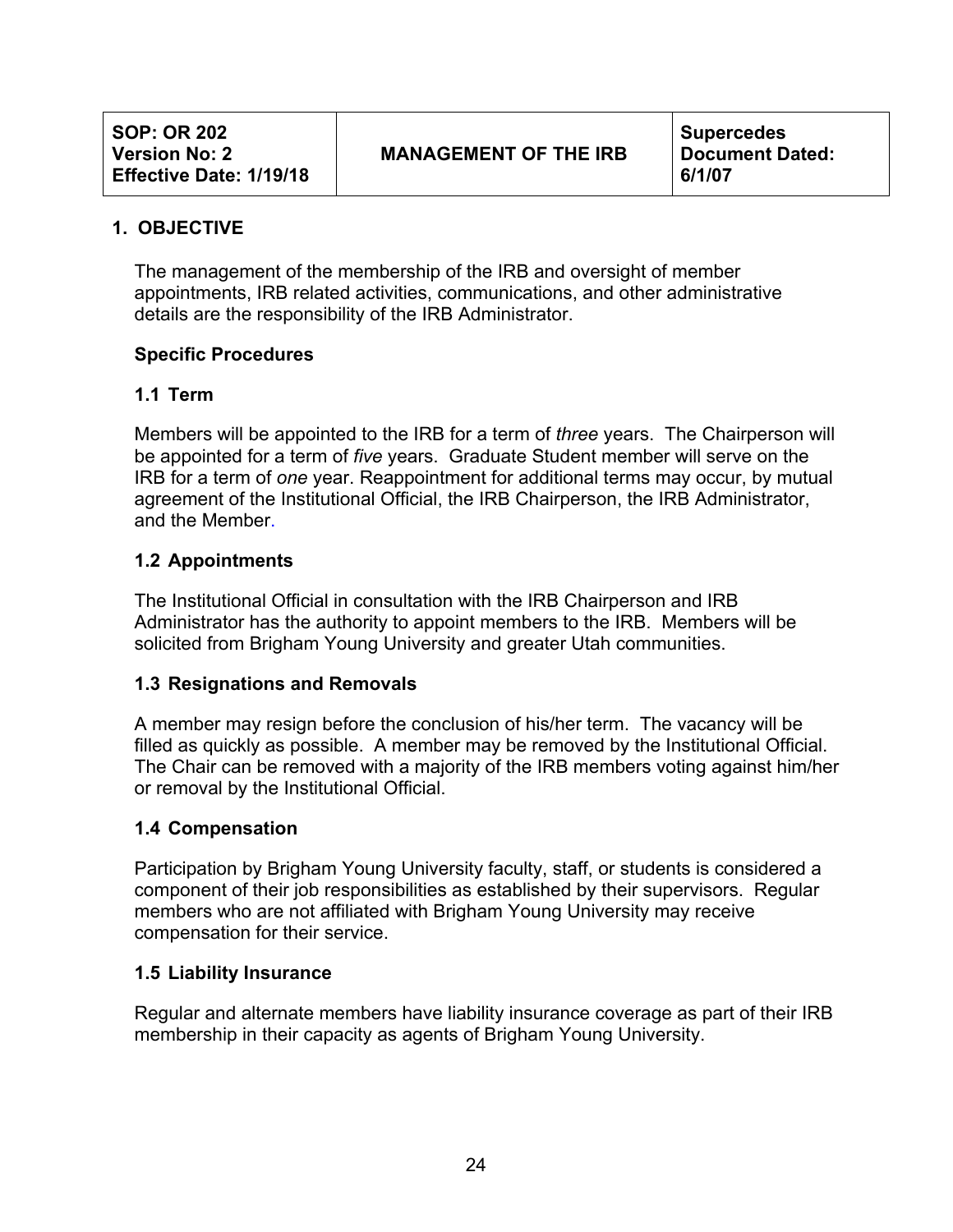| SOP: OR 202<br>Version No: 2<br>Effective Date: 1/19/18 | MANAGEMENT OF THE IRB | Supercedes Document Dated: 6/1/07 |
|---|---|---|

## 1. OBJECTIVE

The management of the membership of the IRB and oversight of member appointments, IRB related activities, communications, and other administrative details are the responsibility of the IRB Administrator.

### Specific Procedures

### 1.1 Term

Members will be appointed to the IRB for a term of *three* years. The Chairperson will be appointed for a term of *five* years. Graduate Student member will serve on the IRB for a term of *one* year. Reappointment for additional terms may occur, by mutual agreement of the Institutional Official, the IRB Chairperson, the IRB Administrator, and the Member.

### 1.2 Appointments

The Institutional Official in consultation with the IRB Chairperson and IRB Administrator has the authority to appoint members to the IRB. Members will be solicited from Brigham Young University and greater Utah communities.

### 1.3 Resignations and Removals

A member may resign before the conclusion of his/her term. The vacancy will be filled as quickly as possible. A member may be removed by the Institutional Official. The Chair can be removed with a majority of the IRB members voting against him/her or removal by the Institutional Official.

### 1.4 Compensation

Participation by Brigham Young University faculty, staff, or students is considered a component of their job responsibilities as established by their supervisors. Regular members who are not affiliated with Brigham Young University may receive compensation for their service.

### 1.5 Liability Insurance

Regular and alternate members have liability insurance coverage as part of their IRB membership in their capacity as agents of Brigham Young University.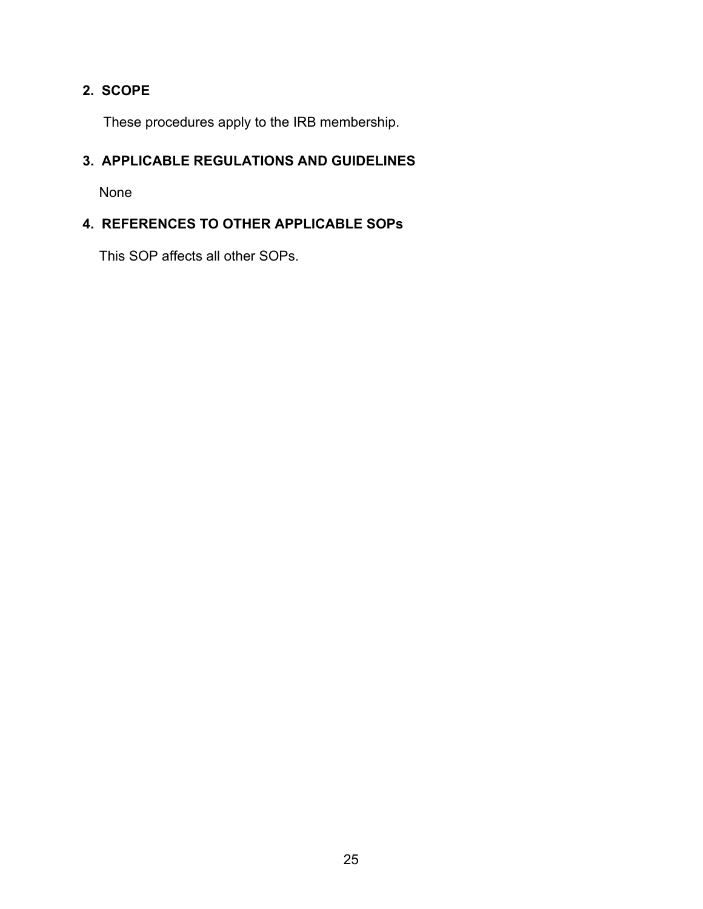## 2. SCOPE

These procedures apply to the IRB membership.

## 3. APPLICABLE REGULATIONS AND GUIDELINES

None

## 4. REFERENCES TO OTHER APPLICABLE SOPs

This SOP affects all other SOPs.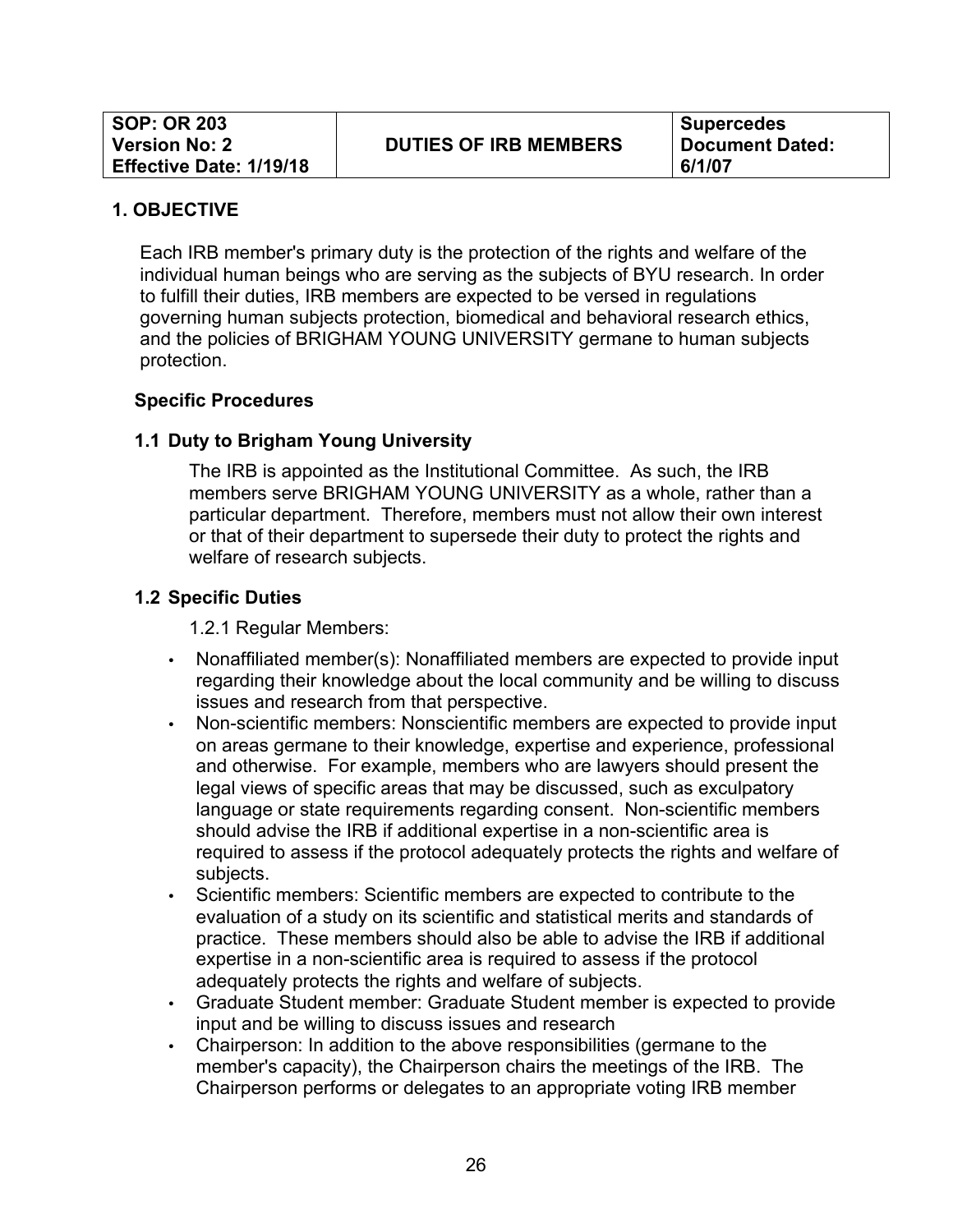| SOP: OR 203<br>Version No: 2<br>Effective Date: 1/19/18 | DUTIES OF IRB MEMBERS | Supercedes<br>Document Dated:<br>6/1/07 |
|---|---|---|

## 1. OBJECTIVE

Each IRB member's primary duty is the protection of the rights and welfare of the individual human beings who are serving as the subjects of BYU research. In order to fulfill their duties, IRB members are expected to be versed in regulations governing human subjects protection, biomedical and behavioral research ethics, and the policies of BRIGHAM YOUNG UNIVERSITY germane to human subjects protection.

### Specific Procedures

### 1.1 Duty to Brigham Young University

The IRB is appointed as the Institutional Committee. As such, the IRB members serve BRIGHAM YOUNG UNIVERSITY as a whole, rather than a particular department. Therefore, members must not allow their own interest or that of their department to supersede their duty to protect the rights and welfare of research subjects.

### 1.2 Specific Duties

1.2.1 Regular Members:

- Nonaffiliated member(s): Nonaffiliated members are expected to provide input regarding their knowledge about the local community and be willing to discuss issues and research from that perspective.
- Non-scientific members: Nonscientific members are expected to provide input on areas germane to their knowledge, expertise and experience, professional and otherwise. For example, members who are lawyers should present the legal views of specific areas that may be discussed, such as exculpatory language or state requirements regarding consent. Non-scientific members should advise the IRB if additional expertise in a non-scientific area is required to assess if the protocol adequately protects the rights and welfare of subjects.
- Scientific members: Scientific members are expected to contribute to the evaluation of a study on its scientific and statistical merits and standards of practice. These members should also be able to advise the IRB if additional expertise in a non-scientific area is required to assess if the protocol adequately protects the rights and welfare of subjects.
- Graduate Student member: Graduate Student member is expected to provide input and be willing to discuss issues and research
- Chairperson: In addition to the above responsibilities (germane to the member's capacity), the Chairperson chairs the meetings of the IRB. The Chairperson performs or delegates to an appropriate voting IRB member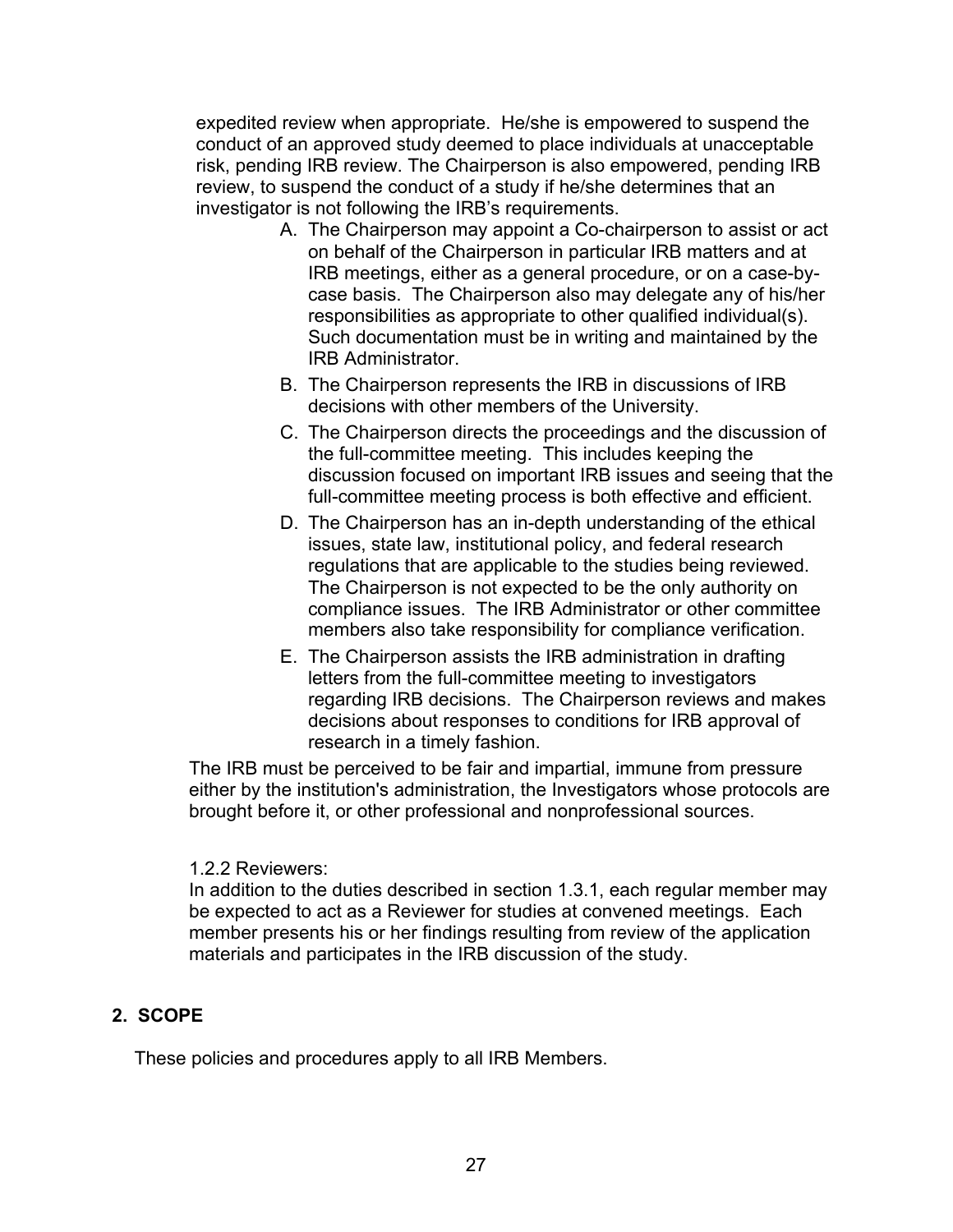expedited review when appropriate. He/she is empowered to suspend the conduct of an approved study deemed to place individuals at unacceptable risk, pending IRB review. The Chairperson is also empowered, pending IRB review, to suspend the conduct of a study if he/she determines that an investigator is not following the IRB's requirements.

A. The Chairperson may appoint a Co-chairperson to assist or act on behalf of the Chairperson in particular IRB matters and at IRB meetings, either as a general procedure, or on a case-by-case basis. The Chairperson also may delegate any of his/her responsibilities as appropriate to other qualified individual(s). Such documentation must be in writing and maintained by the IRB Administrator.
B. The Chairperson represents the IRB in discussions of IRB decisions with other members of the University.
C. The Chairperson directs the proceedings and the discussion of the full-committee meeting. This includes keeping the discussion focused on important IRB issues and seeing that the full-committee meeting process is both effective and efficient.
D. The Chairperson has an in-depth understanding of the ethical issues, state law, institutional policy, and federal research regulations that are applicable to the studies being reviewed. The Chairperson is not expected to be the only authority on compliance issues. The IRB Administrator or other committee members also take responsibility for compliance verification.
E. The Chairperson assists the IRB administration in drafting letters from the full-committee meeting to investigators regarding IRB decisions. The Chairperson reviews and makes decisions about responses to conditions for IRB approval of research in a timely fashion.

The IRB must be perceived to be fair and impartial, immune from pressure either by the institution's administration, the Investigators whose protocols are brought before it, or other professional and nonprofessional sources.

1.2.2 Reviewers:

In addition to the duties described in section 1.3.1, each regular member may be expected to act as a Reviewer for studies at convened meetings. Each member presents his or her findings resulting from review of the application materials and participates in the IRB discussion of the study.

## 2. SCOPE

These policies and procedures apply to all IRB Members.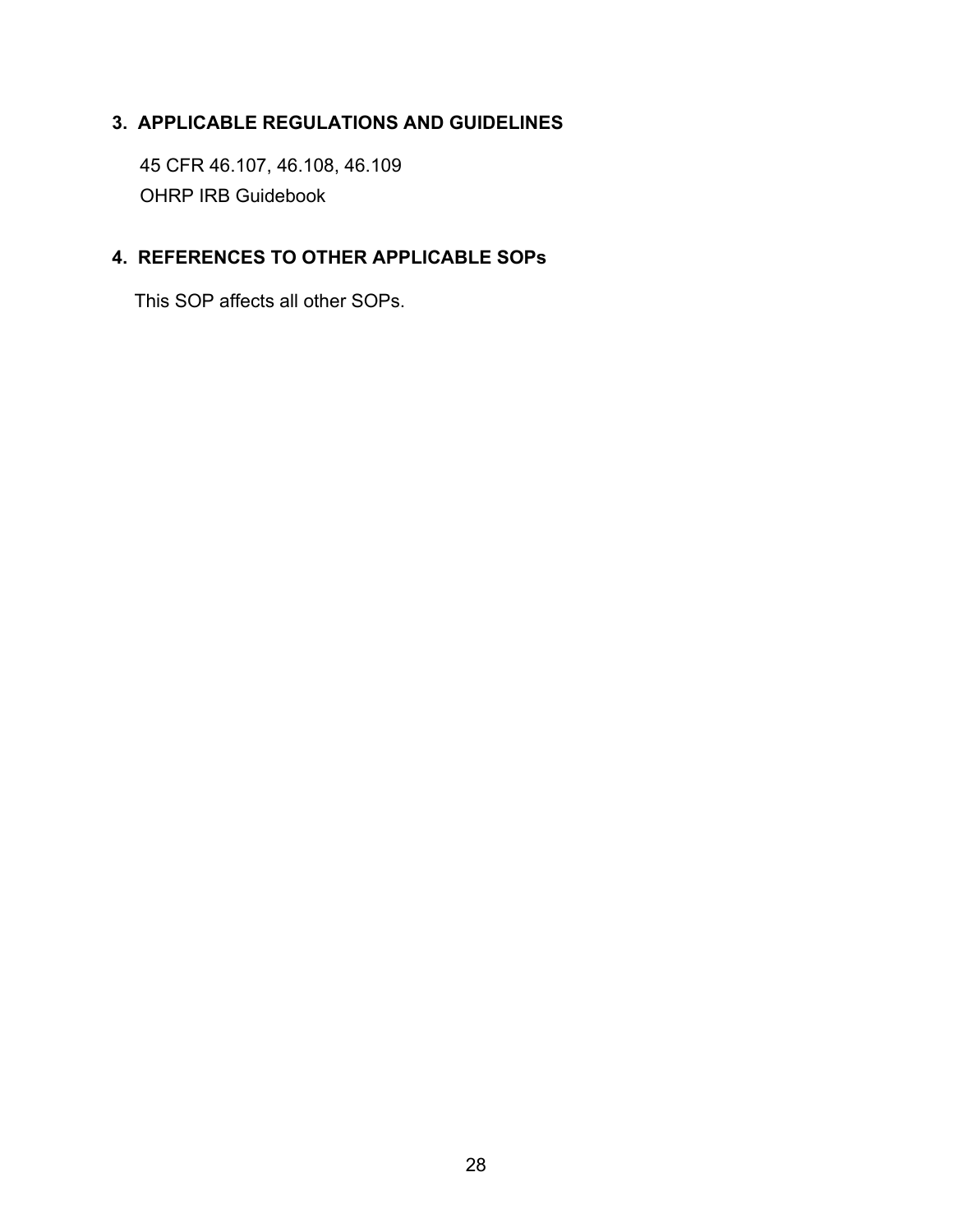## 3. APPLICABLE REGULATIONS AND GUIDELINES

45 CFR 46.107, 46.108, 46.109
OHRP IRB Guidebook

## 4. REFERENCES TO OTHER APPLICABLE SOPs

This SOP affects all other SOPs.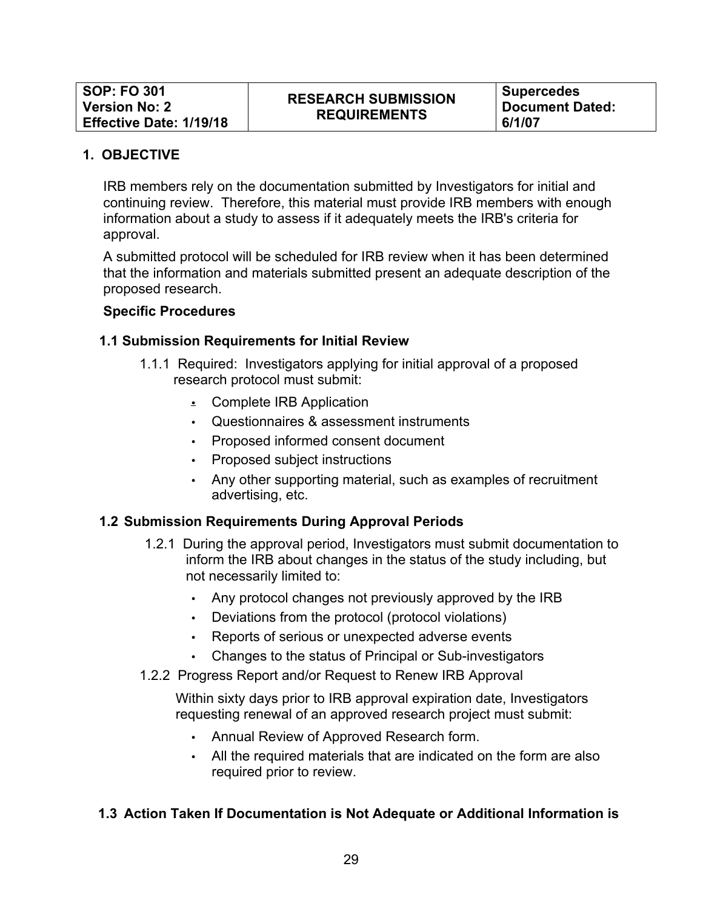| SOP: FO 301<br>Version No: 2<br>Effective Date: 1/19/18 | RESEARCH SUBMISSION REQUIREMENTS | Supercedes Document Dated: 6/1/07 |
|---|---|---|

## 1. OBJECTIVE

IRB members rely on the documentation submitted by Investigators for initial and continuing review. Therefore, this material must provide IRB members with enough information about a study to assess if it adequately meets the IRB's criteria for approval.

A submitted protocol will be scheduled for IRB review when it has been determined that the information and materials submitted present an adequate description of the proposed research.

**Specific Procedures**

### 1.1 Submission Requirements for Initial Review

1.1.1 Required: Investigators applying for initial approval of a proposed research protocol must submit:

- Complete IRB Application
- Questionnaires & assessment instruments
- Proposed informed consent document
- Proposed subject instructions
- Any other supporting material, such as examples of recruitment advertising, etc.

### 1.2 Submission Requirements During Approval Periods

1.2.1 During the approval period, Investigators must submit documentation to inform the IRB about changes in the status of the study including, but not necessarily limited to:

- Any protocol changes not previously approved by the IRB
- Deviations from the protocol (protocol violations)
- Reports of serious or unexpected adverse events
- Changes to the status of Principal or Sub-investigators

1.2.2 Progress Report and/or Request to Renew IRB Approval

Within sixty days prior to IRB approval expiration date, Investigators requesting renewal of an approved research project must submit:

- Annual Review of Approved Research form.
- All the required materials that are indicated on the form are also required prior to review.

### 1.3 Action Taken If Documentation is Not Adequate or Additional Information is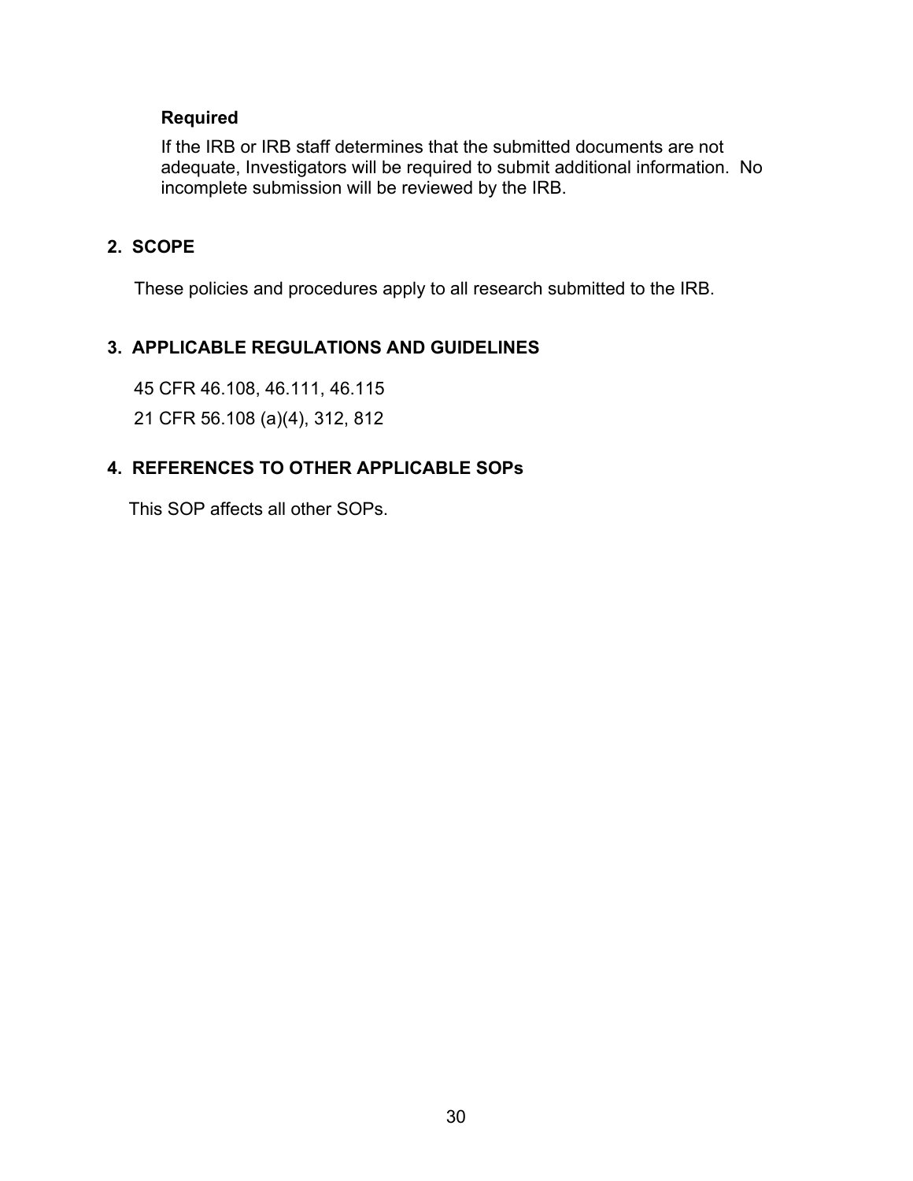**Required**

If the IRB or IRB staff determines that the submitted documents are not adequate, Investigators will be required to submit additional information. No incomplete submission will be reviewed by the IRB.

## 2. SCOPE

These policies and procedures apply to all research submitted to the IRB.

## 3. APPLICABLE REGULATIONS AND GUIDELINES

45 CFR 46.108, 46.111, 46.115

21 CFR 56.108 (a)(4), 312, 812

## 4. REFERENCES TO OTHER APPLICABLE SOPs

This SOP affects all other SOPs.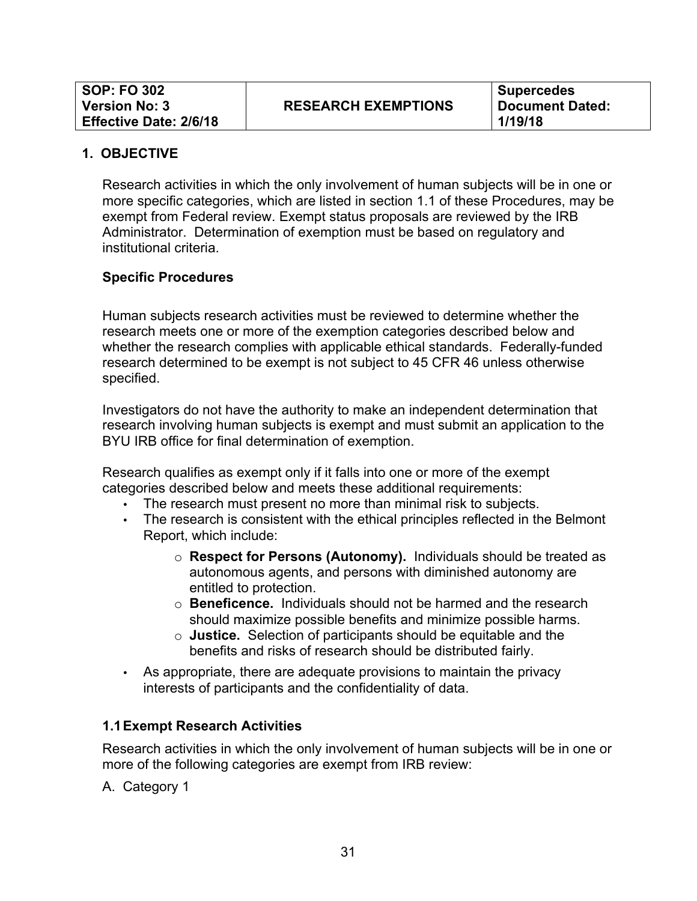| SOP: FO 302<br>Version No: 3<br>Effective Date: 2/6/18 | RESEARCH EXEMPTIONS | Supercedes<br>Document Dated:<br>1/19/18 |
|---|---|---|

## 1. OBJECTIVE

Research activities in which the only involvement of human subjects will be in one or more specific categories, which are listed in section 1.1 of these Procedures, may be exempt from Federal review. Exempt status proposals are reviewed by the IRB Administrator. Determination of exemption must be based on regulatory and institutional criteria.

### Specific Procedures

Human subjects research activities must be reviewed to determine whether the research meets one or more of the exemption categories described below and whether the research complies with applicable ethical standards. Federally-funded research determined to be exempt is not subject to 45 CFR 46 unless otherwise specified.

Investigators do not have the authority to make an independent determination that research involving human subjects is exempt and must submit an application to the BYU IRB office for final determination of exemption.

Research qualifies as exempt only if it falls into one or more of the exempt categories described below and meets these additional requirements:

- The research must present no more than minimal risk to subjects.
- The research is consistent with the ethical principles reflected in the Belmont Report, which include:
  - **Respect for Persons (Autonomy).** Individuals should be treated as autonomous agents, and persons with diminished autonomy are entitled to protection.
  - **Beneficence.** Individuals should not be harmed and the research should maximize possible benefits and minimize possible harms.
  - **Justice.** Selection of participants should be equitable and the benefits and risks of research should be distributed fairly.
- As appropriate, there are adequate provisions to maintain the privacy interests of participants and the confidentiality of data.

### 1.1 Exempt Research Activities

Research activities in which the only involvement of human subjects will be in one or more of the following categories are exempt from IRB review:

A. Category 1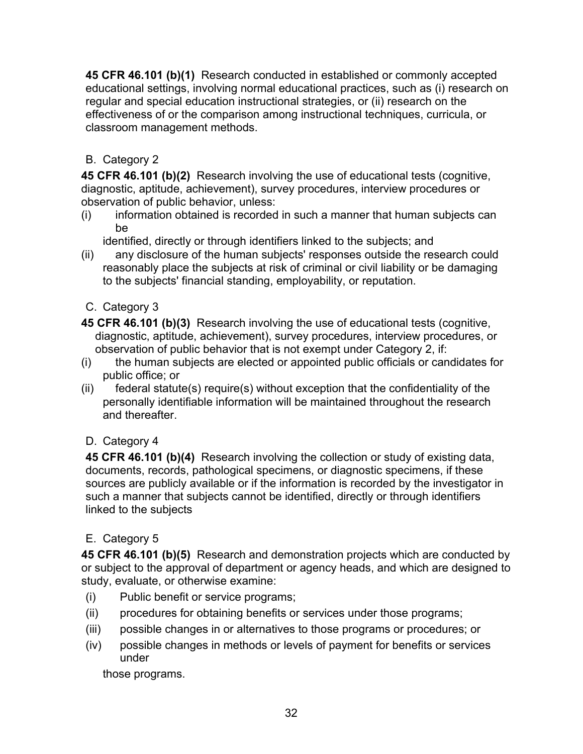**45 CFR 46.101 (b)(1)** Research conducted in established or commonly accepted educational settings, involving normal educational practices, such as (i) research on regular and special education instructional strategies, or (ii) research on the effectiveness of or the comparison among instructional techniques, curricula, or classroom management methods.

B. Category 2

**45 CFR 46.101 (b)(2)** Research involving the use of educational tests (cognitive, diagnostic, aptitude, achievement), survey procedures, interview procedures or observation of public behavior, unless:

(i) information obtained is recorded in such a manner that human subjects can be identified, directly or through identifiers linked to the subjects; and

(ii) any disclosure of the human subjects' responses outside the research could reasonably place the subjects at risk of criminal or civil liability or be damaging to the subjects' financial standing, employability, or reputation.

C. Category 3

**45 CFR 46.101 (b)(3)** Research involving the use of educational tests (cognitive, diagnostic, aptitude, achievement), survey procedures, interview procedures, or observation of public behavior that is not exempt under Category 2, if:

(i) the human subjects are elected or appointed public officials or candidates for public office; or

(ii) federal statute(s) require(s) without exception that the confidentiality of the personally identifiable information will be maintained throughout the research and thereafter.

D. Category 4

**45 CFR 46.101 (b)(4)** Research involving the collection or study of existing data, documents, records, pathological specimens, or diagnostic specimens, if these sources are publicly available or if the information is recorded by the investigator in such a manner that subjects cannot be identified, directly or through identifiers linked to the subjects

E. Category 5

**45 CFR 46.101 (b)(5)** Research and demonstration projects which are conducted by or subject to the approval of department or agency heads, and which are designed to study, evaluate, or otherwise examine:

(i) Public benefit or service programs;

(ii) procedures for obtaining benefits or services under those programs;

(iii) possible changes in or alternatives to those programs or procedures; or

(iv) possible changes in methods or levels of payment for benefits or services under those programs.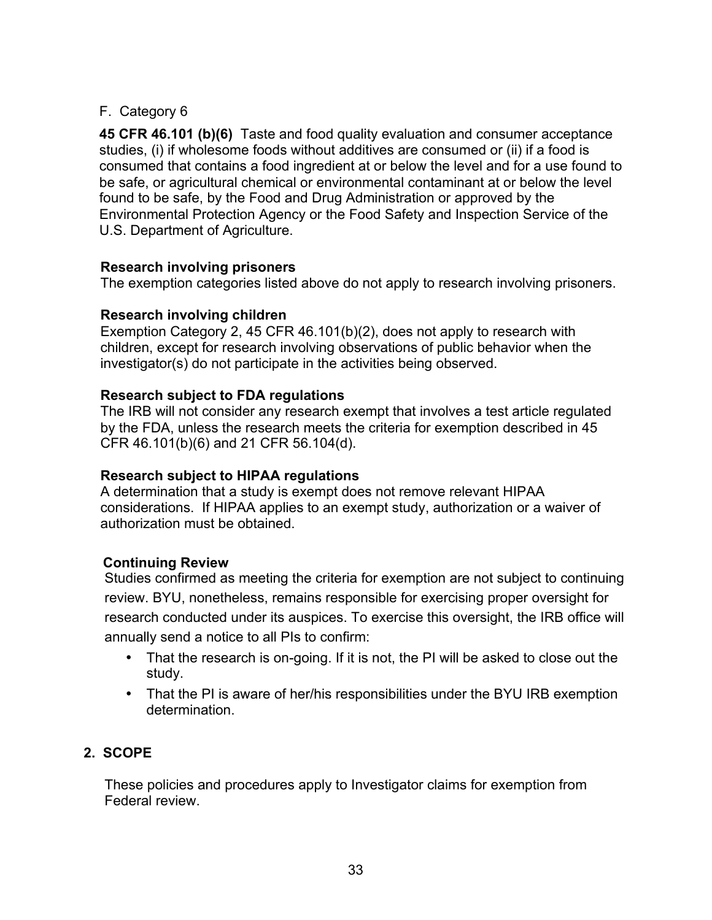F. Category 6

**45 CFR 46.101 (b)(6)** Taste and food quality evaluation and consumer acceptance studies, (i) if wholesome foods without additives are consumed or (ii) if a food is consumed that contains a food ingredient at or below the level and for a use found to be safe, or agricultural chemical or environmental contaminant at or below the level found to be safe, by the Food and Drug Administration or approved by the Environmental Protection Agency or the Food Safety and Inspection Service of the U.S. Department of Agriculture.

**Research involving prisoners**
The exemption categories listed above do not apply to research involving prisoners.

**Research involving children**
Exemption Category 2, 45 CFR 46.101(b)(2), does not apply to research with children, except for research involving observations of public behavior when the investigator(s) do not participate in the activities being observed.

**Research subject to FDA regulations**
The IRB will not consider any research exempt that involves a test article regulated by the FDA, unless the research meets the criteria for exemption described in 45 CFR 46.101(b)(6) and 21 CFR 56.104(d).

**Research subject to HIPAA regulations**
A determination that a study is exempt does not remove relevant HIPAA considerations. If HIPAA applies to an exempt study, authorization or a waiver of authorization must be obtained.

**Continuing Review**
Studies confirmed as meeting the criteria for exemption are not subject to continuing review. BYU, nonetheless, remains responsible for exercising proper oversight for research conducted under its auspices. To exercise this oversight, the IRB office will annually send a notice to all PIs to confirm:

- That the research is on-going. If it is not, the PI will be asked to close out the study.
- That the PI is aware of her/his responsibilities under the BYU IRB exemption determination.

## 2. SCOPE

These policies and procedures apply to Investigator claims for exemption from Federal review.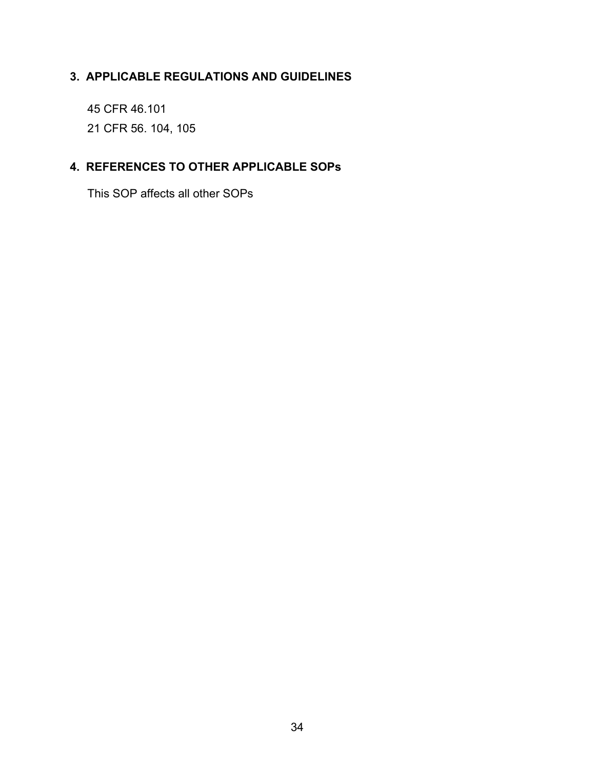## 3. APPLICABLE REGULATIONS AND GUIDELINES

45 CFR 46.101

21 CFR 56. 104, 105

## 4. REFERENCES TO OTHER APPLICABLE SOPs

This SOP affects all other SOPs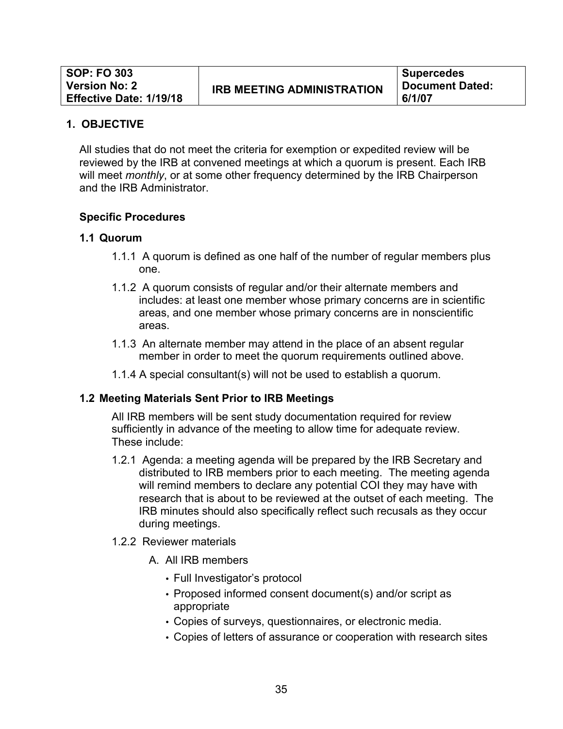| SOP: FO 303<br>Version No: 2<br>Effective Date: 1/19/18 | IRB MEETING ADMINISTRATION | Supercedes Document Dated: 6/1/07 |
|---|---|---|

## 1. OBJECTIVE

All studies that do not meet the criteria for exemption or expedited review will be reviewed by the IRB at convened meetings at which a quorum is present. Each IRB will meet *monthly*, or at some other frequency determined by the IRB Chairperson and the IRB Administrator.

### Specific Procedures

### 1.1 Quorum

1.1.1 A quorum is defined as one half of the number of regular members plus one.

1.1.2 A quorum consists of regular and/or their alternate members and includes: at least one member whose primary concerns are in scientific areas, and one member whose primary concerns are in nonscientific areas.

1.1.3 An alternate member may attend in the place of an absent regular member in order to meet the quorum requirements outlined above.

1.1.4 A special consultant(s) will not be used to establish a quorum.

### 1.2 Meeting Materials Sent Prior to IRB Meetings

All IRB members will be sent study documentation required for review sufficiently in advance of the meeting to allow time for adequate review. These include:

1.2.1 Agenda: a meeting agenda will be prepared by the IRB Secretary and distributed to IRB members prior to each meeting. The meeting agenda will remind members to declare any potential COI they may have with research that is about to be reviewed at the outset of each meeting. The IRB minutes should also specifically reflect such recusals as they occur during meetings.

1.2.2 Reviewer materials

A. All IRB members

- Full Investigator's protocol
- Proposed informed consent document(s) and/or script as appropriate
- Copies of surveys, questionnaires, or electronic media.
- Copies of letters of assurance or cooperation with research sites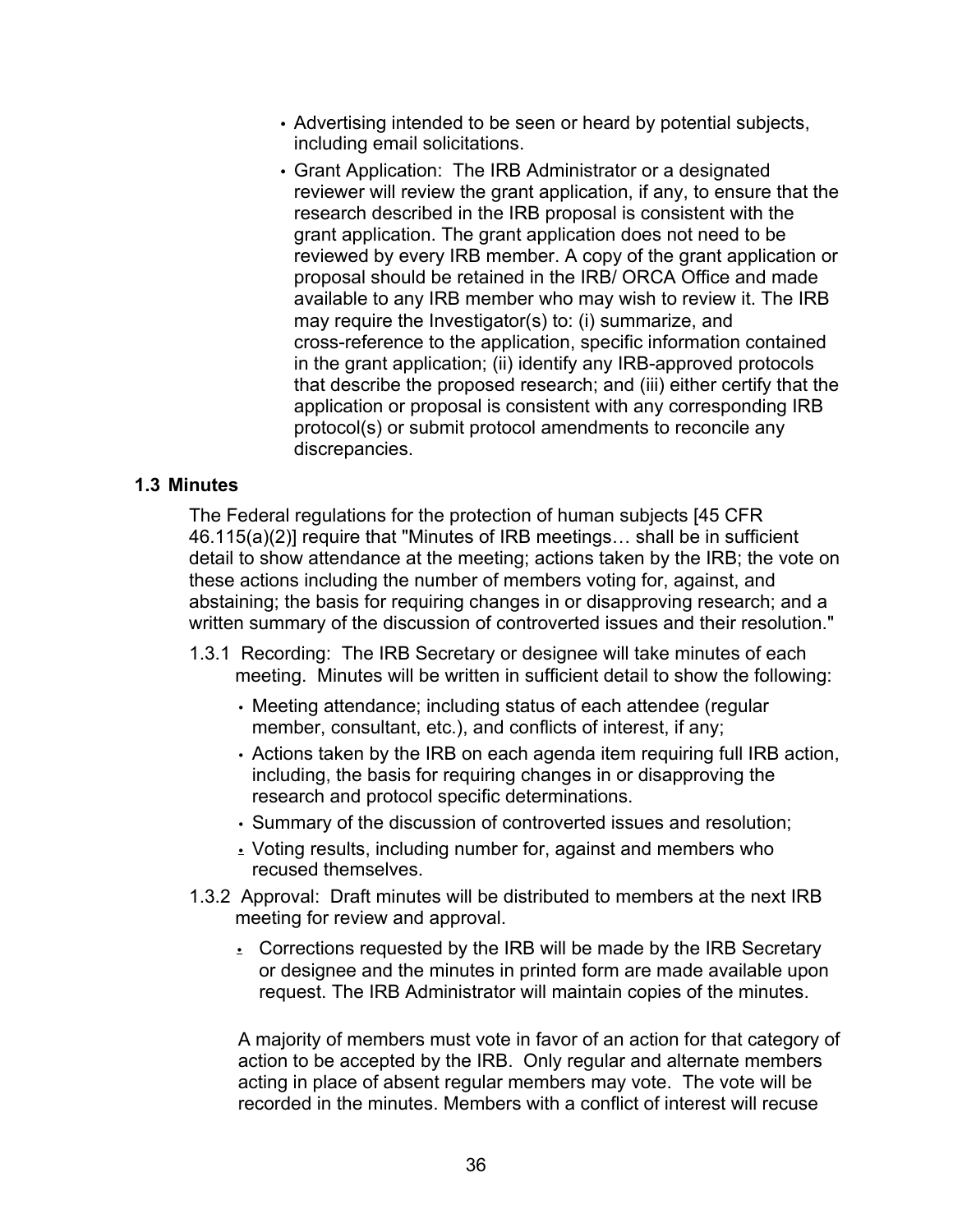- Advertising intended to be seen or heard by potential subjects, including email solicitations.
- Grant Application: The IRB Administrator or a designated reviewer will review the grant application, if any, to ensure that the research described in the IRB proposal is consistent with the grant application. The grant application does not need to be reviewed by every IRB member. A copy of the grant application or proposal should be retained in the IRB/ ORCA Office and made available to any IRB member who may wish to review it. The IRB may require the Investigator(s) to: (i) summarize, and cross-reference to the application, specific information contained in the grant application; (ii) identify any IRB-approved protocols that describe the proposed research; and (iii) either certify that the application or proposal is consistent with any corresponding IRB protocol(s) or submit protocol amendments to reconcile any discrepancies.

**1.3 Minutes**

The Federal regulations for the protection of human subjects [45 CFR 46.115(a)(2)] require that "Minutes of IRB meetings… shall be in sufficient detail to show attendance at the meeting; actions taken by the IRB; the vote on these actions including the number of members voting for, against, and abstaining; the basis for requiring changes in or disapproving research; and a written summary of the discussion of controverted issues and their resolution."

1.3.1 Recording: The IRB Secretary or designee will take minutes of each meeting. Minutes will be written in sufficient detail to show the following:

- Meeting attendance; including status of each attendee (regular member, consultant, etc.), and conflicts of interest, if any;
- Actions taken by the IRB on each agenda item requiring full IRB action, including, the basis for requiring changes in or disapproving the research and protocol specific determinations.
- Summary of the discussion of controverted issues and resolution;
- Voting results, including number for, against and members who recused themselves.

1.3.2 Approval: Draft minutes will be distributed to members at the next IRB meeting for review and approval.

- Corrections requested by the IRB will be made by the IRB Secretary or designee and the minutes in printed form are made available upon request. The IRB Administrator will maintain copies of the minutes.

A majority of members must vote in favor of an action for that category of action to be accepted by the IRB. Only regular and alternate members acting in place of absent regular members may vote. The vote will be recorded in the minutes. Members with a conflict of interest will recuse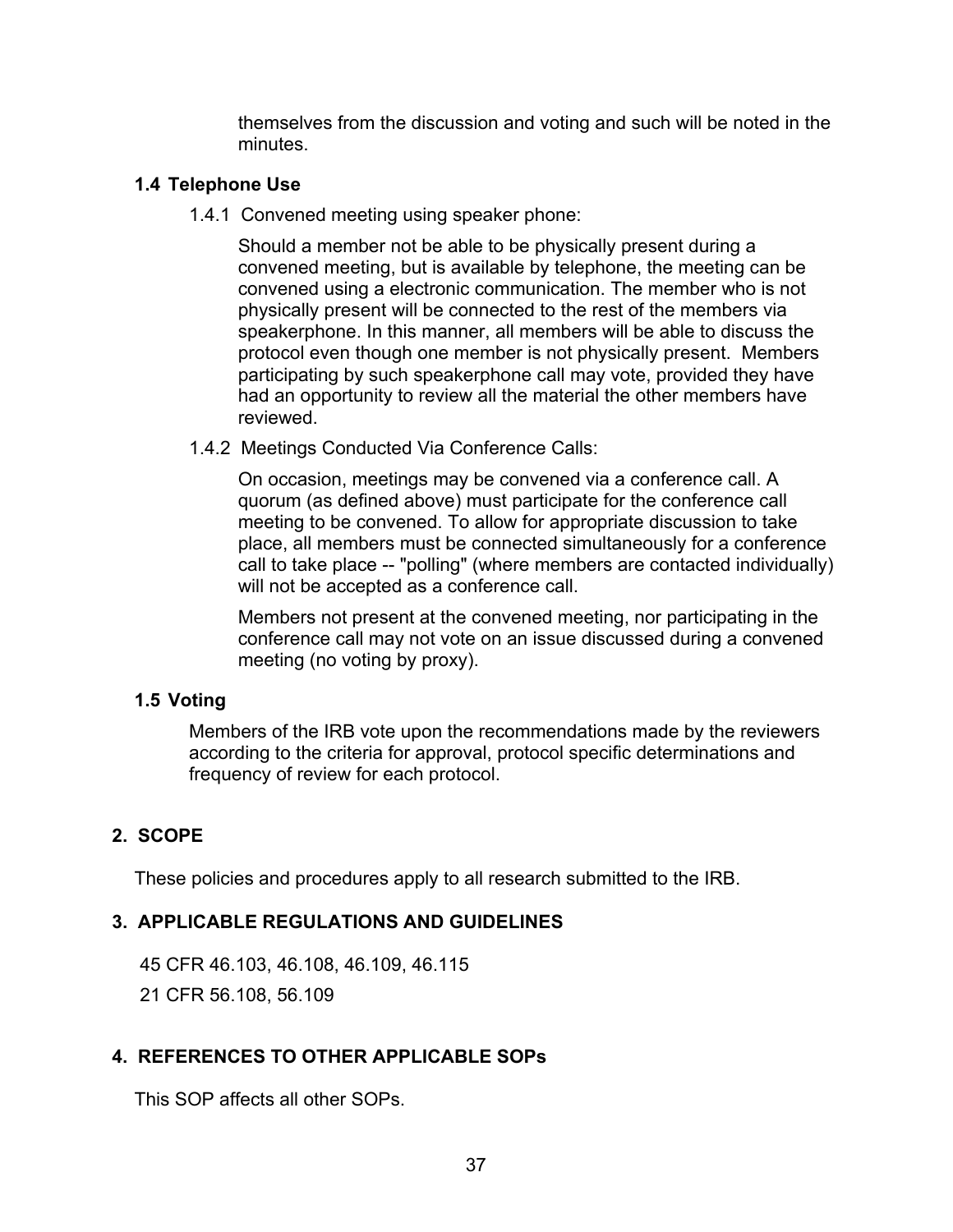themselves from the discussion and voting and such will be noted in the minutes.

### 1.4 Telephone Use

1.4.1 Convened meeting using speaker phone:

Should a member not be able to be physically present during a convened meeting, but is available by telephone, the meeting can be convened using a electronic communication. The member who is not physically present will be connected to the rest of the members via speakerphone. In this manner, all members will be able to discuss the protocol even though one member is not physically present. Members participating by such speakerphone call may vote, provided they have had an opportunity to review all the material the other members have reviewed.

1.4.2 Meetings Conducted Via Conference Calls:

On occasion, meetings may be convened via a conference call. A quorum (as defined above) must participate for the conference call meeting to be convened. To allow for appropriate discussion to take place, all members must be connected simultaneously for a conference call to take place -- "polling" (where members are contacted individually) will not be accepted as a conference call.

Members not present at the convened meeting, nor participating in the conference call may not vote on an issue discussed during a convened meeting (no voting by proxy).

### 1.5 Voting

Members of the IRB vote upon the recommendations made by the reviewers according to the criteria for approval, protocol specific determinations and frequency of review for each protocol.

## 2. SCOPE

These policies and procedures apply to all research submitted to the IRB.

## 3. APPLICABLE REGULATIONS AND GUIDELINES

45 CFR 46.103, 46.108, 46.109, 46.115

21 CFR 56.108, 56.109

## 4. REFERENCES TO OTHER APPLICABLE SOPs

This SOP affects all other SOPs.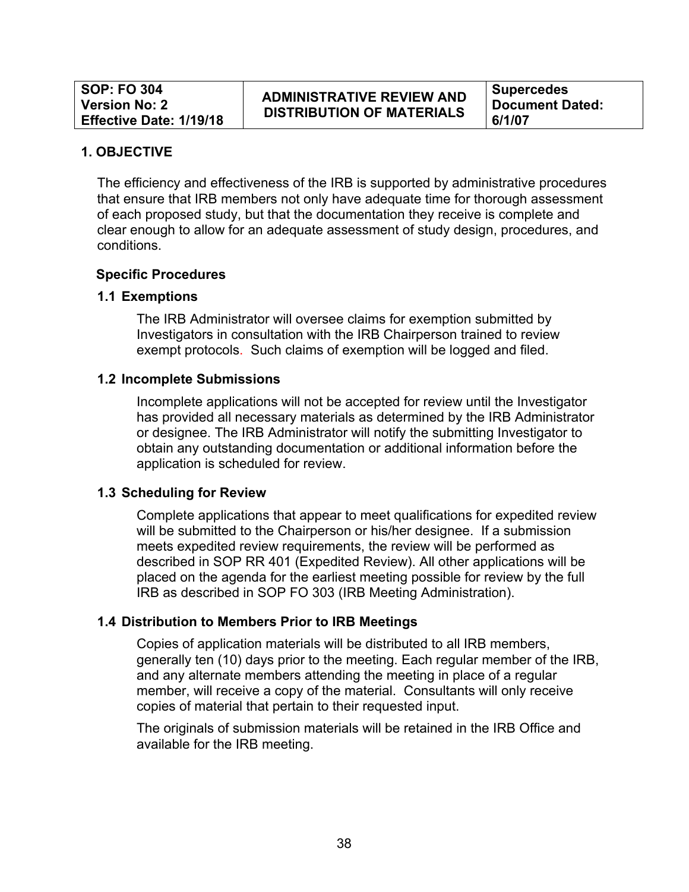| SOP: FO 304<br>Version No: 2<br>Effective Date: 1/19/18 | ADMINISTRATIVE REVIEW AND DISTRIBUTION OF MATERIALS | Supercedes Document Dated: 6/1/07 |
|---|---|---|

## 1. OBJECTIVE

The efficiency and effectiveness of the IRB is supported by administrative procedures that ensure that IRB members not only have adequate time for thorough assessment of each proposed study, but that the documentation they receive is complete and clear enough to allow for an adequate assessment of study design, procedures, and conditions.

**Specific Procedures**

### 1.1 Exemptions

The IRB Administrator will oversee claims for exemption submitted by Investigators in consultation with the IRB Chairperson trained to review exempt protocols. Such claims of exemption will be logged and filed.

### 1.2 Incomplete Submissions

Incomplete applications will not be accepted for review until the Investigator has provided all necessary materials as determined by the IRB Administrator or designee. The IRB Administrator will notify the submitting Investigator to obtain any outstanding documentation or additional information before the application is scheduled for review.

### 1.3 Scheduling for Review

Complete applications that appear to meet qualifications for expedited review will be submitted to the Chairperson or his/her designee. If a submission meets expedited review requirements, the review will be performed as described in SOP RR 401 (Expedited Review). All other applications will be placed on the agenda for the earliest meeting possible for review by the full IRB as described in SOP FO 303 (IRB Meeting Administration).

### 1.4 Distribution to Members Prior to IRB Meetings

Copies of application materials will be distributed to all IRB members, generally ten (10) days prior to the meeting. Each regular member of the IRB, and any alternate members attending the meeting in place of a regular member, will receive a copy of the material. Consultants will only receive copies of material that pertain to their requested input.

The originals of submission materials will be retained in the IRB Office and available for the IRB meeting.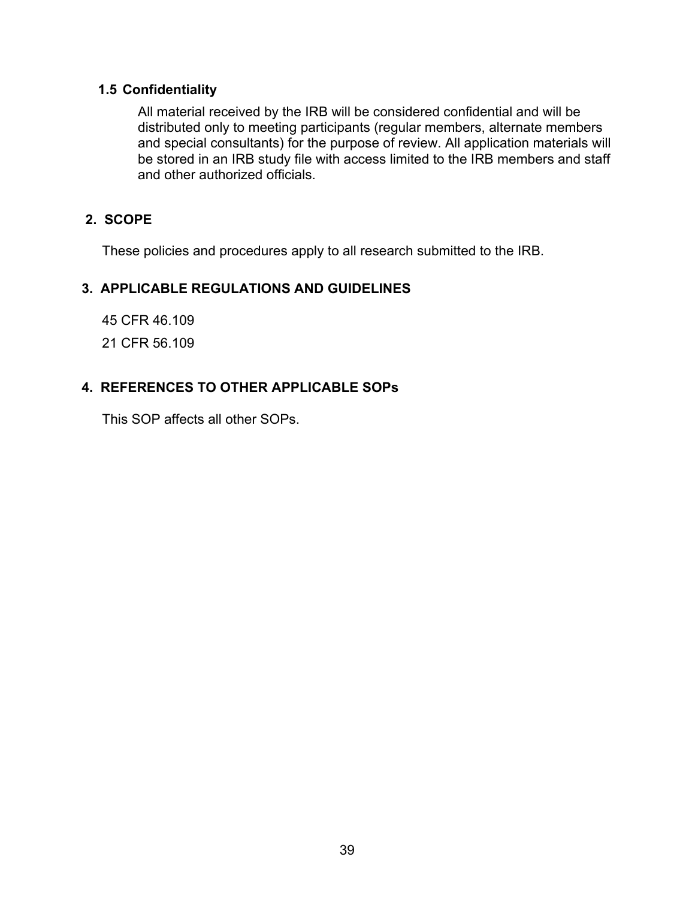### 1.5 Confidentiality

All material received by the IRB will be considered confidential and will be distributed only to meeting participants (regular members, alternate members and special consultants) for the purpose of review. All application materials will be stored in an IRB study file with access limited to the IRB members and staff and other authorized officials.

## 2. SCOPE

These policies and procedures apply to all research submitted to the IRB.

## 3. APPLICABLE REGULATIONS AND GUIDELINES

45 CFR 46.109

21 CFR 56.109

## 4. REFERENCES TO OTHER APPLICABLE SOPs

This SOP affects all other SOPs.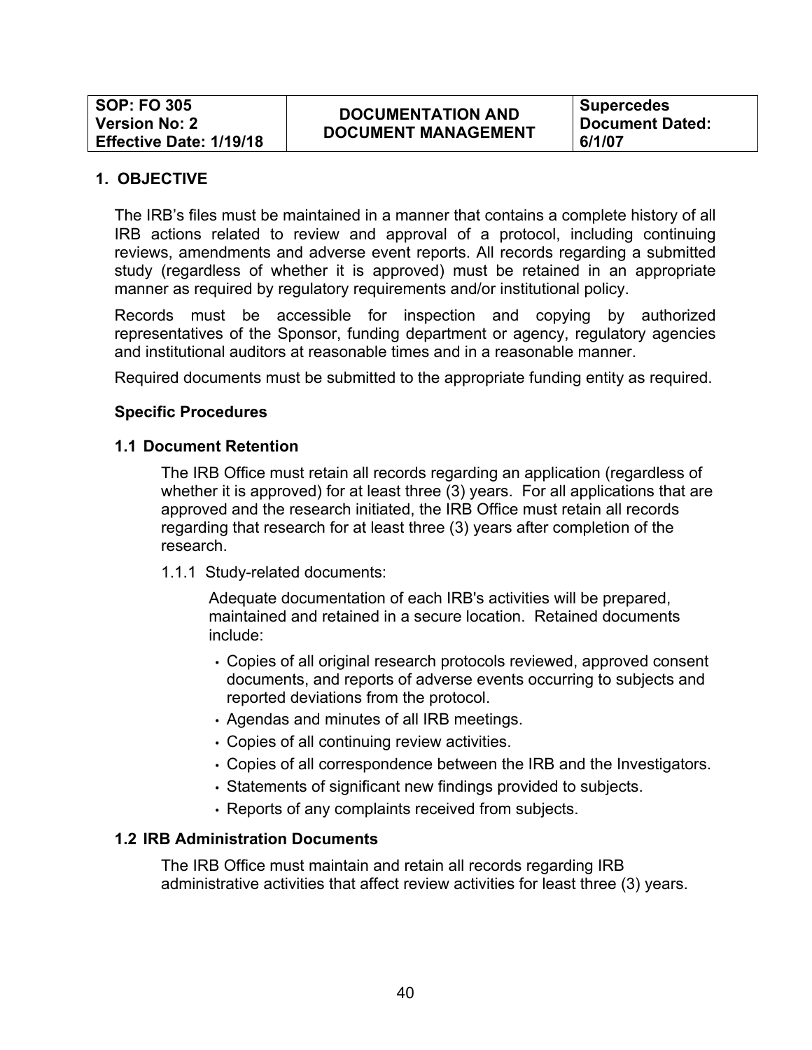| SOP: FO 305<br>Version No: 2<br>Effective Date: 1/19/18 | DOCUMENTATION AND DOCUMENT MANAGEMENT | Supercedes Document Dated: 6/1/07 |
|---|---|---|

## 1. OBJECTIVE

The IRB's files must be maintained in a manner that contains a complete history of all IRB actions related to review and approval of a protocol, including continuing reviews, amendments and adverse event reports. All records regarding a submitted study (regardless of whether it is approved) must be retained in an appropriate manner as required by regulatory requirements and/or institutional policy.

Records must be accessible for inspection and copying by authorized representatives of the Sponsor, funding department or agency, regulatory agencies and institutional auditors at reasonable times and in a reasonable manner.

Required documents must be submitted to the appropriate funding entity as required.

### Specific Procedures

### 1.1 Document Retention

The IRB Office must retain all records regarding an application (regardless of whether it is approved) for at least three (3) years. For all applications that are approved and the research initiated, the IRB Office must retain all records regarding that research for at least three (3) years after completion of the research.

1.1.1 Study-related documents:

Adequate documentation of each IRB's activities will be prepared, maintained and retained in a secure location. Retained documents include:

- Copies of all original research protocols reviewed, approved consent documents, and reports of adverse events occurring to subjects and reported deviations from the protocol.
- Agendas and minutes of all IRB meetings.
- Copies of all continuing review activities.
- Copies of all correspondence between the IRB and the Investigators.
- Statements of significant new findings provided to subjects.
- Reports of any complaints received from subjects.

### 1.2 IRB Administration Documents

The IRB Office must maintain and retain all records regarding IRB administrative activities that affect review activities for least three (3) years.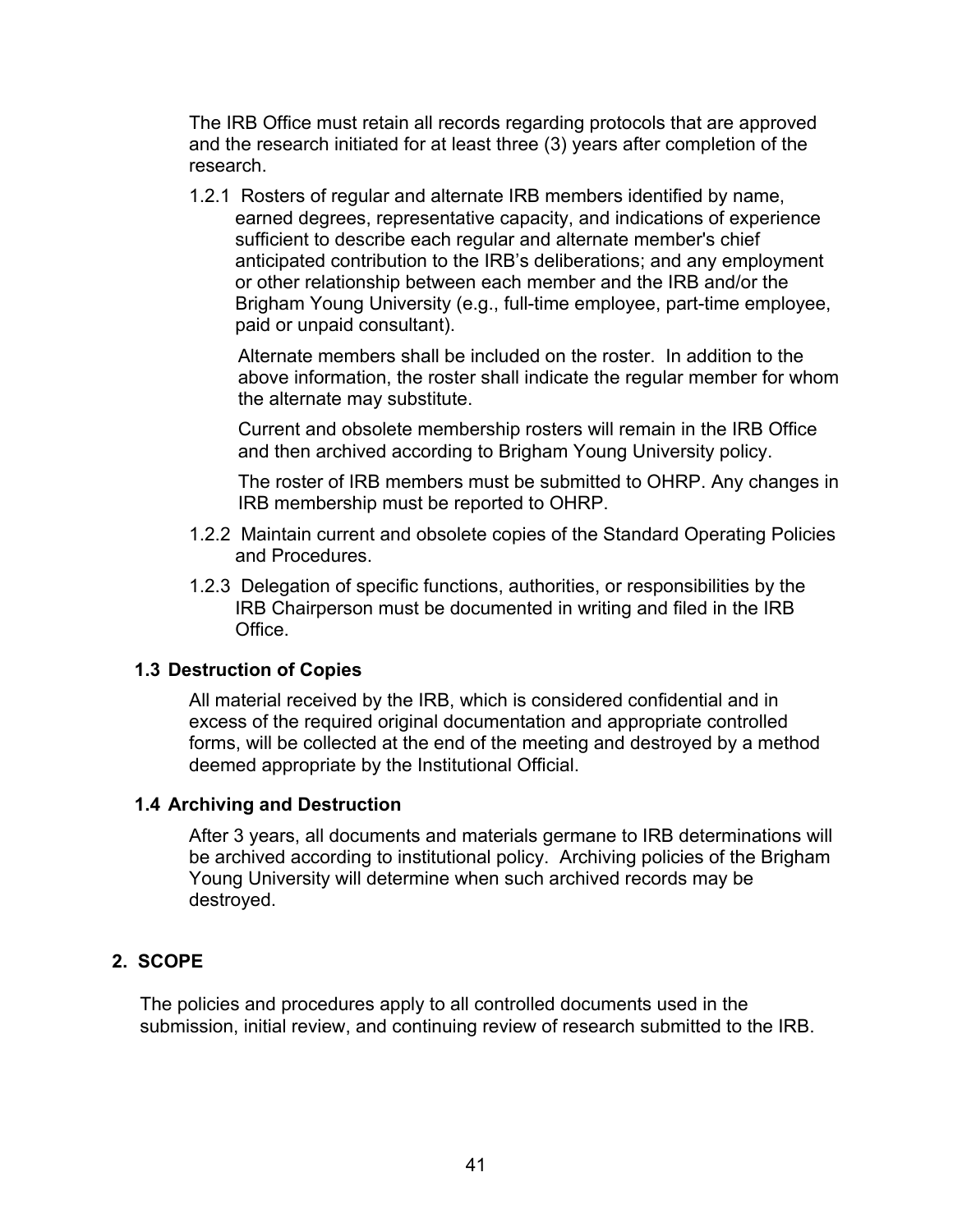The IRB Office must retain all records regarding protocols that are approved and the research initiated for at least three (3) years after completion of the research.

1.2.1 Rosters of regular and alternate IRB members identified by name, earned degrees, representative capacity, and indications of experience sufficient to describe each regular and alternate member's chief anticipated contribution to the IRB's deliberations; and any employment or other relationship between each member and the IRB and/or the Brigham Young University (e.g., full-time employee, part-time employee, paid or unpaid consultant).

   Alternate members shall be included on the roster. In addition to the above information, the roster shall indicate the regular member for whom the alternate may substitute.

   Current and obsolete membership rosters will remain in the IRB Office and then archived according to Brigham Young University policy.

   The roster of IRB members must be submitted to OHRP. Any changes in IRB membership must be reported to OHRP.

1.2.2 Maintain current and obsolete copies of the Standard Operating Policies and Procedures.

1.2.3 Delegation of specific functions, authorities, or responsibilities by the IRB Chairperson must be documented in writing and filed in the IRB Office.

### 1.3 Destruction of Copies

All material received by the IRB, which is considered confidential and in excess of the required original documentation and appropriate controlled forms, will be collected at the end of the meeting and destroyed by a method deemed appropriate by the Institutional Official.

### 1.4 Archiving and Destruction

After 3 years, all documents and materials germane to IRB determinations will be archived according to institutional policy. Archiving policies of the Brigham Young University will determine when such archived records may be destroyed.

## 2. SCOPE

The policies and procedures apply to all controlled documents used in the submission, initial review, and continuing review of research submitted to the IRB.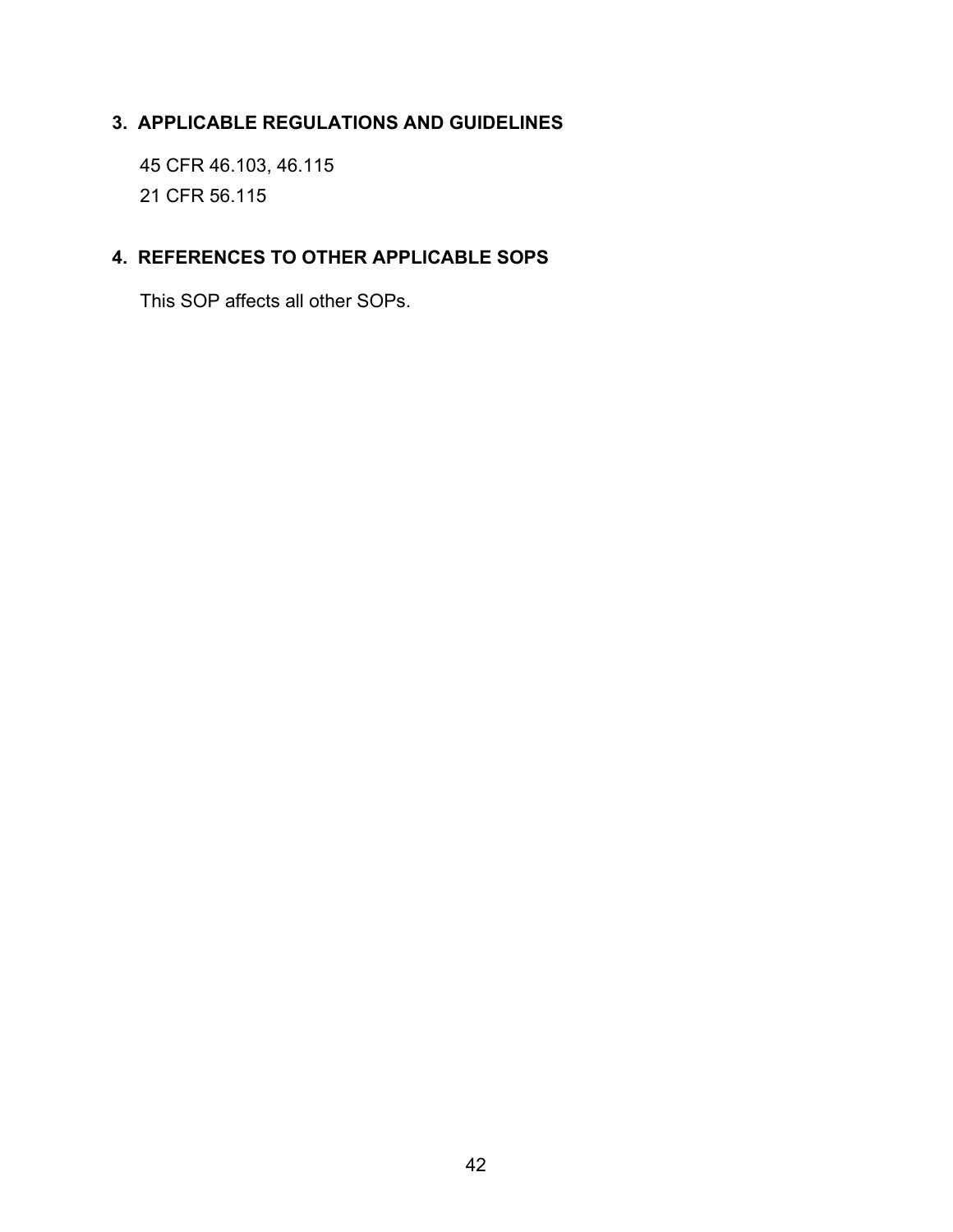## 3. APPLICABLE REGULATIONS AND GUIDELINES

45 CFR 46.103, 46.115

21 CFR 56.115

## 4. REFERENCES TO OTHER APPLICABLE SOPS

This SOP affects all other SOPs.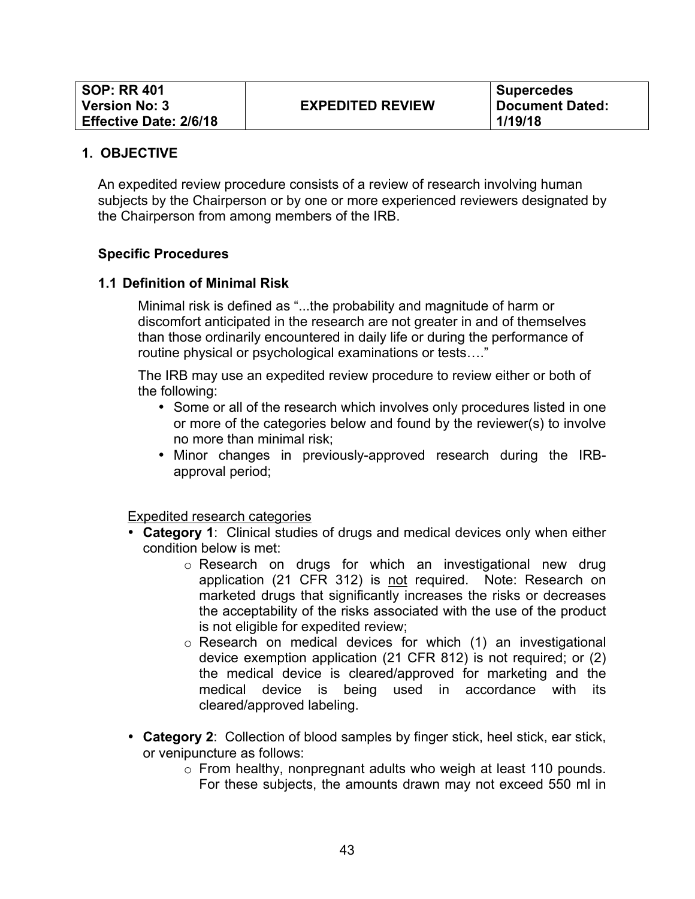| SOP: RR 401<br>Version No: 3<br>Effective Date: 2/6/18 | EXPEDITED REVIEW | Supercedes<br>Document Dated:<br>1/19/18 |
|---|---|---|

## 1. OBJECTIVE

An expedited review procedure consists of a review of research involving human subjects by the Chairperson or by one or more experienced reviewers designated by the Chairperson from among members of the IRB.

### Specific Procedures

### 1.1 Definition of Minimal Risk

Minimal risk is defined as "...the probability and magnitude of harm or discomfort anticipated in the research are not greater in and of themselves than those ordinarily encountered in daily life or during the performance of routine physical or psychological examinations or tests…."

The IRB may use an expedited review procedure to review either or both of the following:

- Some or all of the research which involves only procedures listed in one or more of the categories below and found by the reviewer(s) to involve no more than minimal risk;
- Minor changes in previously-approved research during the IRB-approval period;

<u>Expedited research categories</u>

- **Category 1**: Clinical studies of drugs and medical devices only when either condition below is met:
  - Research on drugs for which an investigational new drug application (21 CFR 312) is <u>not</u> required. Note: Research on marketed drugs that significantly increases the risks or decreases the acceptability of the risks associated with the use of the product is not eligible for expedited review;
  - Research on medical devices for which (1) an investigational device exemption application (21 CFR 812) is not required; or (2) the medical device is cleared/approved for marketing and the medical device is being used in accordance with its cleared/approved labeling.

- **Category 2**: Collection of blood samples by finger stick, heel stick, ear stick, or venipuncture as follows:
  - From healthy, nonpregnant adults who weigh at least 110 pounds. For these subjects, the amounts drawn may not exceed 550 ml in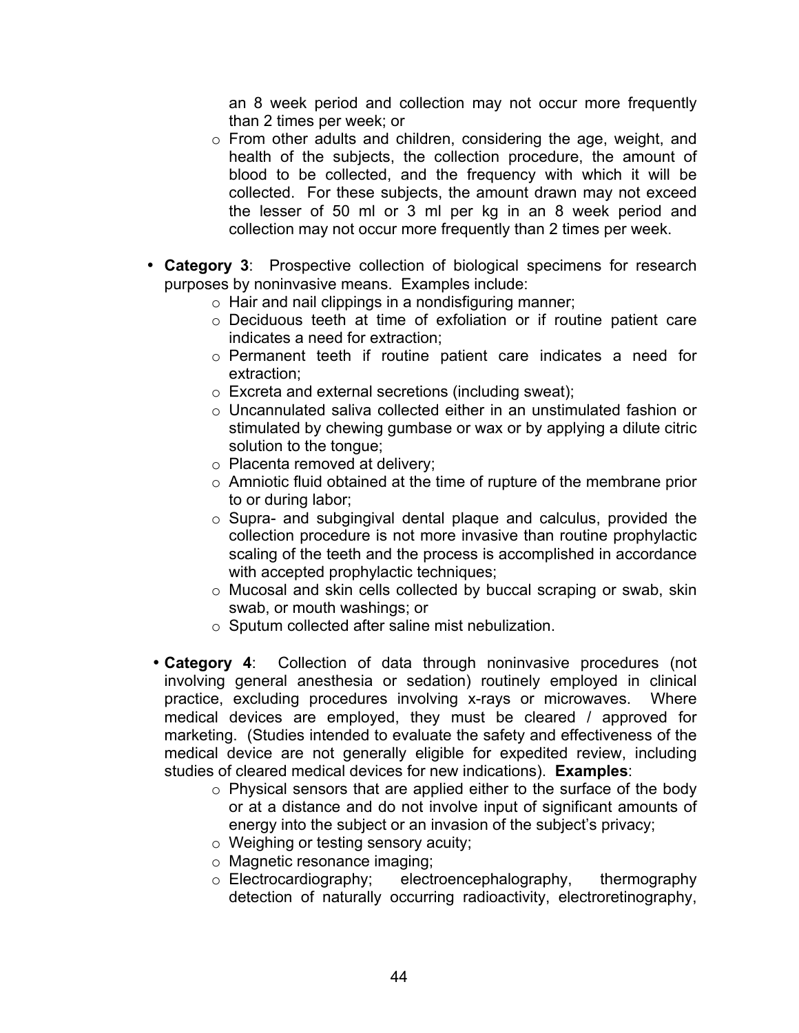an 8 week period and collection may not occur more frequently than 2 times per week; or

- From other adults and children, considering the age, weight, and health of the subjects, the collection procedure, the amount of blood to be collected, and the frequency with which it will be collected. For these subjects, the amount drawn may not exceed the lesser of 50 ml or 3 ml per kg in an 8 week period and collection may not occur more frequently than 2 times per week.

- **Category 3**: Prospective collection of biological specimens for research purposes by noninvasive means. Examples include:
  - Hair and nail clippings in a nondisfiguring manner;
  - Deciduous teeth at time of exfoliation or if routine patient care indicates a need for extraction;
  - Permanent teeth if routine patient care indicates a need for extraction;
  - Excreta and external secretions (including sweat);
  - Uncannulated saliva collected either in an unstimulated fashion or stimulated by chewing gumbase or wax or by applying a dilute citric solution to the tongue;
  - Placenta removed at delivery;
  - Amniotic fluid obtained at the time of rupture of the membrane prior to or during labor;
  - Supra- and subgingival dental plaque and calculus, provided the collection procedure is not more invasive than routine prophylactic scaling of the teeth and the process is accomplished in accordance with accepted prophylactic techniques;
  - Mucosal and skin cells collected by buccal scraping or swab, skin swab, or mouth washings; or
  - Sputum collected after saline mist nebulization.

- **Category 4**: Collection of data through noninvasive procedures (not involving general anesthesia or sedation) routinely employed in clinical practice, excluding procedures involving x-rays or microwaves. Where medical devices are employed, they must be cleared / approved for marketing. (Studies intended to evaluate the safety and effectiveness of the medical device are not generally eligible for expedited review, including studies of cleared medical devices for new indications). **Examples**:
  - Physical sensors that are applied either to the surface of the body or at a distance and do not involve input of significant amounts of energy into the subject or an invasion of the subject's privacy;
  - Weighing or testing sensory acuity;
  - Magnetic resonance imaging;
  - Electrocardiography; electroencephalography, thermography detection of naturally occurring radioactivity, electroretinography,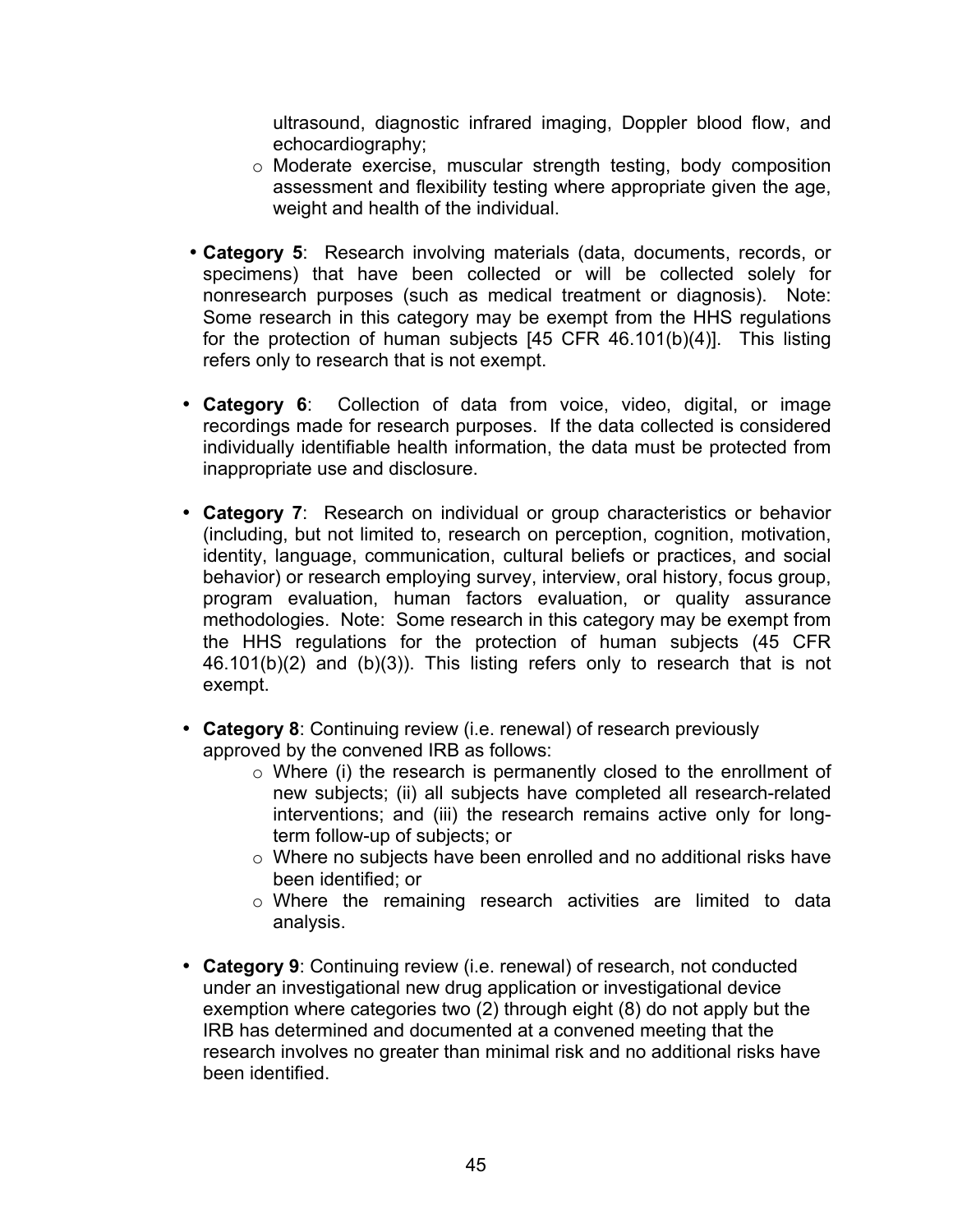ultrasound, diagnostic infrared imaging, Doppler blood flow, and echocardiography;
  - Moderate exercise, muscular strength testing, body composition assessment and flexibility testing where appropriate given the age, weight and health of the individual.

- **Category 5**: Research involving materials (data, documents, records, or specimens) that have been collected or will be collected solely for nonresearch purposes (such as medical treatment or diagnosis). Note: Some research in this category may be exempt from the HHS regulations for the protection of human subjects [45 CFR 46.101(b)(4)]. This listing refers only to research that is not exempt.

- **Category 6**: Collection of data from voice, video, digital, or image recordings made for research purposes. If the data collected is considered individually identifiable health information, the data must be protected from inappropriate use and disclosure.

- **Category 7**: Research on individual or group characteristics or behavior (including, but not limited to, research on perception, cognition, motivation, identity, language, communication, cultural beliefs or practices, and social behavior) or research employing survey, interview, oral history, focus group, program evaluation, human factors evaluation, or quality assurance methodologies. Note: Some research in this category may be exempt from the HHS regulations for the protection of human subjects (45 CFR 46.101(b)(2) and (b)(3)). This listing refers only to research that is not exempt.

- **Category 8**: Continuing review (i.e. renewal) of research previously approved by the convened IRB as follows:
  - Where (i) the research is permanently closed to the enrollment of new subjects; (ii) all subjects have completed all research-related interventions; and (iii) the research remains active only for long-term follow-up of subjects; or
  - Where no subjects have been enrolled and no additional risks have been identified; or
  - Where the remaining research activities are limited to data analysis.

- **Category 9**: Continuing review (i.e. renewal) of research, not conducted under an investigational new drug application or investigational device exemption where categories two (2) through eight (8) do not apply but the IRB has determined and documented at a convened meeting that the research involves no greater than minimal risk and no additional risks have been identified.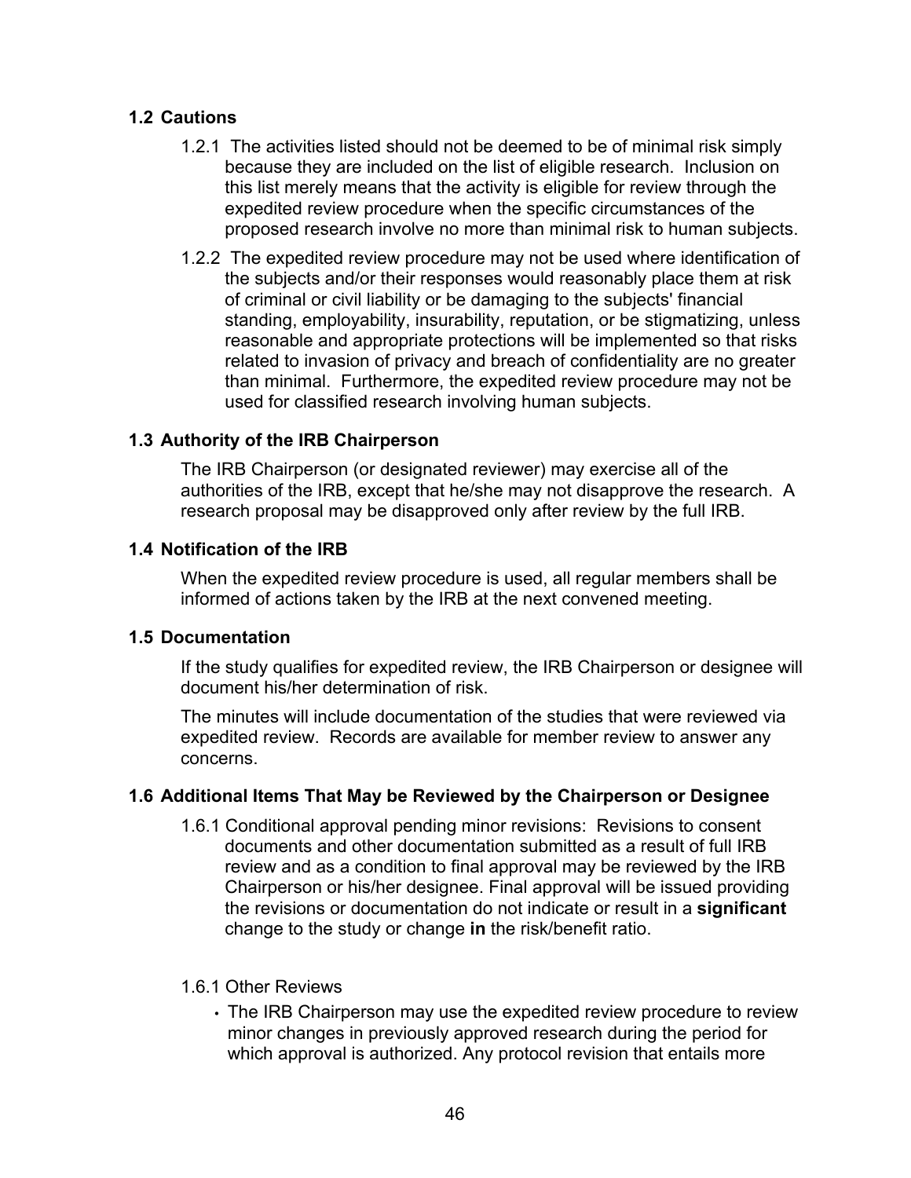### 1.2 Cautions

1.2.1 The activities listed should not be deemed to be of minimal risk simply because they are included on the list of eligible research. Inclusion on this list merely means that the activity is eligible for review through the expedited review procedure when the specific circumstances of the proposed research involve no more than minimal risk to human subjects.

1.2.2 The expedited review procedure may not be used where identification of the subjects and/or their responses would reasonably place them at risk of criminal or civil liability or be damaging to the subjects' financial standing, employability, insurability, reputation, or be stigmatizing, unless reasonable and appropriate protections will be implemented so that risks related to invasion of privacy and breach of confidentiality are no greater than minimal. Furthermore, the expedited review procedure may not be used for classified research involving human subjects.

### 1.3 Authority of the IRB Chairperson

The IRB Chairperson (or designated reviewer) may exercise all of the authorities of the IRB, except that he/she may not disapprove the research. A research proposal may be disapproved only after review by the full IRB.

### 1.4 Notification of the IRB

When the expedited review procedure is used, all regular members shall be informed of actions taken by the IRB at the next convened meeting.

### 1.5 Documentation

If the study qualifies for expedited review, the IRB Chairperson or designee will document his/her determination of risk.

The minutes will include documentation of the studies that were reviewed via expedited review. Records are available for member review to answer any concerns.

### 1.6 Additional Items That May be Reviewed by the Chairperson or Designee

1.6.1 Conditional approval pending minor revisions: Revisions to consent documents and other documentation submitted as a result of full IRB review and as a condition to final approval may be reviewed by the IRB Chairperson or his/her designee. Final approval will be issued providing the revisions or documentation do not indicate or result in a **significant** change to the study or change **in** the risk/benefit ratio.

1.6.1 Other Reviews

- The IRB Chairperson may use the expedited review procedure to review minor changes in previously approved research during the period for which approval is authorized. Any protocol revision that entails more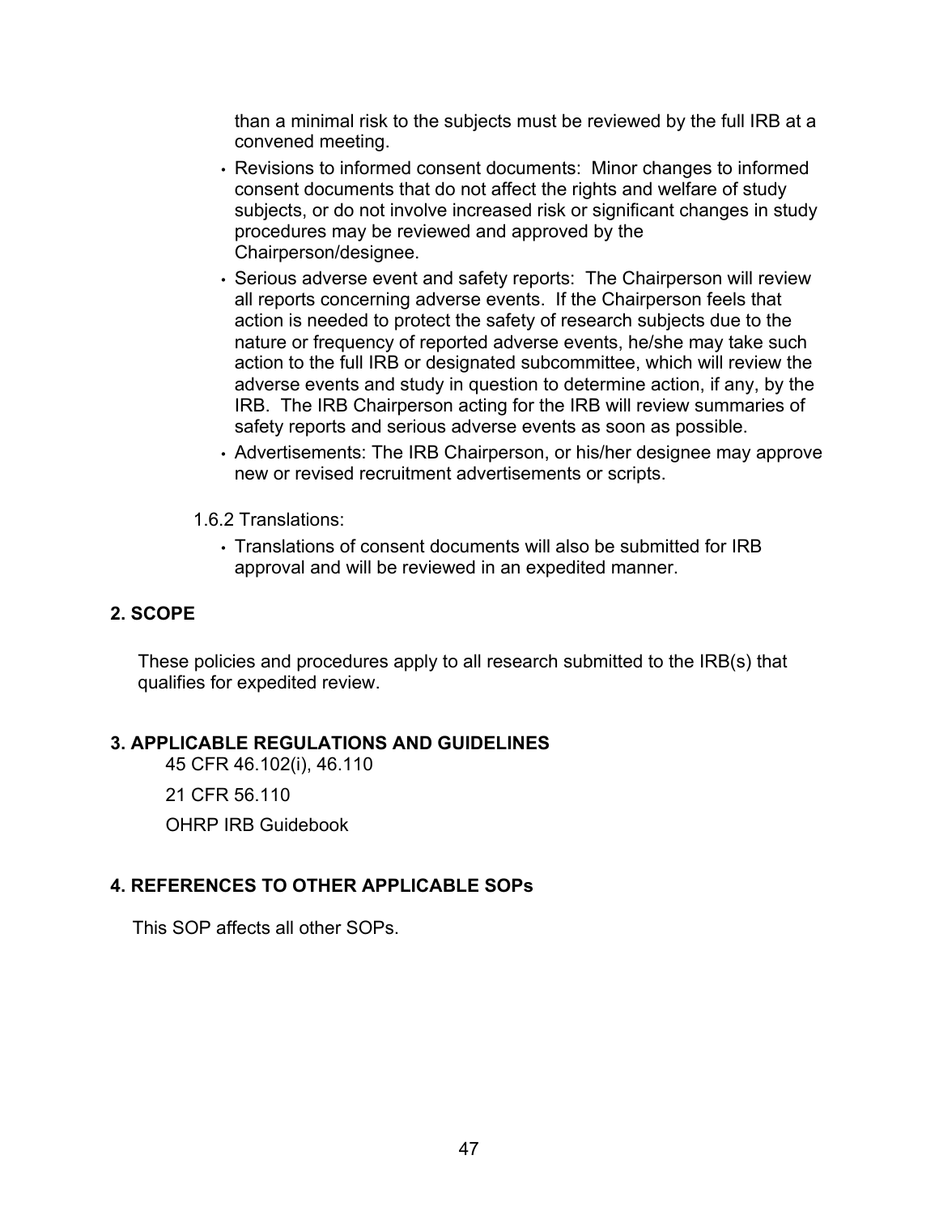than a minimal risk to the subjects must be reviewed by the full IRB at a convened meeting.

- Revisions to informed consent documents: Minor changes to informed consent documents that do not affect the rights and welfare of study subjects, or do not involve increased risk or significant changes in study procedures may be reviewed and approved by the Chairperson/designee.
- Serious adverse event and safety reports: The Chairperson will review all reports concerning adverse events. If the Chairperson feels that action is needed to protect the safety of research subjects due to the nature or frequency of reported adverse events, he/she may take such action to the full IRB or designated subcommittee, which will review the adverse events and study in question to determine action, if any, by the IRB. The IRB Chairperson acting for the IRB will review summaries of safety reports and serious adverse events as soon as possible.
- Advertisements: The IRB Chairperson, or his/her designee may approve new or revised recruitment advertisements or scripts.

1.6.2 Translations:

- Translations of consent documents will also be submitted for IRB approval and will be reviewed in an expedited manner.

## 2. SCOPE

These policies and procedures apply to all research submitted to the IRB(s) that qualifies for expedited review.

## 3. APPLICABLE REGULATIONS AND GUIDELINES

45 CFR 46.102(i), 46.110

21 CFR 56.110

OHRP IRB Guidebook

## 4. REFERENCES TO OTHER APPLICABLE SOPs

This SOP affects all other SOPs.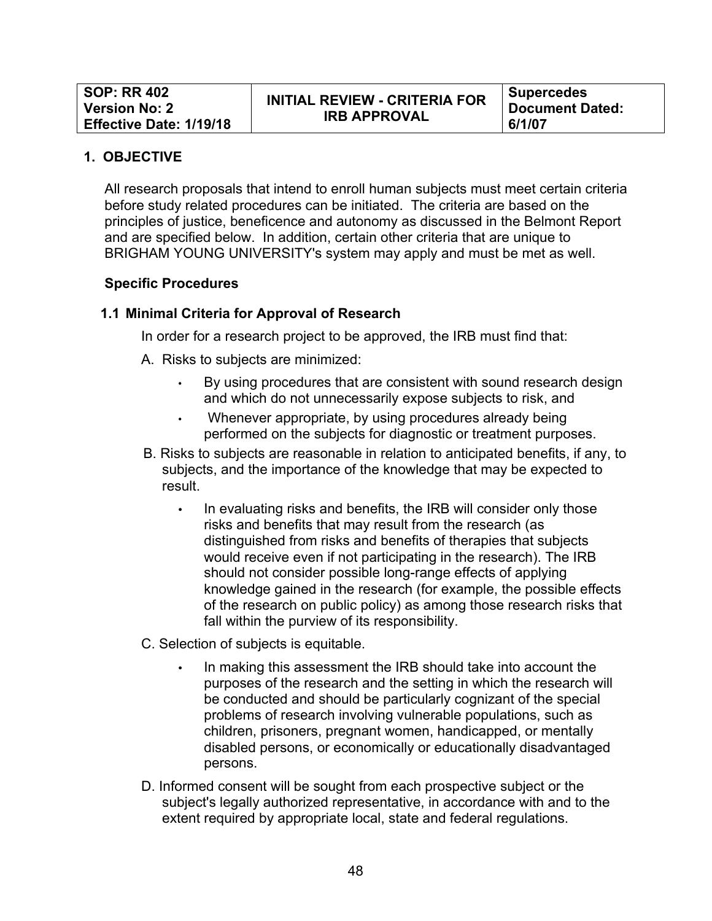| SOP: RR 402<br>Version No: 2<br>Effective Date: 1/19/18 | INITIAL REVIEW - CRITERIA FOR IRB APPROVAL | Supercedes Document Dated: 6/1/07 |
| --- | --- | --- |

## 1. OBJECTIVE

All research proposals that intend to enroll human subjects must meet certain criteria before study related procedures can be initiated. The criteria are based on the principles of justice, beneficence and autonomy as discussed in the Belmont Report and are specified below. In addition, certain other criteria that are unique to BRIGHAM YOUNG UNIVERSITY's system may apply and must be met as well.

**Specific Procedures**

### 1.1 Minimal Criteria for Approval of Research

In order for a research project to be approved, the IRB must find that:

A. Risks to subjects are minimized:

- By using procedures that are consistent with sound research design and which do not unnecessarily expose subjects to risk, and
- Whenever appropriate, by using procedures already being performed on the subjects for diagnostic or treatment purposes.

B. Risks to subjects are reasonable in relation to anticipated benefits, if any, to subjects, and the importance of the knowledge that may be expected to result.

- In evaluating risks and benefits, the IRB will consider only those risks and benefits that may result from the research (as distinguished from risks and benefits of therapies that subjects would receive even if not participating in the research). The IRB should not consider possible long-range effects of applying knowledge gained in the research (for example, the possible effects of the research on public policy) as among those research risks that fall within the purview of its responsibility.

C. Selection of subjects is equitable.

- In making this assessment the IRB should take into account the purposes of the research and the setting in which the research will be conducted and should be particularly cognizant of the special problems of research involving vulnerable populations, such as children, prisoners, pregnant women, handicapped, or mentally disabled persons, or economically or educationally disadvantaged persons.

D. Informed consent will be sought from each prospective subject or the subject's legally authorized representative, in accordance with and to the extent required by appropriate local, state and federal regulations.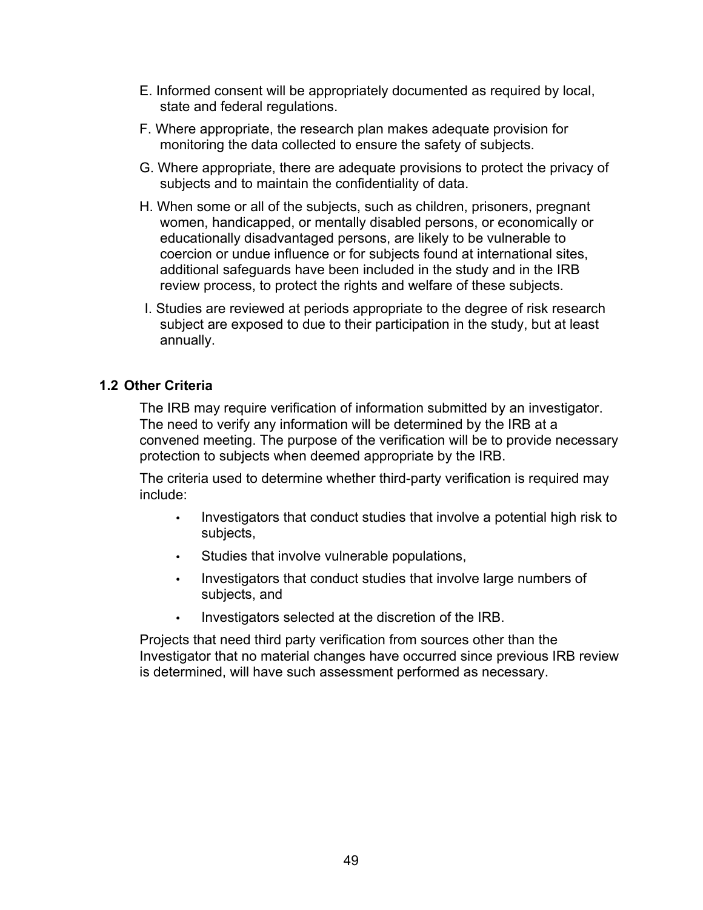E. Informed consent will be appropriately documented as required by local, state and federal regulations.

F. Where appropriate, the research plan makes adequate provision for monitoring the data collected to ensure the safety of subjects.

G. Where appropriate, there are adequate provisions to protect the privacy of subjects and to maintain the confidentiality of data.

H. When some or all of the subjects, such as children, prisoners, pregnant women, handicapped, or mentally disabled persons, or economically or educationally disadvantaged persons, are likely to be vulnerable to coercion or undue influence or for subjects found at international sites, additional safeguards have been included in the study and in the IRB review process, to protect the rights and welfare of these subjects.

I. Studies are reviewed at periods appropriate to the degree of risk research subject are exposed to due to their participation in the study, but at least annually.

## 1.2 Other Criteria

The IRB may require verification of information submitted by an investigator. The need to verify any information will be determined by the IRB at a convened meeting. The purpose of the verification will be to provide necessary protection to subjects when deemed appropriate by the IRB.

The criteria used to determine whether third-party verification is required may include:

- Investigators that conduct studies that involve a potential high risk to subjects,
- Studies that involve vulnerable populations,
- Investigators that conduct studies that involve large numbers of subjects, and
- Investigators selected at the discretion of the IRB.

Projects that need third party verification from sources other than the Investigator that no material changes have occurred since previous IRB review is determined, will have such assessment performed as necessary.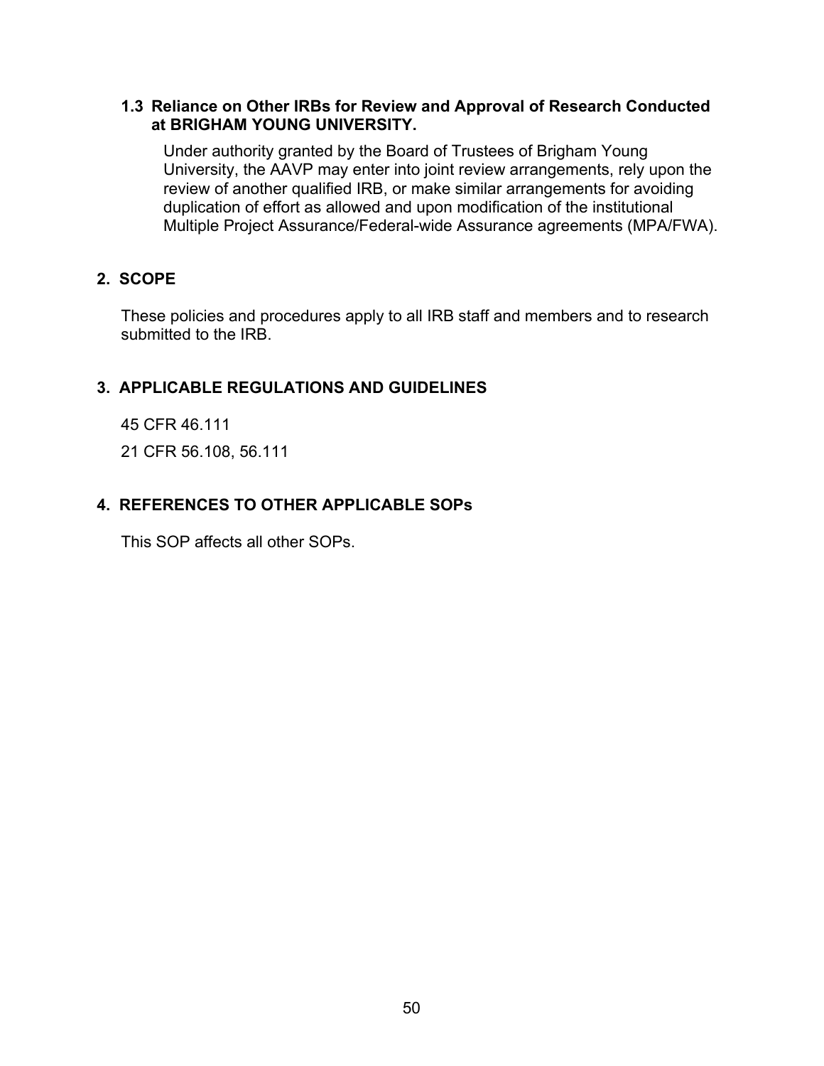### 1.3 Reliance on Other IRBs for Review and Approval of Research Conducted at BRIGHAM YOUNG UNIVERSITY.

Under authority granted by the Board of Trustees of Brigham Young University, the AAVP may enter into joint review arrangements, rely upon the review of another qualified IRB, or make similar arrangements for avoiding duplication of effort as allowed and upon modification of the institutional Multiple Project Assurance/Federal-wide Assurance agreements (MPA/FWA).

## 2. SCOPE

These policies and procedures apply to all IRB staff and members and to research submitted to the IRB.

## 3. APPLICABLE REGULATIONS AND GUIDELINES

45 CFR 46.111

21 CFR 56.108, 56.111

## 4. REFERENCES TO OTHER APPLICABLE SOPs

This SOP affects all other SOPs.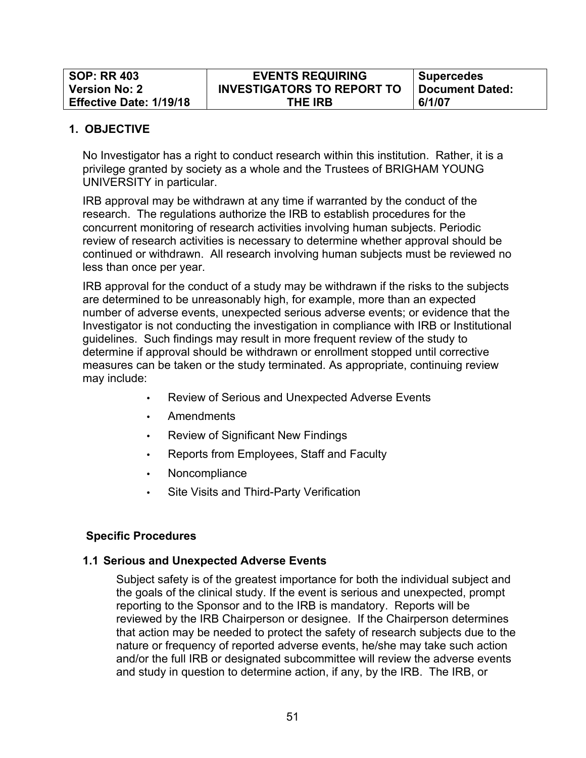| SOP: RR 403<br>Version No: 2<br>Effective Date: 1/19/18 | EVENTS REQUIRING INVESTIGATORS TO REPORT TO THE IRB | Supercedes Document Dated: 6/1/07 |
|---|---|---|

## 1. OBJECTIVE

No Investigator has a right to conduct research within this institution. Rather, it is a privilege granted by society as a whole and the Trustees of BRIGHAM YOUNG UNIVERSITY in particular.

IRB approval may be withdrawn at any time if warranted by the conduct of the research. The regulations authorize the IRB to establish procedures for the concurrent monitoring of research activities involving human subjects. Periodic review of research activities is necessary to determine whether approval should be continued or withdrawn. All research involving human subjects must be reviewed no less than once per year.

IRB approval for the conduct of a study may be withdrawn if the risks to the subjects are determined to be unreasonably high, for example, more than an expected number of adverse events, unexpected serious adverse events; or evidence that the Investigator is not conducting the investigation in compliance with IRB or Institutional guidelines. Such findings may result in more frequent review of the study to determine if approval should be withdrawn or enrollment stopped until corrective measures can be taken or the study terminated. As appropriate, continuing review may include:

- Review of Serious and Unexpected Adverse Events
- Amendments
- Review of Significant New Findings
- Reports from Employees, Staff and Faculty
- Noncompliance
- Site Visits and Third-Party Verification

### Specific Procedures

### 1.1 Serious and Unexpected Adverse Events

Subject safety is of the greatest importance for both the individual subject and the goals of the clinical study. If the event is serious and unexpected, prompt reporting to the Sponsor and to the IRB is mandatory. Reports will be reviewed by the IRB Chairperson or designee. If the Chairperson determines that action may be needed to protect the safety of research subjects due to the nature or frequency of reported adverse events, he/she may take such action and/or the full IRB or designated subcommittee will review the adverse events and study in question to determine action, if any, by the IRB. The IRB, or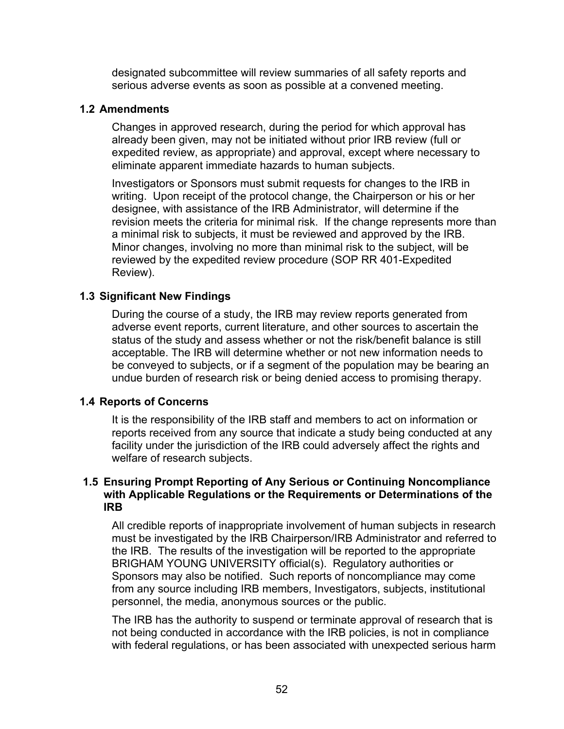designated subcommittee will review summaries of all safety reports and serious adverse events as soon as possible at a convened meeting.

### 1.2 Amendments

Changes in approved research, during the period for which approval has already been given, may not be initiated without prior IRB review (full or expedited review, as appropriate) and approval, except where necessary to eliminate apparent immediate hazards to human subjects.

Investigators or Sponsors must submit requests for changes to the IRB in writing. Upon receipt of the protocol change, the Chairperson or his or her designee, with assistance of the IRB Administrator, will determine if the revision meets the criteria for minimal risk. If the change represents more than a minimal risk to subjects, it must be reviewed and approved by the IRB. Minor changes, involving no more than minimal risk to the subject, will be reviewed by the expedited review procedure (SOP RR 401-Expedited Review).

### 1.3 Significant New Findings

During the course of a study, the IRB may review reports generated from adverse event reports, current literature, and other sources to ascertain the status of the study and assess whether or not the risk/benefit balance is still acceptable. The IRB will determine whether or not new information needs to be conveyed to subjects, or if a segment of the population may be bearing an undue burden of research risk or being denied access to promising therapy.

### 1.4 Reports of Concerns

It is the responsibility of the IRB staff and members to act on information or reports received from any source that indicate a study being conducted at any facility under the jurisdiction of the IRB could adversely affect the rights and welfare of research subjects.

### 1.5 Ensuring Prompt Reporting of Any Serious or Continuing Noncompliance with Applicable Regulations or the Requirements or Determinations of the IRB

All credible reports of inappropriate involvement of human subjects in research must be investigated by the IRB Chairperson/IRB Administrator and referred to the IRB. The results of the investigation will be reported to the appropriate BRIGHAM YOUNG UNIVERSITY official(s). Regulatory authorities or Sponsors may also be notified. Such reports of noncompliance may come from any source including IRB members, Investigators, subjects, institutional personnel, the media, anonymous sources or the public.

The IRB has the authority to suspend or terminate approval of research that is not being conducted in accordance with the IRB policies, is not in compliance with federal regulations, or has been associated with unexpected serious harm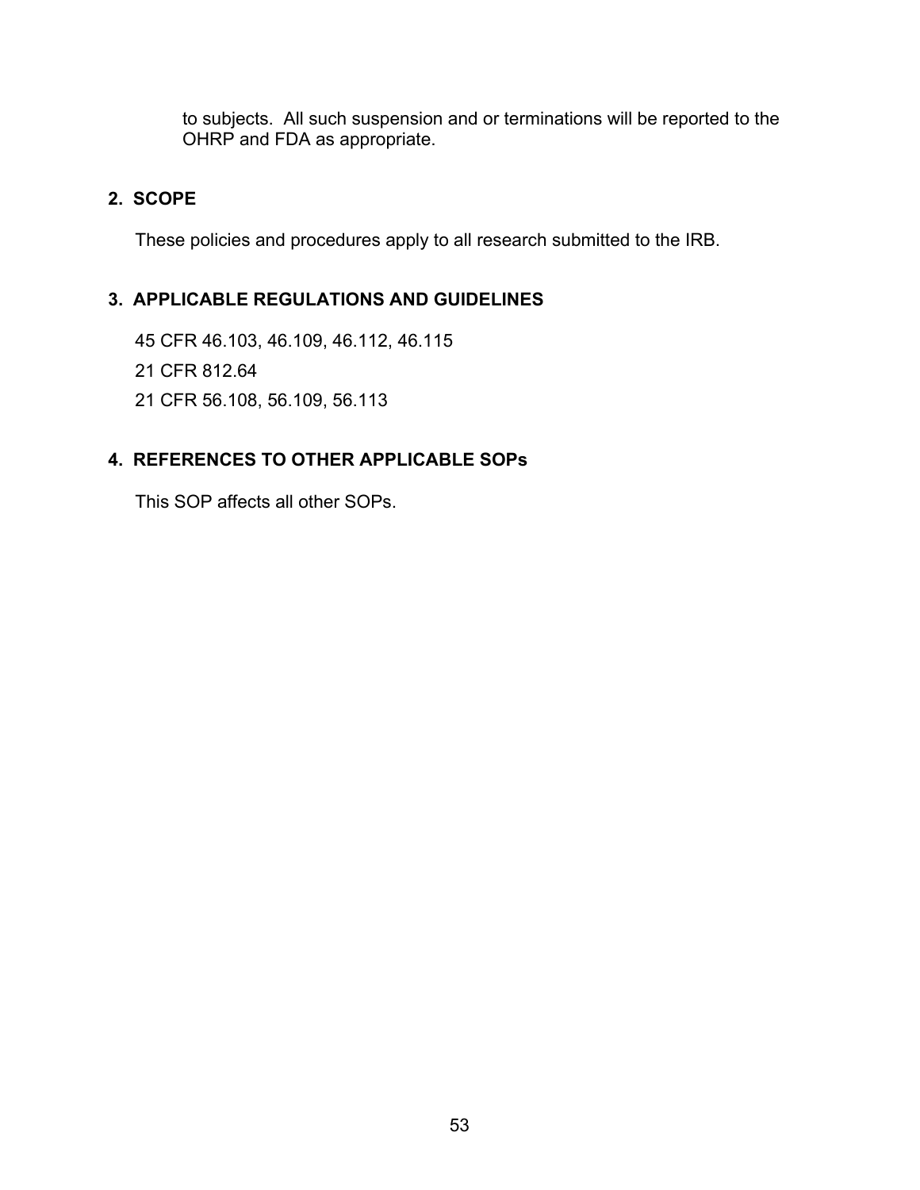to subjects. All such suspension and or terminations will be reported to the OHRP and FDA as appropriate.

## 2. SCOPE

These policies and procedures apply to all research submitted to the IRB.

## 3. APPLICABLE REGULATIONS AND GUIDELINES

45 CFR 46.103, 46.109, 46.112, 46.115

21 CFR 812.64

21 CFR 56.108, 56.109, 56.113

## 4. REFERENCES TO OTHER APPLICABLE SOPs

This SOP affects all other SOPs.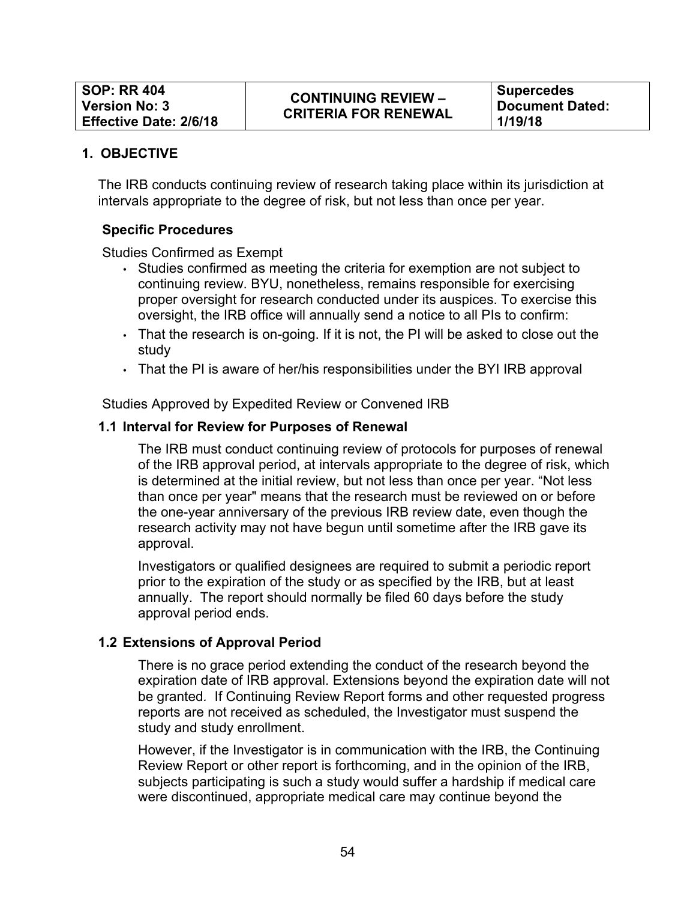| SOP: RR 404<br>Version No: 3<br>Effective Date: 2/6/18 | CONTINUING REVIEW – CRITERIA FOR RENEWAL | Supercedes Document Dated: 1/19/18 |
|---|---|---|

## 1. OBJECTIVE

The IRB conducts continuing review of research taking place within its jurisdiction at intervals appropriate to the degree of risk, but not less than once per year.

**Specific Procedures**

Studies Confirmed as Exempt

- Studies confirmed as meeting the criteria for exemption are not subject to continuing review. BYU, nonetheless, remains responsible for exercising proper oversight for research conducted under its auspices. To exercise this oversight, the IRB office will annually send a notice to all PIs to confirm:
- That the research is on-going. If it is not, the PI will be asked to close out the study
- That the PI is aware of her/his responsibilities under the BYI IRB approval

Studies Approved by Expedited Review or Convened IRB

### 1.1 Interval for Review for Purposes of Renewal

The IRB must conduct continuing review of protocols for purposes of renewal of the IRB approval period, at intervals appropriate to the degree of risk, which is determined at the initial review, but not less than once per year. “Not less than once per year" means that the research must be reviewed on or before the one-year anniversary of the previous IRB review date, even though the research activity may not have begun until sometime after the IRB gave its approval.

Investigators or qualified designees are required to submit a periodic report prior to the expiration of the study or as specified by the IRB, but at least annually. The report should normally be filed 60 days before the study approval period ends.

### 1.2 Extensions of Approval Period

There is no grace period extending the conduct of the research beyond the expiration date of IRB approval. Extensions beyond the expiration date will not be granted. If Continuing Review Report forms and other requested progress reports are not received as scheduled, the Investigator must suspend the study and study enrollment.

However, if the Investigator is in communication with the IRB, the Continuing Review Report or other report is forthcoming, and in the opinion of the IRB, subjects participating is such a study would suffer a hardship if medical care were discontinued, appropriate medical care may continue beyond the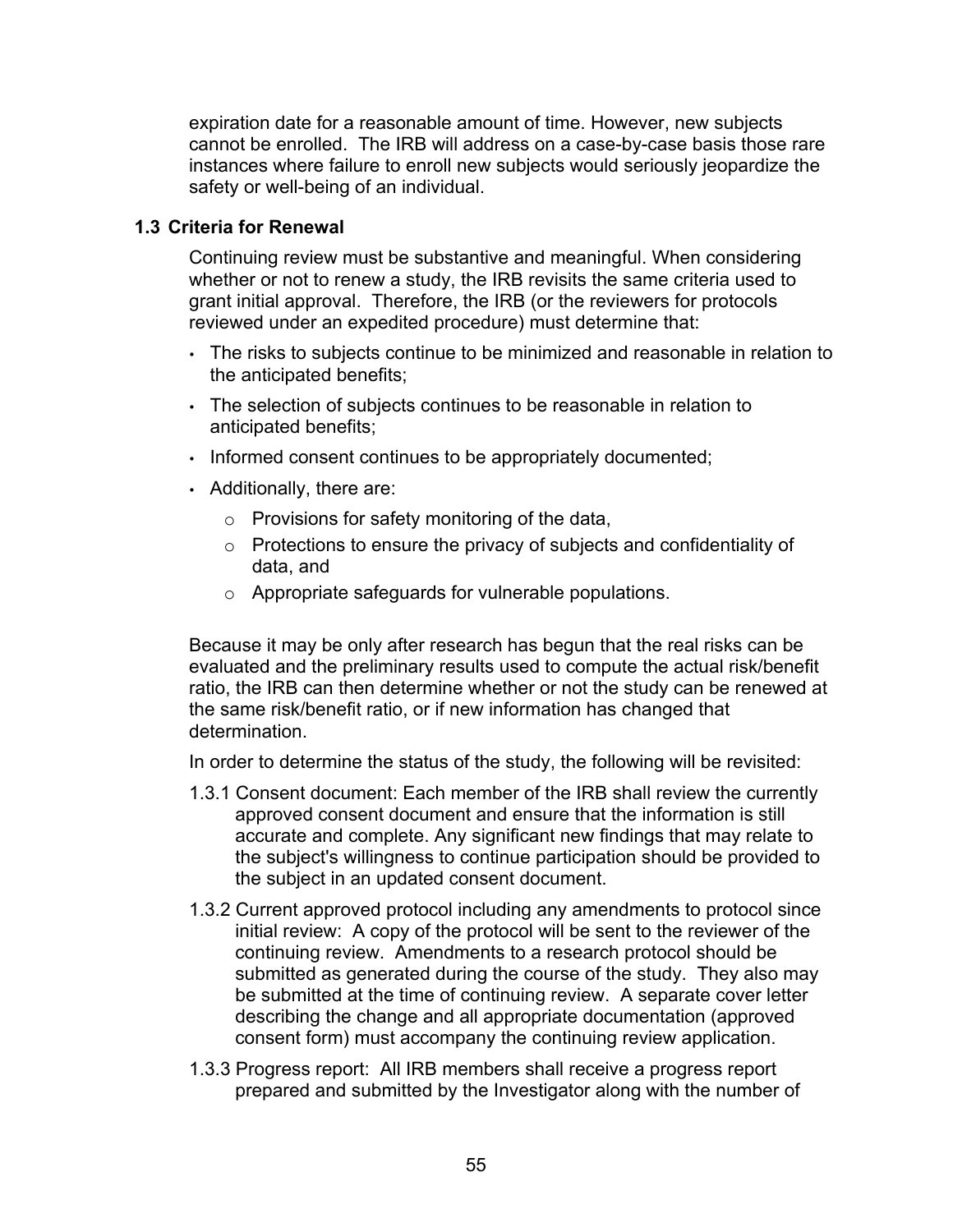expiration date for a reasonable amount of time. However, new subjects cannot be enrolled. The IRB will address on a case-by-case basis those rare instances where failure to enroll new subjects would seriously jeopardize the safety or well-being of an individual.

### 1.3 Criteria for Renewal

Continuing review must be substantive and meaningful. When considering whether or not to renew a study, the IRB revisits the same criteria used to grant initial approval. Therefore, the IRB (or the reviewers for protocols reviewed under an expedited procedure) must determine that:

- The risks to subjects continue to be minimized and reasonable in relation to the anticipated benefits;
- The selection of subjects continues to be reasonable in relation to anticipated benefits;
- Informed consent continues to be appropriately documented;
- Additionally, there are:
    - Provisions for safety monitoring of the data,
    - Protections to ensure the privacy of subjects and confidentiality of data, and
    - Appropriate safeguards for vulnerable populations.

Because it may be only after research has begun that the real risks can be evaluated and the preliminary results used to compute the actual risk/benefit ratio, the IRB can then determine whether or not the study can be renewed at the same risk/benefit ratio, or if new information has changed that determination.

In order to determine the status of the study, the following will be revisited:

1.3.1 Consent document: Each member of the IRB shall review the currently approved consent document and ensure that the information is still accurate and complete. Any significant new findings that may relate to the subject's willingness to continue participation should be provided to the subject in an updated consent document.

1.3.2 Current approved protocol including any amendments to protocol since initial review: A copy of the protocol will be sent to the reviewer of the continuing review. Amendments to a research protocol should be submitted as generated during the course of the study. They also may be submitted at the time of continuing review. A separate cover letter describing the change and all appropriate documentation (approved consent form) must accompany the continuing review application.

1.3.3 Progress report: All IRB members shall receive a progress report prepared and submitted by the Investigator along with the number of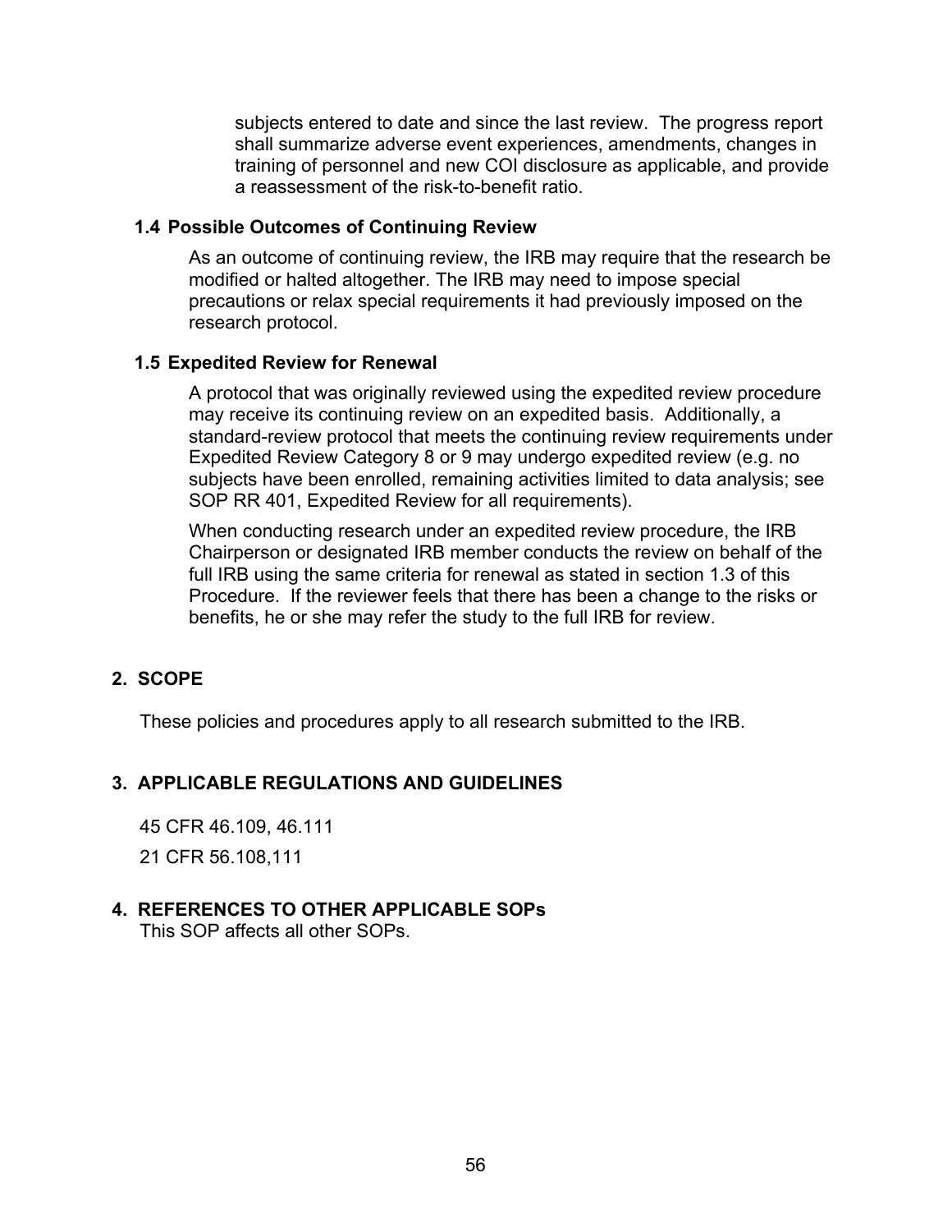subjects entered to date and since the last review. The progress report shall summarize adverse event experiences, amendments, changes in training of personnel and new COI disclosure as applicable, and provide a reassessment of the risk-to-benefit ratio.

### 1.4 Possible Outcomes of Continuing Review

As an outcome of continuing review, the IRB may require that the research be modified or halted altogether. The IRB may need to impose special precautions or relax special requirements it had previously imposed on the research protocol.

### 1.5 Expedited Review for Renewal

A protocol that was originally reviewed using the expedited review procedure may receive its continuing review on an expedited basis. Additionally, a standard-review protocol that meets the continuing review requirements under Expedited Review Category 8 or 9 may undergo expedited review (e.g. no subjects have been enrolled, remaining activities limited to data analysis; see SOP RR 401, Expedited Review for all requirements).

When conducting research under an expedited review procedure, the IRB Chairperson or designated IRB member conducts the review on behalf of the full IRB using the same criteria for renewal as stated in section 1.3 of this Procedure. If the reviewer feels that there has been a change to the risks or benefits, he or she may refer the study to the full IRB for review.

## 2. SCOPE

These policies and procedures apply to all research submitted to the IRB.

## 3. APPLICABLE REGULATIONS AND GUIDELINES

45 CFR 46.109, 46.111

21 CFR 56.108,111

## 4. REFERENCES TO OTHER APPLICABLE SOPs

This SOP affects all other SOPs.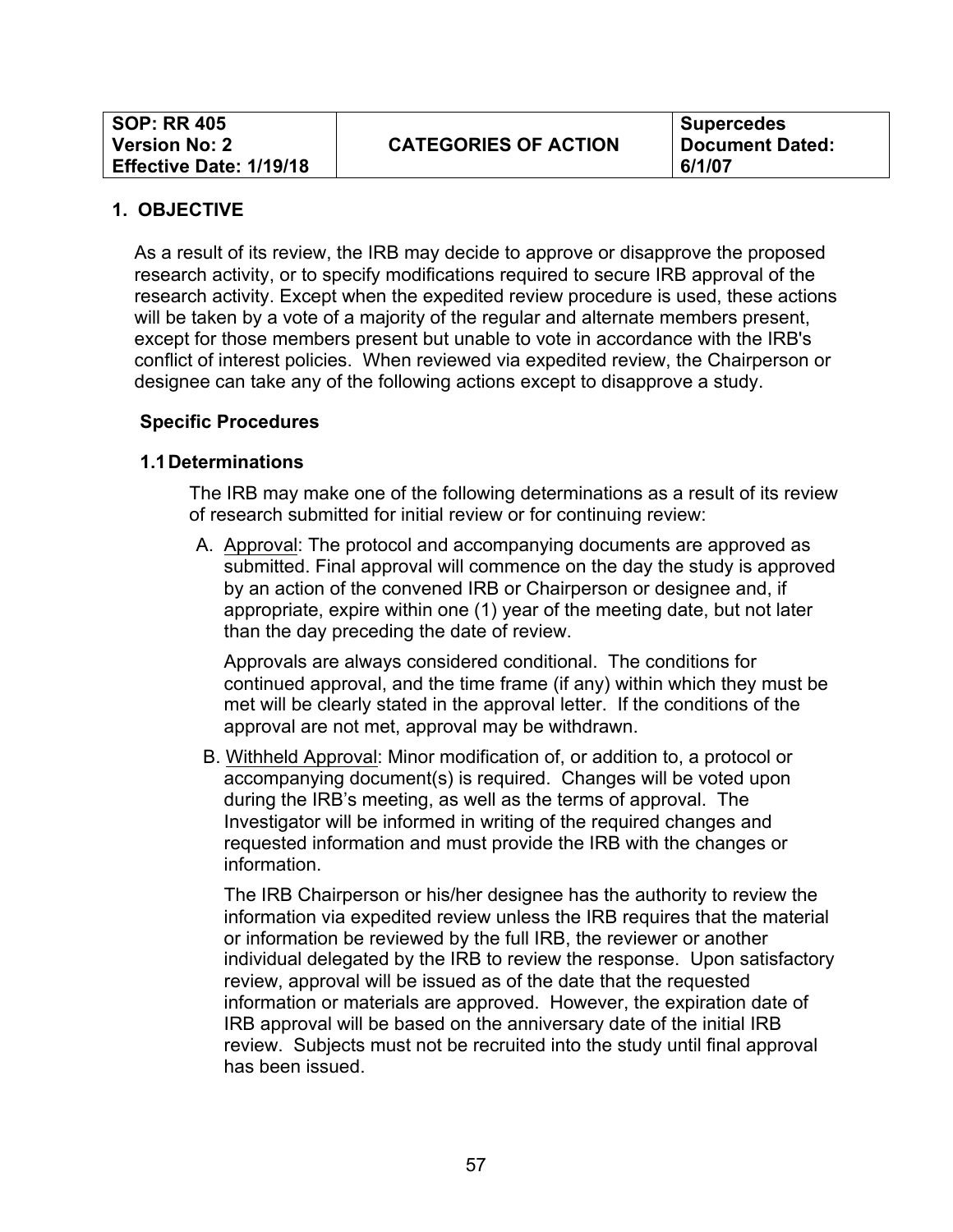| SOP: RR 405<br>Version No: 2<br>Effective Date: 1/19/18 | CATEGORIES OF ACTION | Supercedes Document Dated: 6/1/07 |
|---|---|---|

## 1. OBJECTIVE

As a result of its review, the IRB may decide to approve or disapprove the proposed research activity, or to specify modifications required to secure IRB approval of the research activity. Except when the expedited review procedure is used, these actions will be taken by a vote of a majority of the regular and alternate members present, except for those members present but unable to vote in accordance with the IRB's conflict of interest policies. When reviewed via expedited review, the Chairperson or designee can take any of the following actions except to disapprove a study.

### Specific Procedures

### 1.1 Determinations

The IRB may make one of the following determinations as a result of its review of research submitted for initial review or for continuing review:

A. Approval: The protocol and accompanying documents are approved as submitted. Final approval will commence on the day the study is approved by an action of the convened IRB or Chairperson or designee and, if appropriate, expire within one (1) year of the meeting date, but not later than the day preceding the date of review.

   Approvals are always considered conditional. The conditions for continued approval, and the time frame (if any) within which they must be met will be clearly stated in the approval letter. If the conditions of the approval are not met, approval may be withdrawn.

B. Withheld Approval: Minor modification of, or addition to, a protocol or accompanying document(s) is required. Changes will be voted upon during the IRB's meeting, as well as the terms of approval. The Investigator will be informed in writing of the required changes and requested information and must provide the IRB with the changes or information.

   The IRB Chairperson or his/her designee has the authority to review the information via expedited review unless the IRB requires that the material or information be reviewed by the full IRB, the reviewer or another individual delegated by the IRB to review the response. Upon satisfactory review, approval will be issued as of the date that the requested information or materials are approved. However, the expiration date of IRB approval will be based on the anniversary date of the initial IRB review. Subjects must not be recruited into the study until final approval has been issued.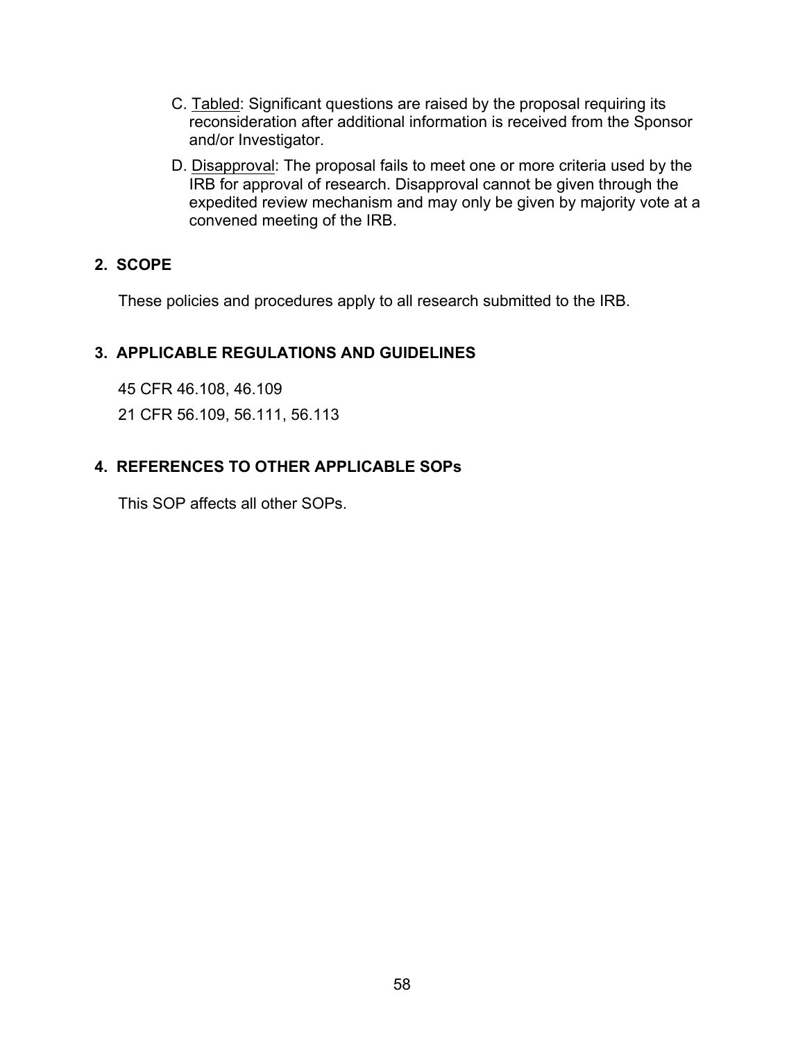C. Tabled: Significant questions are raised by the proposal requiring its reconsideration after additional information is received from the Sponsor and/or Investigator.

D. Disapproval: The proposal fails to meet one or more criteria used by the IRB for approval of research. Disapproval cannot be given through the expedited review mechanism and may only be given by majority vote at a convened meeting of the IRB.

## 2. SCOPE

These policies and procedures apply to all research submitted to the IRB.

## 3. APPLICABLE REGULATIONS AND GUIDELINES

45 CFR 46.108, 46.109

21 CFR 56.109, 56.111, 56.113

## 4. REFERENCES TO OTHER APPLICABLE SOPs

This SOP affects all other SOPs.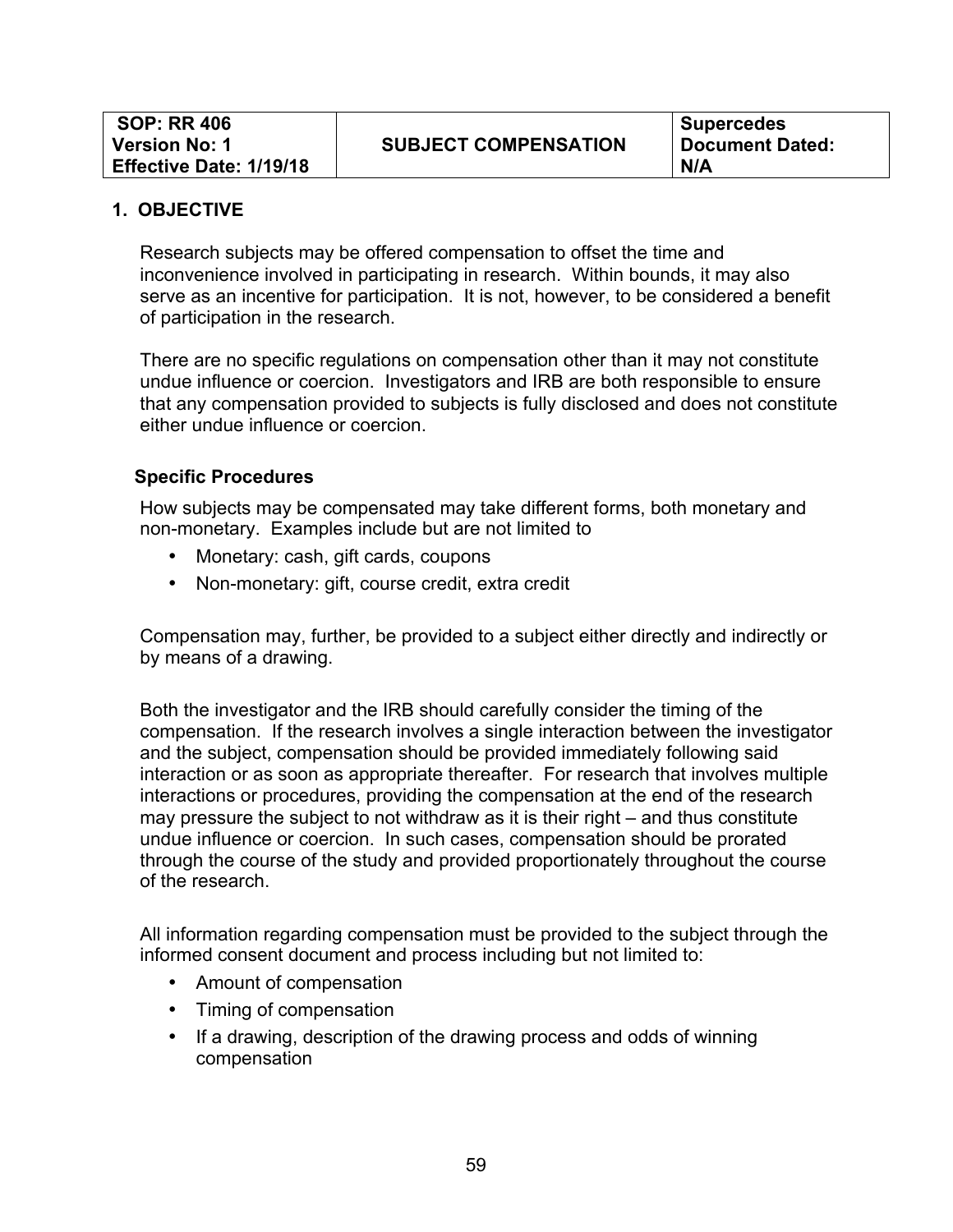| SOP: RR 406<br>Version No: 1<br>Effective Date: 1/19/18 | SUBJECT COMPENSATION | Supercedes Document Dated:<br>N/A |
|---|---|---|

## 1. OBJECTIVE

Research subjects may be offered compensation to offset the time and inconvenience involved in participating in research. Within bounds, it may also serve as an incentive for participation. It is not, however, to be considered a benefit of participation in the research.

There are no specific regulations on compensation other than it may not constitute undue influence or coercion. Investigators and IRB are both responsible to ensure that any compensation provided to subjects is fully disclosed and does not constitute either undue influence or coercion.

### Specific Procedures

How subjects may be compensated may take different forms, both monetary and non-monetary. Examples include but are not limited to

- Monetary: cash, gift cards, coupons
- Non-monetary: gift, course credit, extra credit

Compensation may, further, be provided to a subject either directly and indirectly or by means of a drawing.

Both the investigator and the IRB should carefully consider the timing of the compensation. If the research involves a single interaction between the investigator and the subject, compensation should be provided immediately following said interaction or as soon as appropriate thereafter. For research that involves multiple interactions or procedures, providing the compensation at the end of the research may pressure the subject to not withdraw as it is their right – and thus constitute undue influence or coercion. In such cases, compensation should be prorated through the course of the study and provided proportionately throughout the course of the research.

All information regarding compensation must be provided to the subject through the informed consent document and process including but not limited to:

- Amount of compensation
- Timing of compensation
- If a drawing, description of the drawing process and odds of winning compensation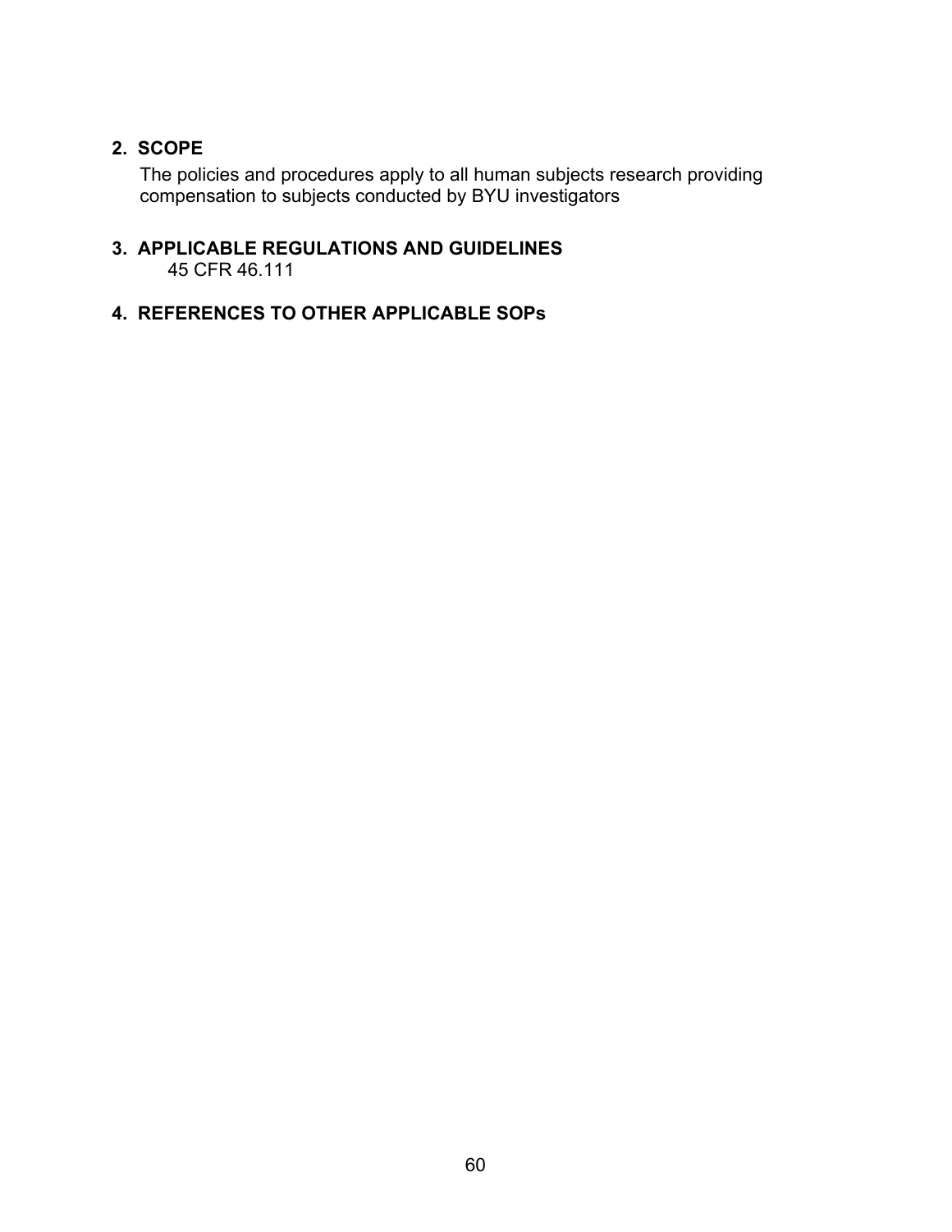## 2. SCOPE

The policies and procedures apply to all human subjects research providing compensation to subjects conducted by BYU investigators

## 3. APPLICABLE REGULATIONS AND GUIDELINES

45 CFR 46.111

## 4. REFERENCES TO OTHER APPLICABLE SOPs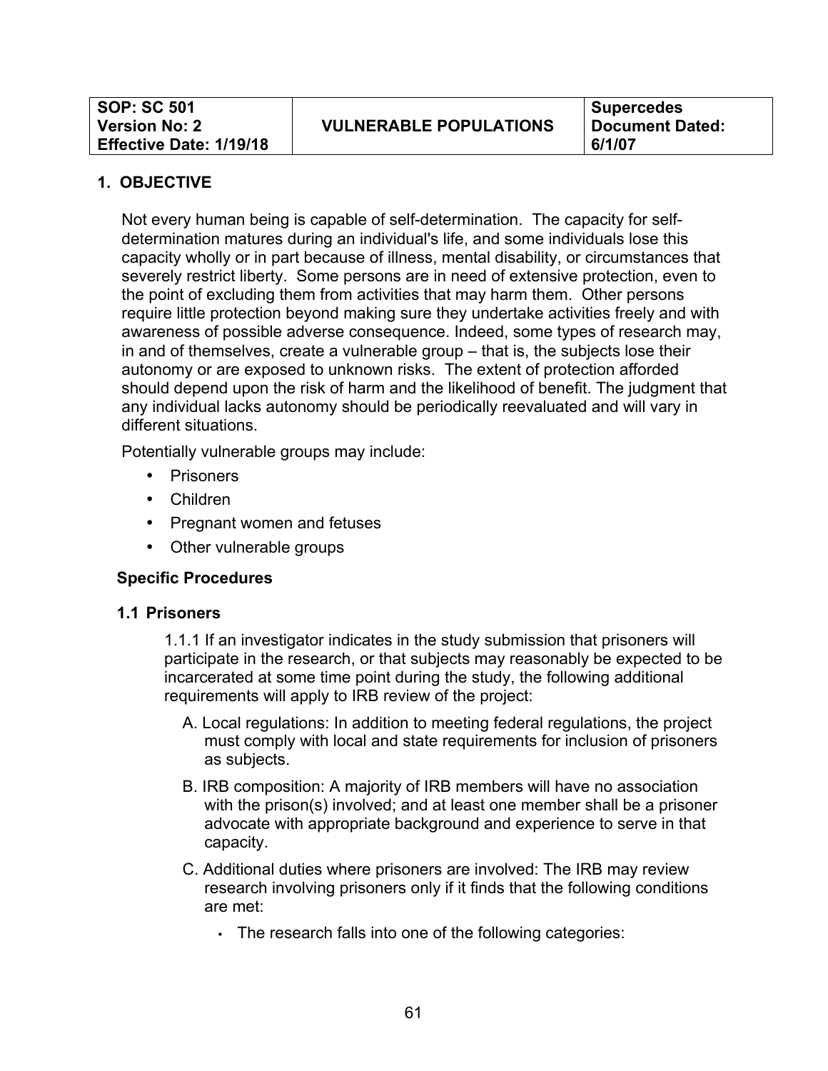| SOP: SC 501<br>Version No: 2<br>Effective Date: 1/19/18 | VULNERABLE POPULATIONS | Supercedes<br>Document Dated:<br>6/1/07 |
| --- | --- | --- |

## 1. OBJECTIVE

Not every human being is capable of self-determination. The capacity for self-determination matures during an individual's life, and some individuals lose this capacity wholly or in part because of illness, mental disability, or circumstances that severely restrict liberty. Some persons are in need of extensive protection, even to the point of excluding them from activities that may harm them. Other persons require little protection beyond making sure they undertake activities freely and with awareness of possible adverse consequence. Indeed, some types of research may, in and of themselves, create a vulnerable group – that is, the subjects lose their autonomy or are exposed to unknown risks. The extent of protection afforded should depend upon the risk of harm and the likelihood of benefit. The judgment that any individual lacks autonomy should be periodically reevaluated and will vary in different situations.

Potentially vulnerable groups may include:

- Prisoners
- Children
- Pregnant women and fetuses
- Other vulnerable groups

### Specific Procedures

### 1.1 Prisoners

1.1.1 If an investigator indicates in the study submission that prisoners will participate in the research, or that subjects may reasonably be expected to be incarcerated at some time point during the study, the following additional requirements will apply to IRB review of the project:

A. Local regulations: In addition to meeting federal regulations, the project must comply with local and state requirements for inclusion of prisoners as subjects.

B. IRB composition: A majority of IRB members will have no association with the prison(s) involved; and at least one member shall be a prisoner advocate with appropriate background and experience to serve in that capacity.

C. Additional duties where prisoners are involved: The IRB may review research involving prisoners only if it finds that the following conditions are met:

- The research falls into one of the following categories: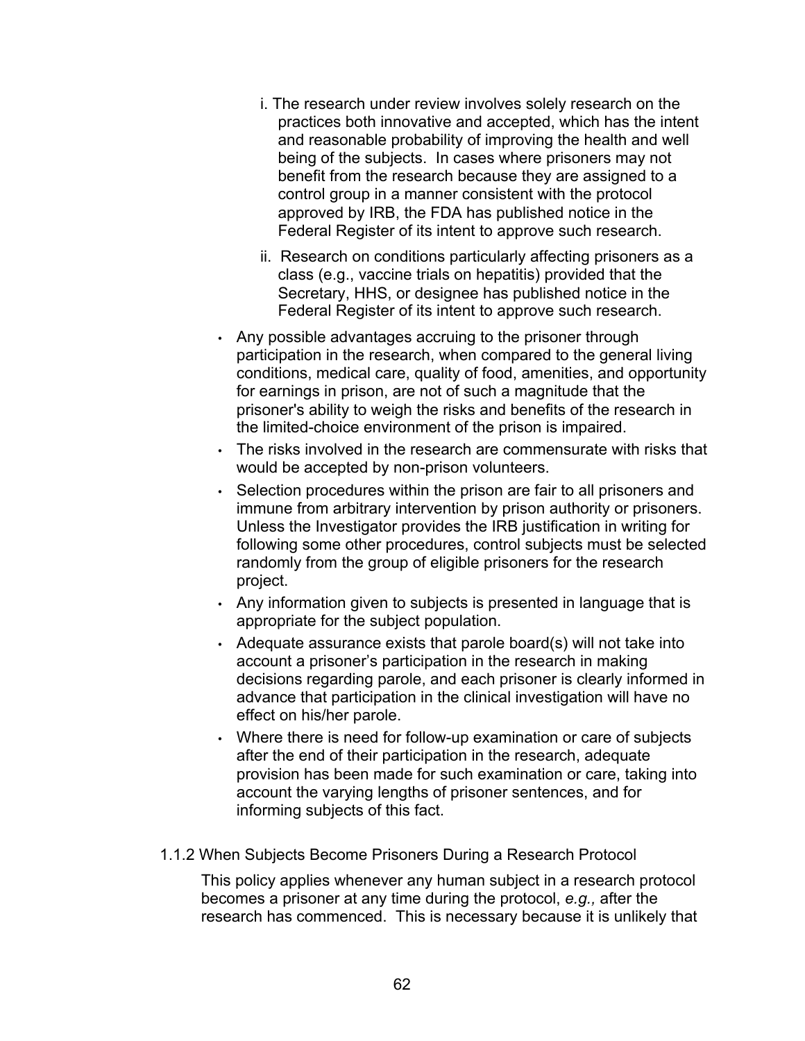i. The research under review involves solely research on the practices both innovative and accepted, which has the intent and reasonable probability of improving the health and well being of the subjects. In cases where prisoners may not benefit from the research because they are assigned to a control group in a manner consistent with the protocol approved by IRB, the FDA has published notice in the Federal Register of its intent to approve such research.

   ii. Research on conditions particularly affecting prisoners as a class (e.g., vaccine trials on hepatitis) provided that the Secretary, HHS, or designee has published notice in the Federal Register of its intent to approve such research.

- Any possible advantages accruing to the prisoner through participation in the research, when compared to the general living conditions, medical care, quality of food, amenities, and opportunity for earnings in prison, are not of such a magnitude that the prisoner's ability to weigh the risks and benefits of the research in the limited-choice environment of the prison is impaired.
- The risks involved in the research are commensurate with risks that would be accepted by non-prison volunteers.
- Selection procedures within the prison are fair to all prisoners and immune from arbitrary intervention by prison authority or prisoners. Unless the Investigator provides the IRB justification in writing for following some other procedures, control subjects must be selected randomly from the group of eligible prisoners for the research project.
- Any information given to subjects is presented in language that is appropriate for the subject population.
- Adequate assurance exists that parole board(s) will not take into account a prisoner's participation in the research in making decisions regarding parole, and each prisoner is clearly informed in advance that participation in the clinical investigation will have no effect on his/her parole.
- Where there is need for follow-up examination or care of subjects after the end of their participation in the research, adequate provision has been made for such examination or care, taking into account the varying lengths of prisoner sentences, and for informing subjects of this fact.

### 1.1.2 When Subjects Become Prisoners During a Research Protocol

This policy applies whenever any human subject in a research protocol becomes a prisoner at any time during the protocol, *e.g.,* after the research has commenced. This is necessary because it is unlikely that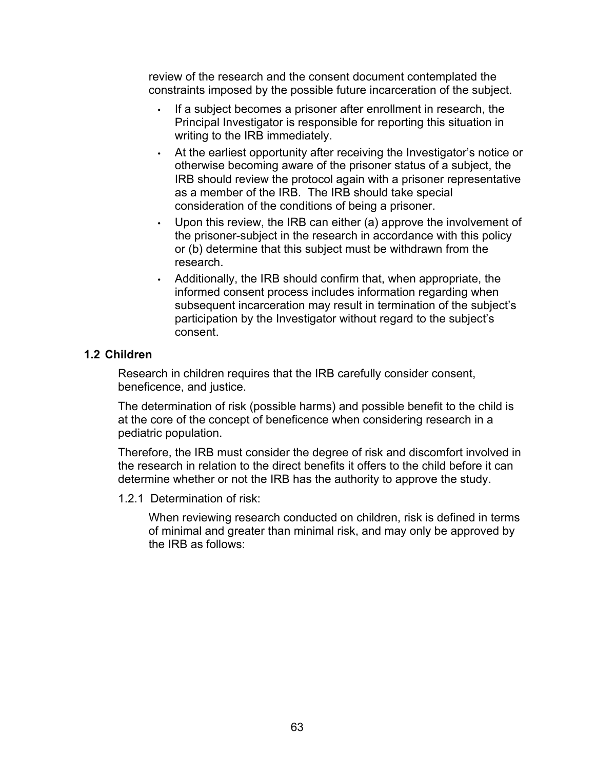review of the research and the consent document contemplated the constraints imposed by the possible future incarceration of the subject.

- If a subject becomes a prisoner after enrollment in research, the Principal Investigator is responsible for reporting this situation in writing to the IRB immediately.
- At the earliest opportunity after receiving the Investigator's notice or otherwise becoming aware of the prisoner status of a subject, the IRB should review the protocol again with a prisoner representative as a member of the IRB. The IRB should take special consideration of the conditions of being a prisoner.
- Upon this review, the IRB can either (a) approve the involvement of the prisoner-subject in the research in accordance with this policy or (b) determine that this subject must be withdrawn from the research.
- Additionally, the IRB should confirm that, when appropriate, the informed consent process includes information regarding when subsequent incarceration may result in termination of the subject's participation by the Investigator without regard to the subject's consent.

### 1.2 Children

Research in children requires that the IRB carefully consider consent, beneficence, and justice.

The determination of risk (possible harms) and possible benefit to the child is at the core of the concept of beneficence when considering research in a pediatric population.

Therefore, the IRB must consider the degree of risk and discomfort involved in the research in relation to the direct benefits it offers to the child before it can determine whether or not the IRB has the authority to approve the study.

1.2.1 Determination of risk:

When reviewing research conducted on children, risk is defined in terms of minimal and greater than minimal risk, and may only be approved by the IRB as follows: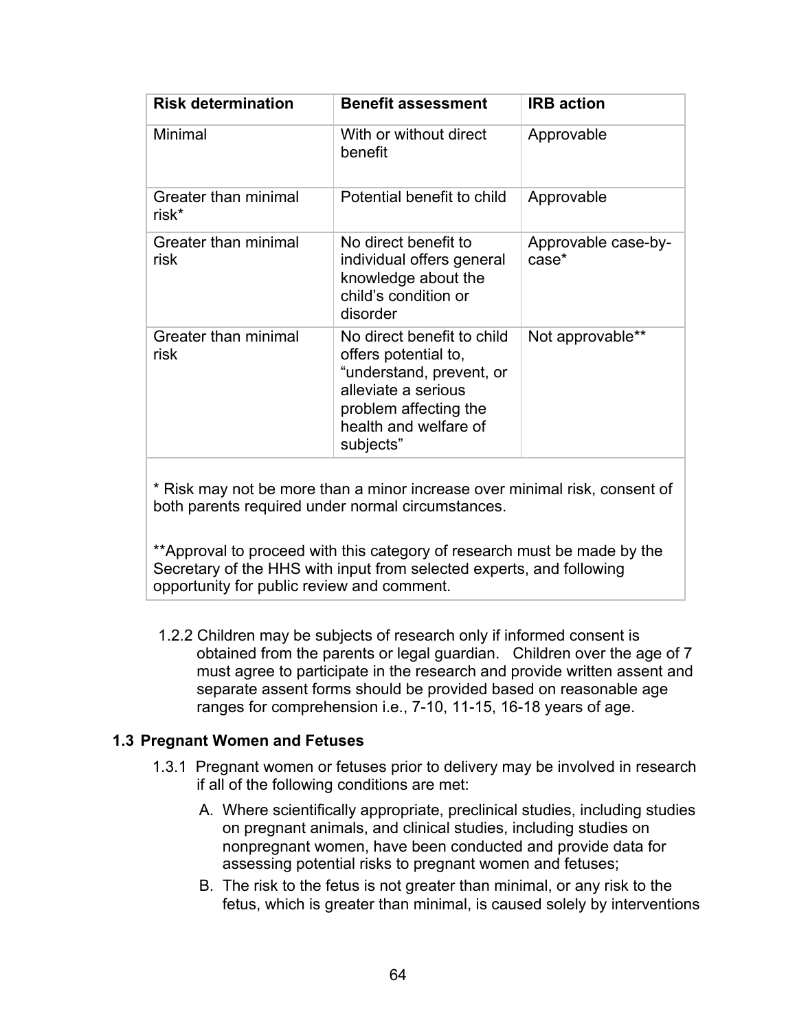| Risk determination | Benefit assessment | IRB action |
|---|---|---|
| Minimal | With or without direct benefit | Approvable |
| Greater than minimal risk* | Potential benefit to child | Approvable |
| Greater than minimal risk | No direct benefit to individual offers general knowledge about the child's condition or disorder | Approvable case-by-case* |
| Greater than minimal risk | No direct benefit to child offers potential to, "understand, prevent, or alleviate a serious problem affecting the health and welfare of subjects" | Not approvable** |

* Risk may not be more than a minor increase over minimal risk, consent of both parents required under normal circumstances.

**Approval to proceed with this category of research must be made by the Secretary of the HHS with input from selected experts, and following opportunity for public review and comment.

1.2.2 Children may be subjects of research only if informed consent is obtained from the parents or legal guardian. Children over the age of 7 must agree to participate in the research and provide written assent and separate assent forms should be provided based on reasonable age ranges for comprehension i.e., 7-10, 11-15, 16-18 years of age.

### 1.3 Pregnant Women and Fetuses

1.3.1 Pregnant women or fetuses prior to delivery may be involved in research if all of the following conditions are met:

A. Where scientifically appropriate, preclinical studies, including studies on pregnant animals, and clinical studies, including studies on nonpregnant women, have been conducted and provide data for assessing potential risks to pregnant women and fetuses;

B. The risk to the fetus is not greater than minimal, or any risk to the fetus, which is greater than minimal, is caused solely by interventions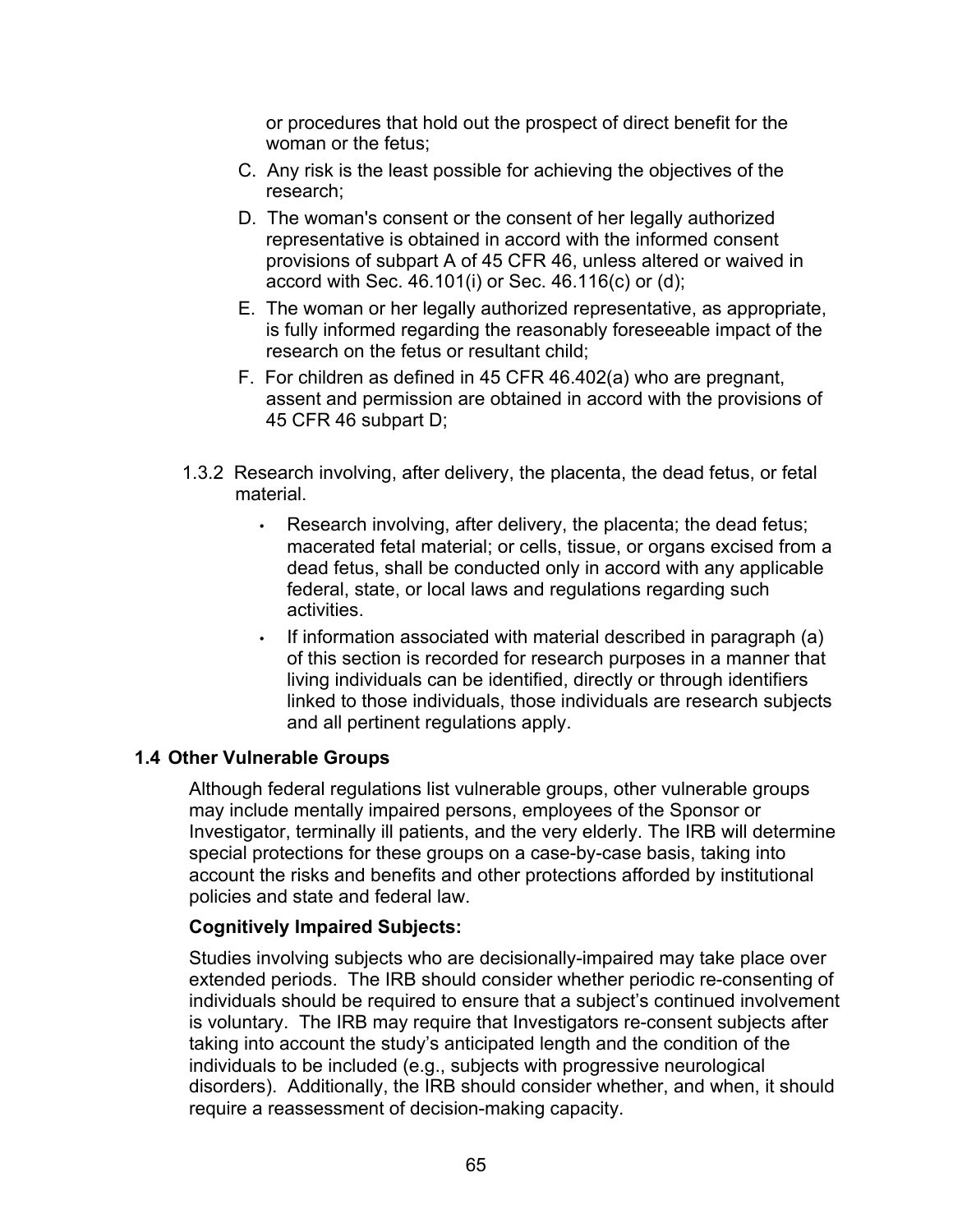or procedures that hold out the prospect of direct benefit for the woman or the fetus;

C. Any risk is the least possible for achieving the objectives of the research;

D. The woman's consent or the consent of her legally authorized representative is obtained in accord with the informed consent provisions of subpart A of 45 CFR 46, unless altered or waived in accord with Sec. 46.101(i) or Sec. 46.116(c) or (d);

E. The woman or her legally authorized representative, as appropriate, is fully informed regarding the reasonably foreseeable impact of the research on the fetus or resultant child;

F. For children as defined in 45 CFR 46.402(a) who are pregnant, assent and permission are obtained in accord with the provisions of 45 CFR 46 subpart D;

1.3.2 Research involving, after delivery, the placenta, the dead fetus, or fetal material.

- Research involving, after delivery, the placenta; the dead fetus; macerated fetal material; or cells, tissue, or organs excised from a dead fetus, shall be conducted only in accord with any applicable federal, state, or local laws and regulations regarding such activities.
- If information associated with material described in paragraph (a) of this section is recorded for research purposes in a manner that living individuals can be identified, directly or through identifiers linked to those individuals, those individuals are research subjects and all pertinent regulations apply.

### 1.4 Other Vulnerable Groups

Although federal regulations list vulnerable groups, other vulnerable groups may include mentally impaired persons, employees of the Sponsor or Investigator, terminally ill patients, and the very elderly. The IRB will determine special protections for these groups on a case-by-case basis, taking into account the risks and benefits and other protections afforded by institutional policies and state and federal law.

**Cognitively Impaired Subjects:**

Studies involving subjects who are decisionally-impaired may take place over extended periods. The IRB should consider whether periodic re-consenting of individuals should be required to ensure that a subject's continued involvement is voluntary. The IRB may require that Investigators re-consent subjects after taking into account the study's anticipated length and the condition of the individuals to be included (e.g., subjects with progressive neurological disorders). Additionally, the IRB should consider whether, and when, it should require a reassessment of decision-making capacity.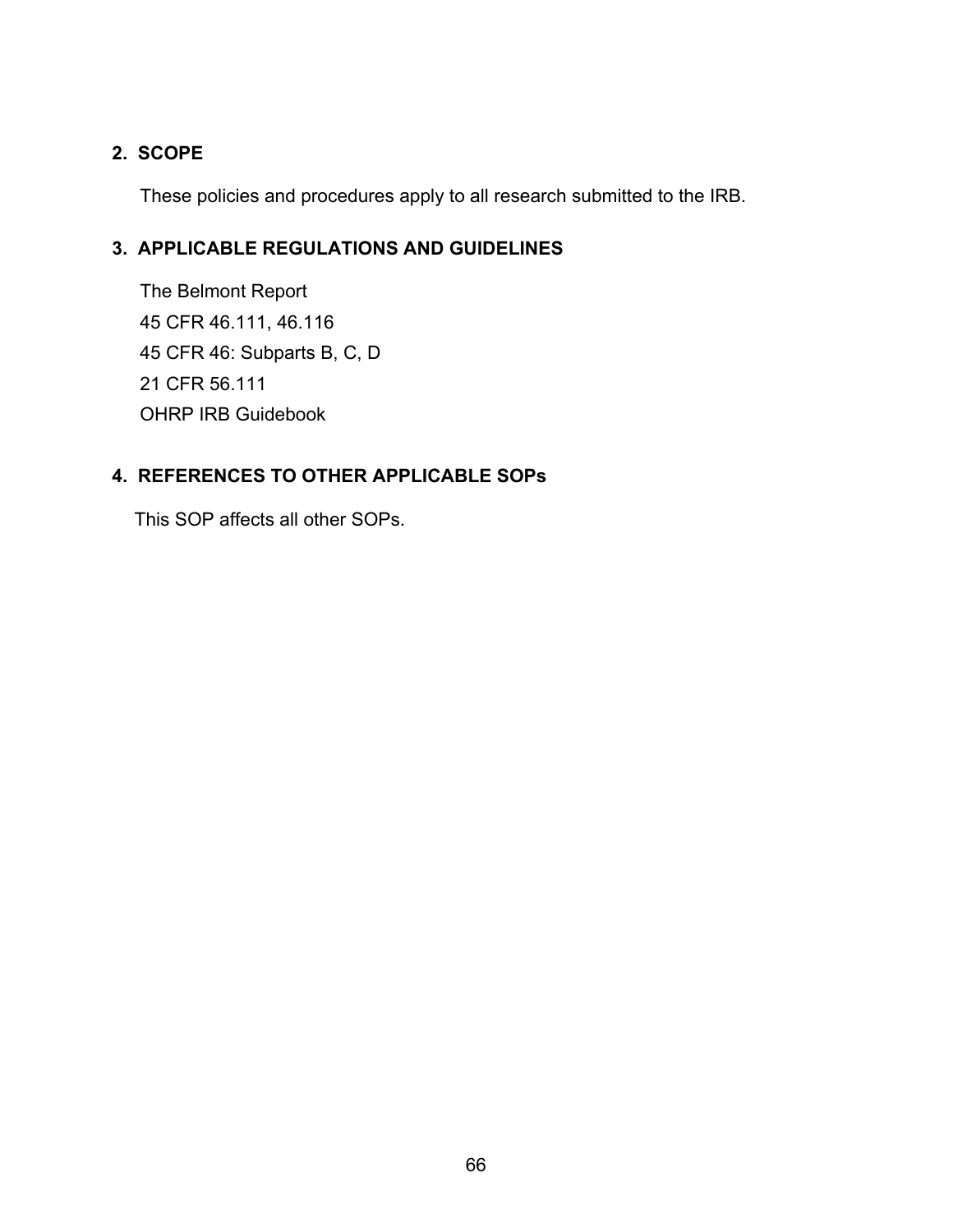## 2. SCOPE

These policies and procedures apply to all research submitted to the IRB.

## 3. APPLICABLE REGULATIONS AND GUIDELINES

The Belmont Report
45 CFR 46.111, 46.116
45 CFR 46: Subparts B, C, D
21 CFR 56.111
OHRP IRB Guidebook

## 4. REFERENCES TO OTHER APPLICABLE SOPs

This SOP affects all other SOPs.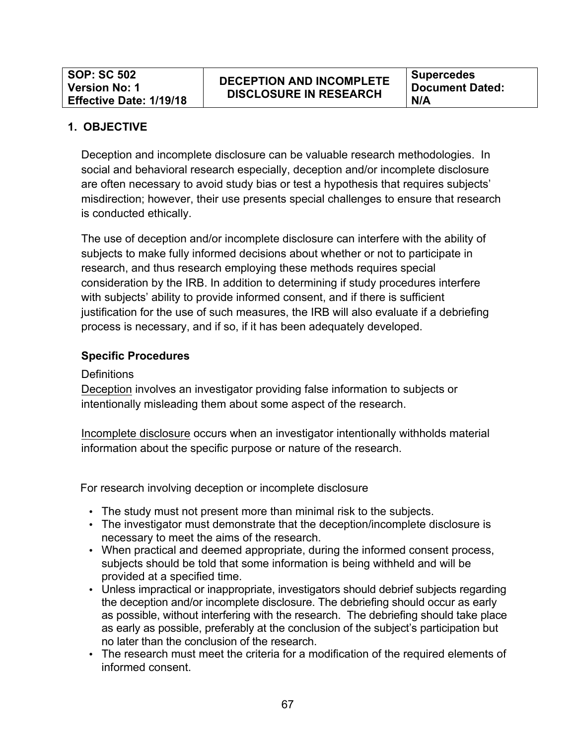| SOP: SC 502<br>Version No: 1<br>Effective Date: 1/19/18 | DECEPTION AND INCOMPLETE DISCLOSURE IN RESEARCH | Supercedes Document Dated: N/A |
|---|---|---|

## 1. OBJECTIVE

Deception and incomplete disclosure can be valuable research methodologies. In social and behavioral research especially, deception and/or incomplete disclosure are often necessary to avoid study bias or test a hypothesis that requires subjects' misdirection; however, their use presents special challenges to ensure that research is conducted ethically.

The use of deception and/or incomplete disclosure can interfere with the ability of subjects to make fully informed decisions about whether or not to participate in research, and thus research employing these methods requires special consideration by the IRB. In addition to determining if study procedures interfere with subjects' ability to provide informed consent, and if there is sufficient justification for the use of such measures, the IRB will also evaluate if a debriefing process is necessary, and if so, if it has been adequately developed.

### Specific Procedures

Definitions

Deception involves an investigator providing false information to subjects or intentionally misleading them about some aspect of the research.

Incomplete disclosure occurs when an investigator intentionally withholds material information about the specific purpose or nature of the research.

For research involving deception or incomplete disclosure

- The study must not present more than minimal risk to the subjects.
- The investigator must demonstrate that the deception/incomplete disclosure is necessary to meet the aims of the research.
- When practical and deemed appropriate, during the informed consent process, subjects should be told that some information is being withheld and will be provided at a specified time.
- Unless impractical or inappropriate, investigators should debrief subjects regarding the deception and/or incomplete disclosure. The debriefing should occur as early as possible, without interfering with the research. The debriefing should take place as early as possible, preferably at the conclusion of the subject's participation but no later than the conclusion of the research.
- The research must meet the criteria for a modification of the required elements of informed consent.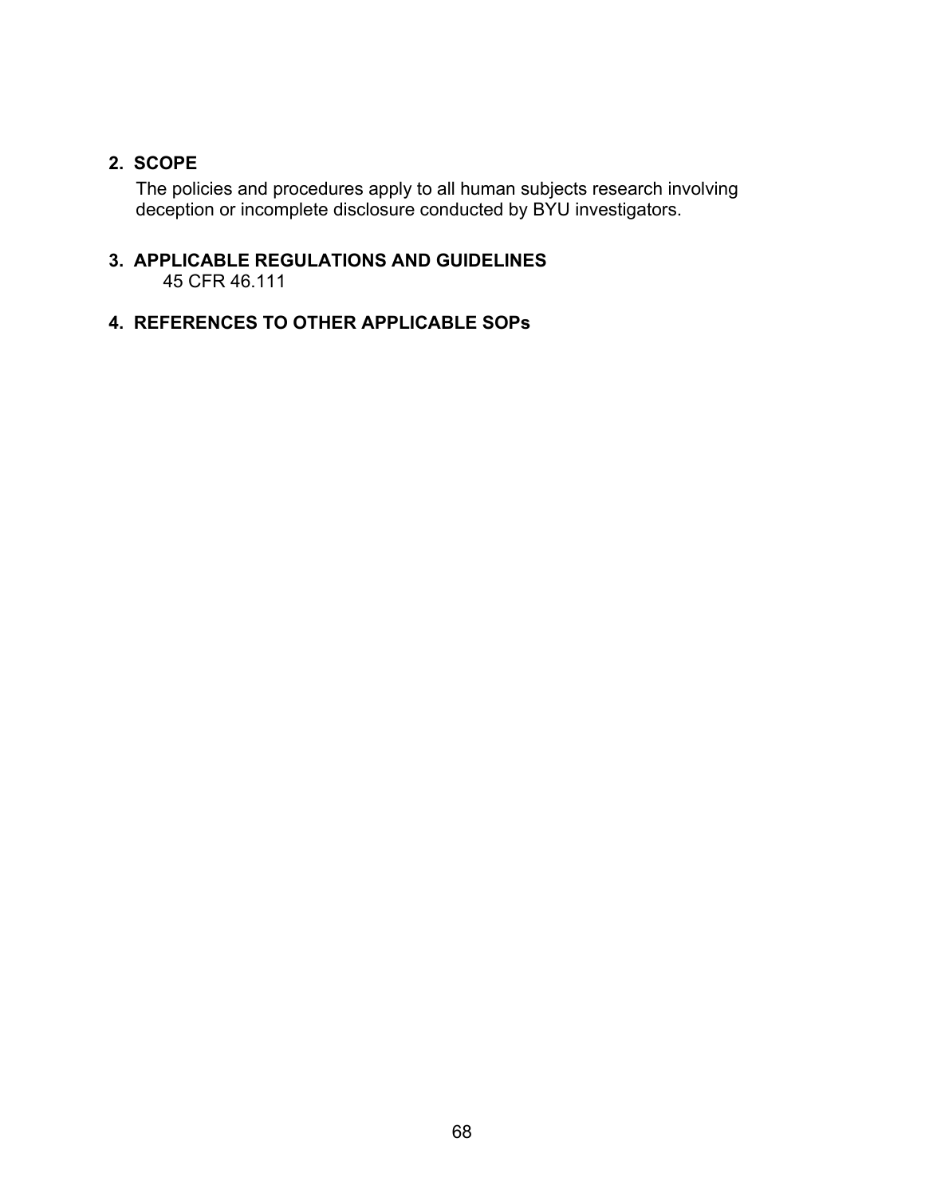## 2. SCOPE

The policies and procedures apply to all human subjects research involving deception or incomplete disclosure conducted by BYU investigators.

## 3. APPLICABLE REGULATIONS AND GUIDELINES

45 CFR 46.111

## 4. REFERENCES TO OTHER APPLICABLE SOPs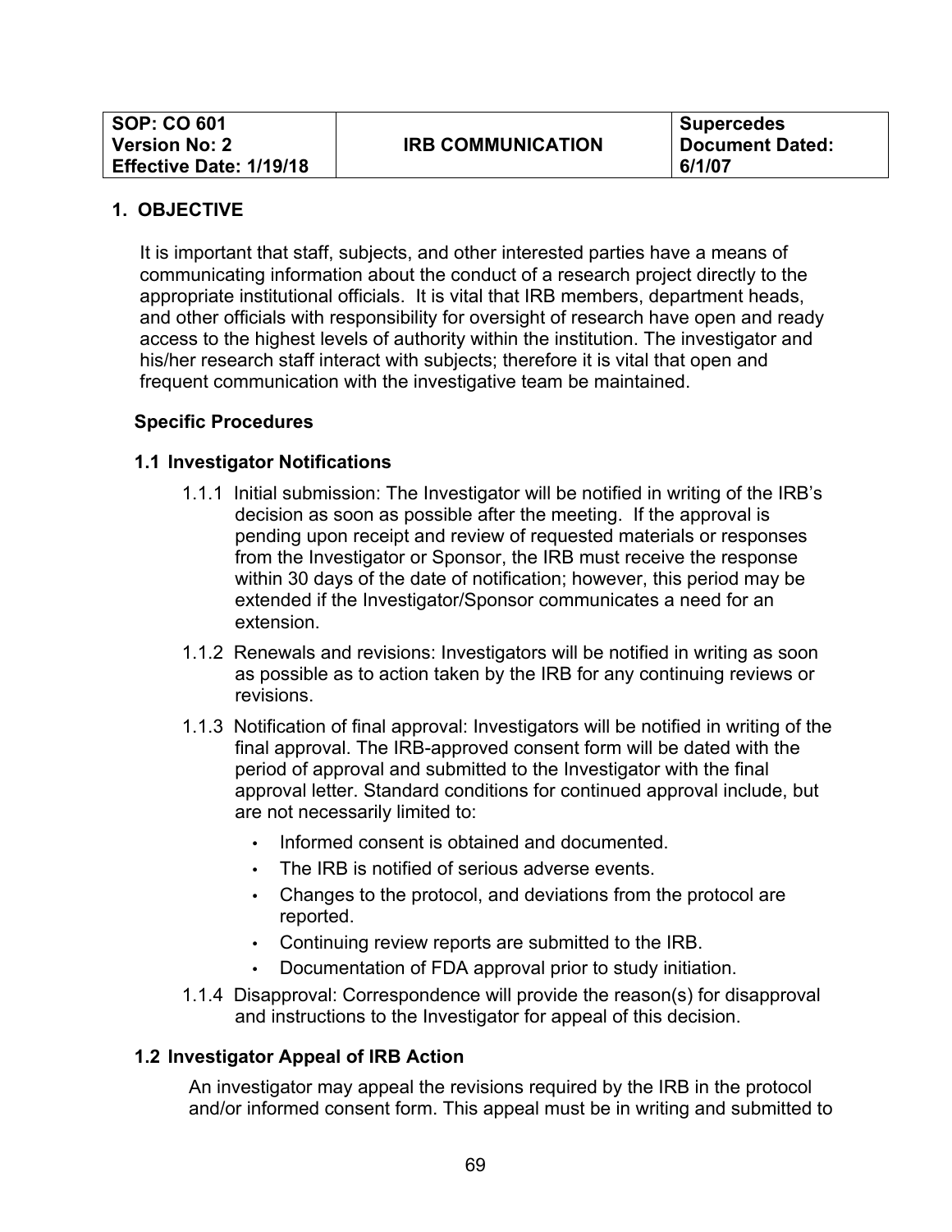| SOP: CO 601<br>Version No: 2<br>Effective Date: 1/19/18 | IRB COMMUNICATION | Supercedes<br>Document Dated:<br>6/1/07 |
|---|---|---|

## 1. OBJECTIVE

It is important that staff, subjects, and other interested parties have a means of communicating information about the conduct of a research project directly to the appropriate institutional officials. It is vital that IRB members, department heads, and other officials with responsibility for oversight of research have open and ready access to the highest levels of authority within the institution. The investigator and his/her research staff interact with subjects; therefore it is vital that open and frequent communication with the investigative team be maintained.

### Specific Procedures

### 1.1 Investigator Notifications

1.1.1 Initial submission: The Investigator will be notified in writing of the IRB's decision as soon as possible after the meeting. If the approval is pending upon receipt and review of requested materials or responses from the Investigator or Sponsor, the IRB must receive the response within 30 days of the date of notification; however, this period may be extended if the Investigator/Sponsor communicates a need for an extension.

1.1.2 Renewals and revisions: Investigators will be notified in writing as soon as possible as to action taken by the IRB for any continuing reviews or revisions.

1.1.3 Notification of final approval: Investigators will be notified in writing of the final approval. The IRB-approved consent form will be dated with the period of approval and submitted to the Investigator with the final approval letter. Standard conditions for continued approval include, but are not necessarily limited to:

- Informed consent is obtained and documented.
- The IRB is notified of serious adverse events.
- Changes to the protocol, and deviations from the protocol are reported.
- Continuing review reports are submitted to the IRB.
- Documentation of FDA approval prior to study initiation.

1.1.4 Disapproval: Correspondence will provide the reason(s) for disapproval and instructions to the Investigator for appeal of this decision.

### 1.2 Investigator Appeal of IRB Action

An investigator may appeal the revisions required by the IRB in the protocol and/or informed consent form. This appeal must be in writing and submitted to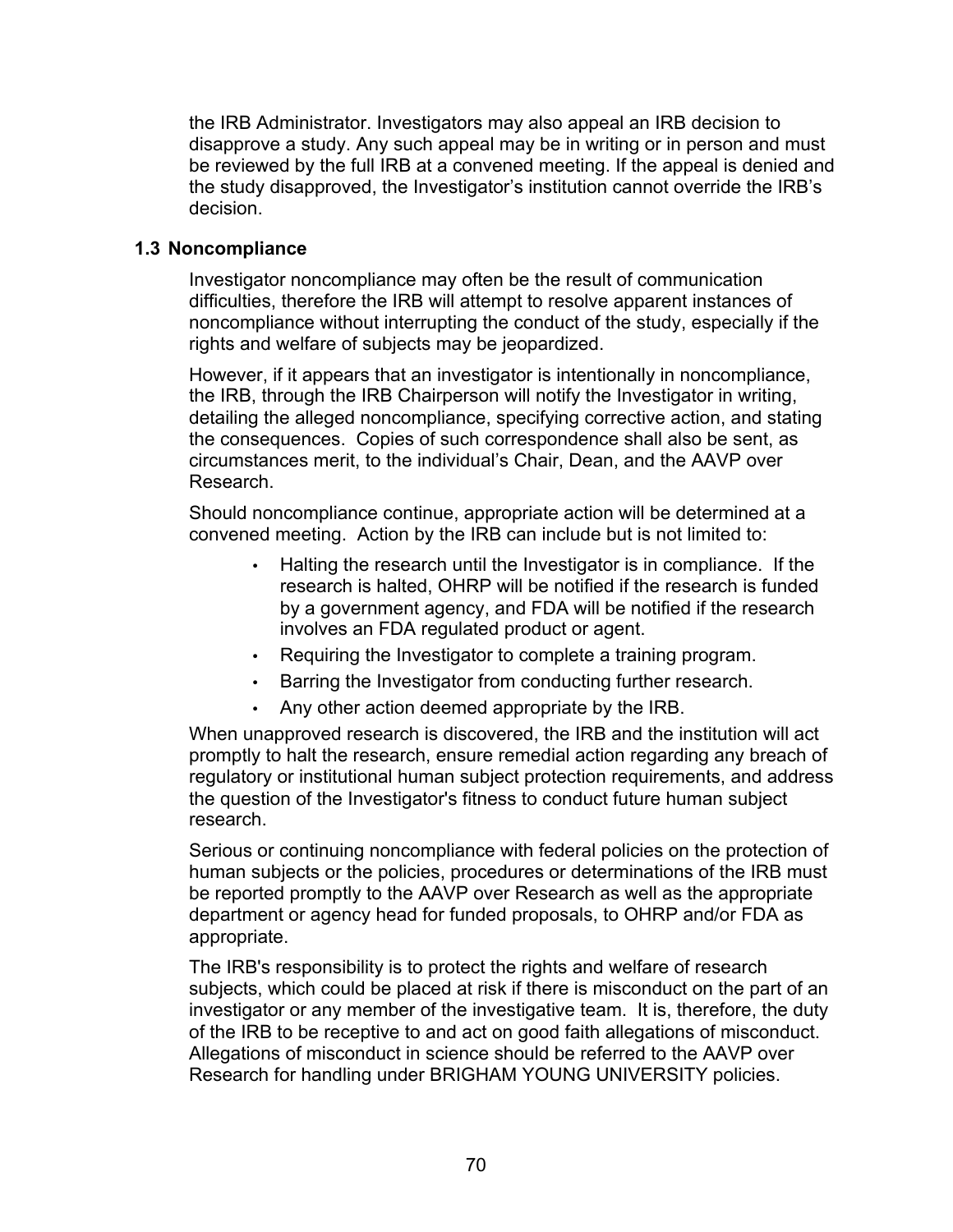the IRB Administrator. Investigators may also appeal an IRB decision to disapprove a study. Any such appeal may be in writing or in person and must be reviewed by the full IRB at a convened meeting. If the appeal is denied and the study disapproved, the Investigator's institution cannot override the IRB's decision.

### 1.3 Noncompliance

Investigator noncompliance may often be the result of communication difficulties, therefore the IRB will attempt to resolve apparent instances of noncompliance without interrupting the conduct of the study, especially if the rights and welfare of subjects may be jeopardized.

However, if it appears that an investigator is intentionally in noncompliance, the IRB, through the IRB Chairperson will notify the Investigator in writing, detailing the alleged noncompliance, specifying corrective action, and stating the consequences. Copies of such correspondence shall also be sent, as circumstances merit, to the individual's Chair, Dean, and the AAVP over Research.

Should noncompliance continue, appropriate action will be determined at a convened meeting. Action by the IRB can include but is not limited to:

- Halting the research until the Investigator is in compliance. If the research is halted, OHRP will be notified if the research is funded by a government agency, and FDA will be notified if the research involves an FDA regulated product or agent.
- Requiring the Investigator to complete a training program.
- Barring the Investigator from conducting further research.
- Any other action deemed appropriate by the IRB.

When unapproved research is discovered, the IRB and the institution will act promptly to halt the research, ensure remedial action regarding any breach of regulatory or institutional human subject protection requirements, and address the question of the Investigator's fitness to conduct future human subject research.

Serious or continuing noncompliance with federal policies on the protection of human subjects or the policies, procedures or determinations of the IRB must be reported promptly to the AAVP over Research as well as the appropriate department or agency head for funded proposals, to OHRP and/or FDA as appropriate.

The IRB's responsibility is to protect the rights and welfare of research subjects, which could be placed at risk if there is misconduct on the part of an investigator or any member of the investigative team. It is, therefore, the duty of the IRB to be receptive to and act on good faith allegations of misconduct. Allegations of misconduct in science should be referred to the AAVP over Research for handling under BRIGHAM YOUNG UNIVERSITY policies.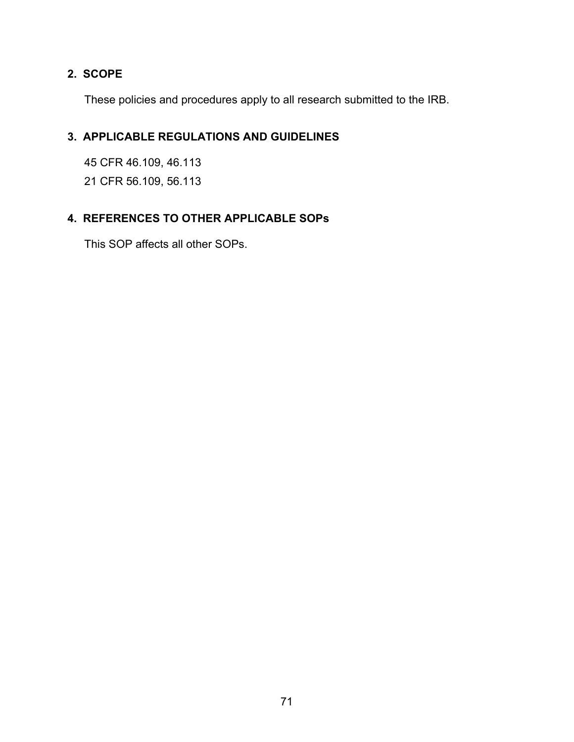## 2. SCOPE

These policies and procedures apply to all research submitted to the IRB.

## 3. APPLICABLE REGULATIONS AND GUIDELINES

45 CFR 46.109, 46.113

21 CFR 56.109, 56.113

## 4. REFERENCES TO OTHER APPLICABLE SOPs

This SOP affects all other SOPs.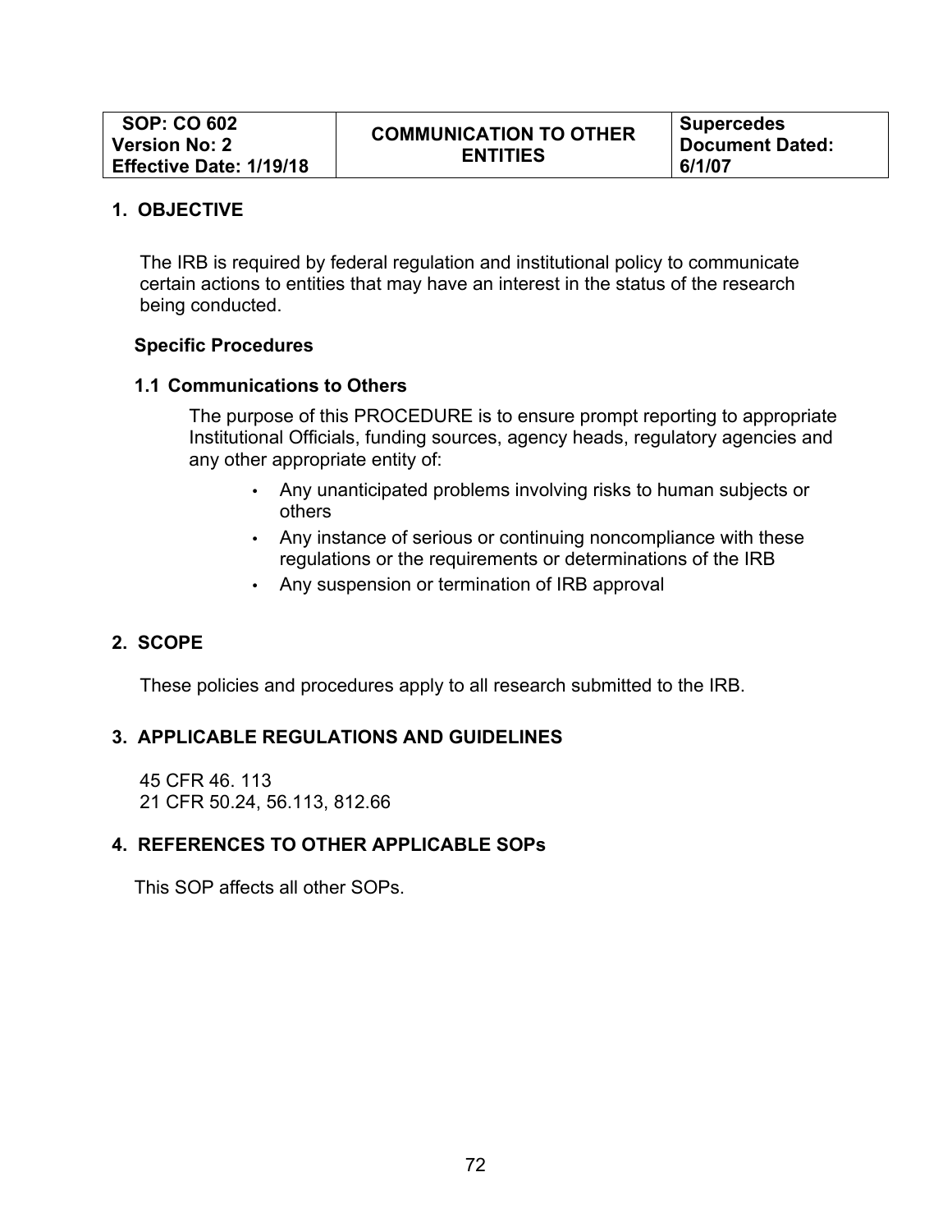| SOP: CO 602<br>Version No: 2<br>Effective Date: 1/19/18 | COMMUNICATION TO OTHER ENTITIES | Supercedes Document Dated: 6/1/07 |
|---|---|---|

## 1. OBJECTIVE

The IRB is required by federal regulation and institutional policy to communicate certain actions to entities that may have an interest in the status of the research being conducted.

### Specific Procedures

### 1.1 Communications to Others

The purpose of this PROCEDURE is to ensure prompt reporting to appropriate Institutional Officials, funding sources, agency heads, regulatory agencies and any other appropriate entity of:

- Any unanticipated problems involving risks to human subjects or others
- Any instance of serious or continuing noncompliance with these regulations or the requirements or determinations of the IRB
- Any suspension or termination of IRB approval

## 2. SCOPE

These policies and procedures apply to all research submitted to the IRB.

## 3. APPLICABLE REGULATIONS AND GUIDELINES

45 CFR 46. 113
21 CFR 50.24, 56.113, 812.66

## 4. REFERENCES TO OTHER APPLICABLE SOPs

This SOP affects all other SOPs.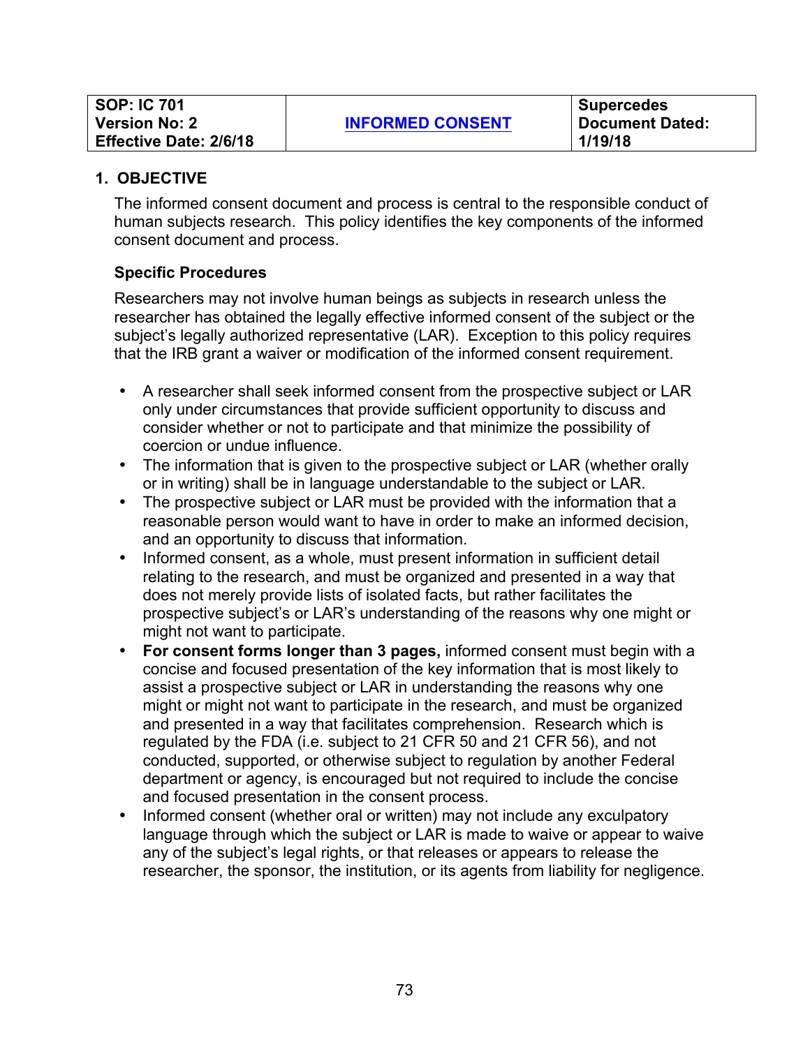| SOP: IC 701<br>Version No: 2<br>Effective Date: 2/6/18 | INFORMED CONSENT | Supercedes Document Dated: 1/19/18 |
|---|---|---|

## 1. OBJECTIVE

The informed consent document and process is central to the responsible conduct of human subjects research. This policy identifies the key components of the informed consent document and process.

### Specific Procedures

Researchers may not involve human beings as subjects in research unless the researcher has obtained the legally effective informed consent of the subject or the subject's legally authorized representative (LAR). Exception to this policy requires that the IRB grant a waiver or modification of the informed consent requirement.

- A researcher shall seek informed consent from the prospective subject or LAR only under circumstances that provide sufficient opportunity to discuss and consider whether or not to participate and that minimize the possibility of coercion or undue influence.
- The information that is given to the prospective subject or LAR (whether orally or in writing) shall be in language understandable to the subject or LAR.
- The prospective subject or LAR must be provided with the information that a reasonable person would want to have in order to make an informed decision, and an opportunity to discuss that information.
- Informed consent, as a whole, must present information in sufficient detail relating to the research, and must be organized and presented in a way that does not merely provide lists of isolated facts, but rather facilitates the prospective subject's or LAR's understanding of the reasons why one might or might not want to participate.
- **For consent forms longer than 3 pages,** informed consent must begin with a concise and focused presentation of the key information that is most likely to assist a prospective subject or LAR in understanding the reasons why one might or might not want to participate in the research, and must be organized and presented in a way that facilitates comprehension. Research which is regulated by the FDA (i.e. subject to 21 CFR 50 and 21 CFR 56), and not conducted, supported, or otherwise subject to regulation by another Federal department or agency, is encouraged but not required to include the concise and focused presentation in the consent process.
- Informed consent (whether oral or written) may not include any exculpatory language through which the subject or LAR is made to waive or appear to waive any of the subject's legal rights, or that releases or appears to release the researcher, the sponsor, the institution, or its agents from liability for negligence.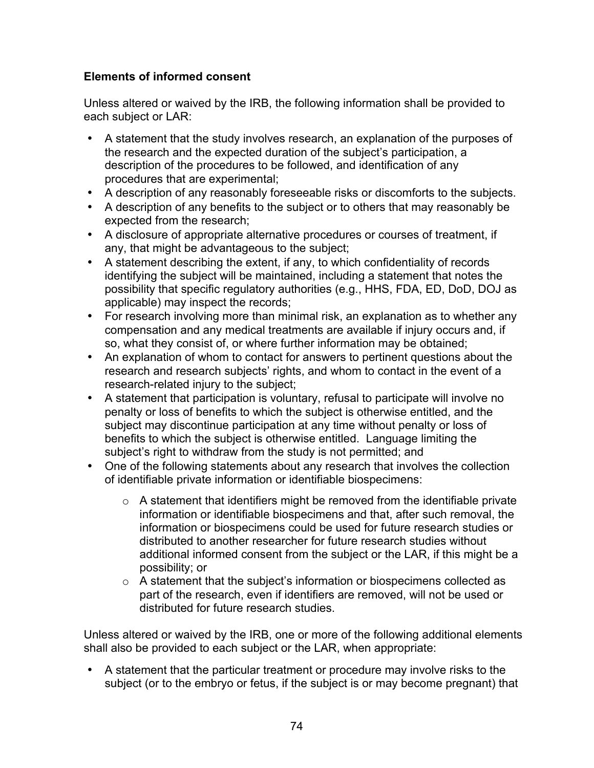**Elements of informed consent**

Unless altered or waived by the IRB, the following information shall be provided to each subject or LAR:

- A statement that the study involves research, an explanation of the purposes of the research and the expected duration of the subject's participation, a description of the procedures to be followed, and identification of any procedures that are experimental;
- A description of any reasonably foreseeable risks or discomforts to the subjects.
- A description of any benefits to the subject or to others that may reasonably be expected from the research;
- A disclosure of appropriate alternative procedures or courses of treatment, if any, that might be advantageous to the subject;
- A statement describing the extent, if any, to which confidentiality of records identifying the subject will be maintained, including a statement that notes the possibility that specific regulatory authorities (e.g., HHS, FDA, ED, DoD, DOJ as applicable) may inspect the records;
- For research involving more than minimal risk, an explanation as to whether any compensation and any medical treatments are available if injury occurs and, if so, what they consist of, or where further information may be obtained;
- An explanation of whom to contact for answers to pertinent questions about the research and research subjects' rights, and whom to contact in the event of a research-related injury to the subject;
- A statement that participation is voluntary, refusal to participate will involve no penalty or loss of benefits to which the subject is otherwise entitled, and the subject may discontinue participation at any time without penalty or loss of benefits to which the subject is otherwise entitled. Language limiting the subject's right to withdraw from the study is not permitted; and
- One of the following statements about any research that involves the collection of identifiable private information or identifiable biospecimens:
  - A statement that identifiers might be removed from the identifiable private information or identifiable biospecimens and that, after such removal, the information or biospecimens could be used for future research studies or distributed to another researcher for future research studies without additional informed consent from the subject or the LAR, if this might be a possibility; or
  - A statement that the subject's information or biospecimens collected as part of the research, even if identifiers are removed, will not be used or distributed for future research studies.

Unless altered or waived by the IRB, one or more of the following additional elements shall also be provided to each subject or the LAR, when appropriate:

- A statement that the particular treatment or procedure may involve risks to the subject (or to the embryo or fetus, if the subject is or may become pregnant) that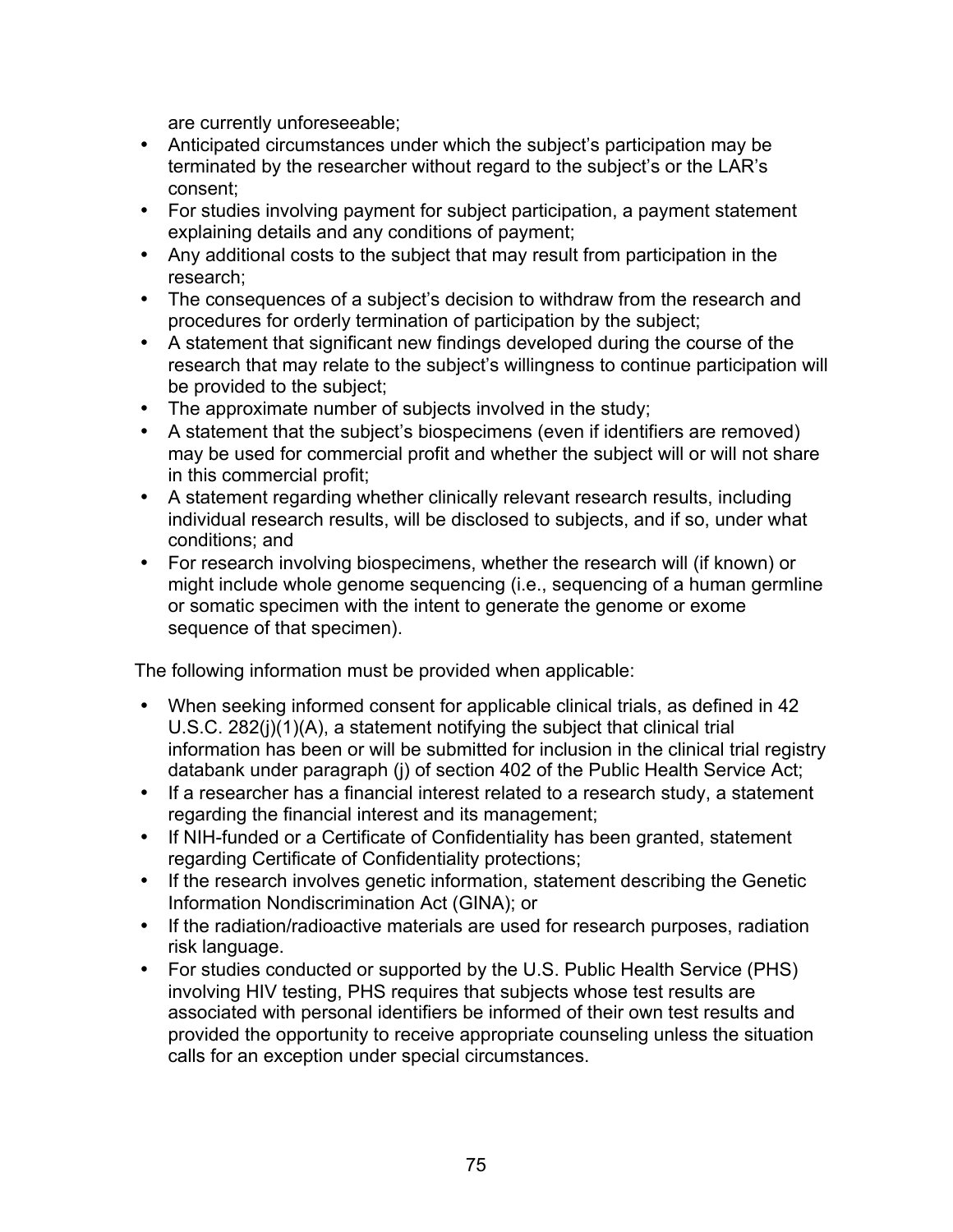are currently unforeseeable;

- Anticipated circumstances under which the subject's participation may be terminated by the researcher without regard to the subject's or the LAR's consent;
- For studies involving payment for subject participation, a payment statement explaining details and any conditions of payment;
- Any additional costs to the subject that may result from participation in the research;
- The consequences of a subject's decision to withdraw from the research and procedures for orderly termination of participation by the subject;
- A statement that significant new findings developed during the course of the research that may relate to the subject's willingness to continue participation will be provided to the subject;
- The approximate number of subjects involved in the study;
- A statement that the subject's biospecimens (even if identifiers are removed) may be used for commercial profit and whether the subject will or will not share in this commercial profit;
- A statement regarding whether clinically relevant research results, including individual research results, will be disclosed to subjects, and if so, under what conditions; and
- For research involving biospecimens, whether the research will (if known) or might include whole genome sequencing (i.e., sequencing of a human germline or somatic specimen with the intent to generate the genome or exome sequence of that specimen).

The following information must be provided when applicable:

- When seeking informed consent for applicable clinical trials, as defined in 42 U.S.C. 282(j)(1)(A), a statement notifying the subject that clinical trial information has been or will be submitted for inclusion in the clinical trial registry databank under paragraph (j) of section 402 of the Public Health Service Act;
- If a researcher has a financial interest related to a research study, a statement regarding the financial interest and its management;
- If NIH-funded or a Certificate of Confidentiality has been granted, statement regarding Certificate of Confidentiality protections;
- If the research involves genetic information, statement describing the Genetic Information Nondiscrimination Act (GINA); or
- If the radiation/radioactive materials are used for research purposes, radiation risk language.
- For studies conducted or supported by the U.S. Public Health Service (PHS) involving HIV testing, PHS requires that subjects whose test results are associated with personal identifiers be informed of their own test results and provided the opportunity to receive appropriate counseling unless the situation calls for an exception under special circumstances.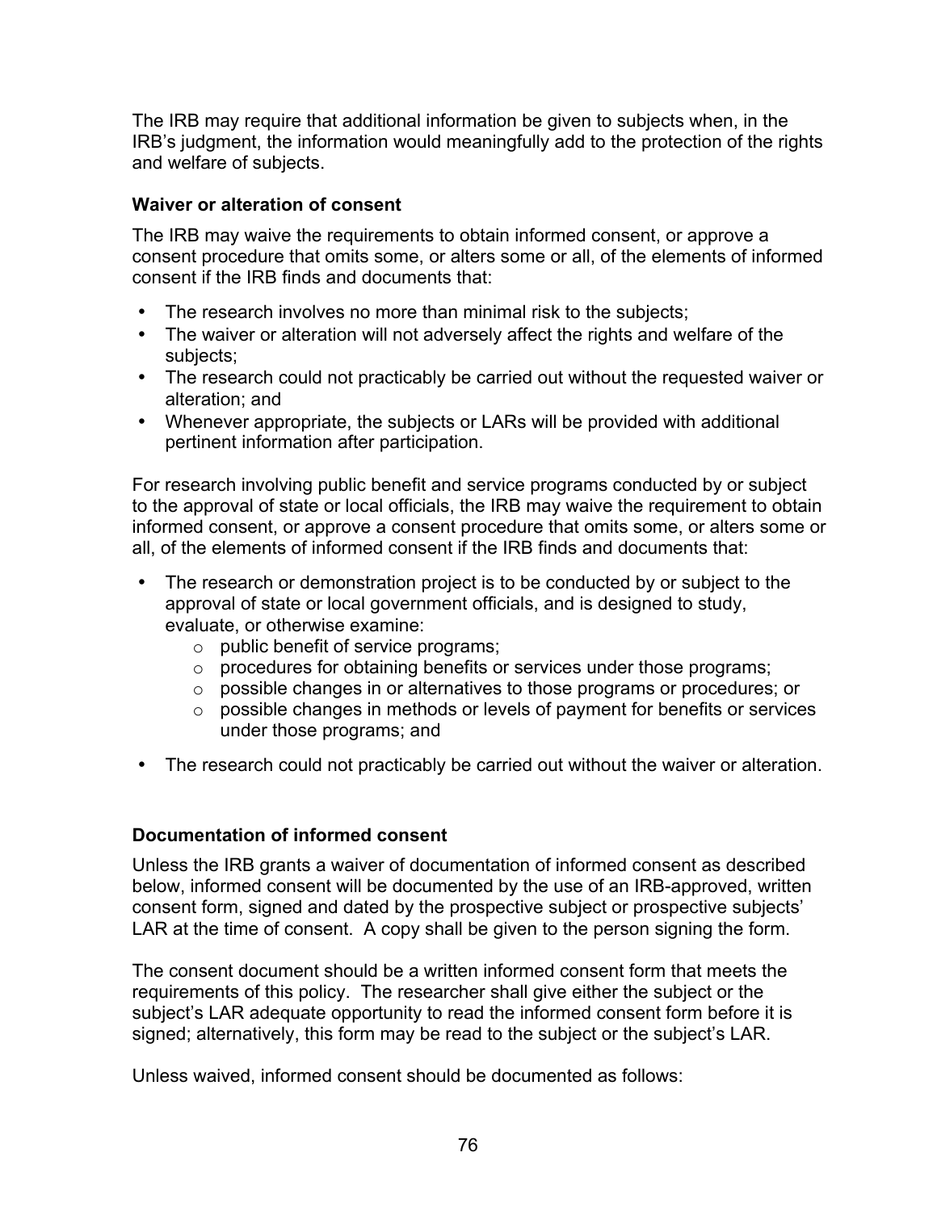The IRB may require that additional information be given to subjects when, in the IRB's judgment, the information would meaningfully add to the protection of the rights and welfare of subjects.

### Waiver or alteration of consent

The IRB may waive the requirements to obtain informed consent, or approve a consent procedure that omits some, or alters some or all, of the elements of informed consent if the IRB finds and documents that:

- The research involves no more than minimal risk to the subjects;
- The waiver or alteration will not adversely affect the rights and welfare of the subjects;
- The research could not practicably be carried out without the requested waiver or alteration; and
- Whenever appropriate, the subjects or LARs will be provided with additional pertinent information after participation.

For research involving public benefit and service programs conducted by or subject to the approval of state or local officials, the IRB may waive the requirement to obtain informed consent, or approve a consent procedure that omits some, or alters some or all, of the elements of informed consent if the IRB finds and documents that:

- The research or demonstration project is to be conducted by or subject to the approval of state or local government officials, and is designed to study, evaluate, or otherwise examine:
  - public benefit of service programs;
  - procedures for obtaining benefits or services under those programs;
  - possible changes in or alternatives to those programs or procedures; or
  - possible changes in methods or levels of payment for benefits or services under those programs; and
- The research could not practicably be carried out without the waiver or alteration.

### Documentation of informed consent

Unless the IRB grants a waiver of documentation of informed consent as described below, informed consent will be documented by the use of an IRB-approved, written consent form, signed and dated by the prospective subject or prospective subjects' LAR at the time of consent. A copy shall be given to the person signing the form.

The consent document should be a written informed consent form that meets the requirements of this policy. The researcher shall give either the subject or the subject's LAR adequate opportunity to read the informed consent form before it is signed; alternatively, this form may be read to the subject or the subject's LAR.

Unless waived, informed consent should be documented as follows: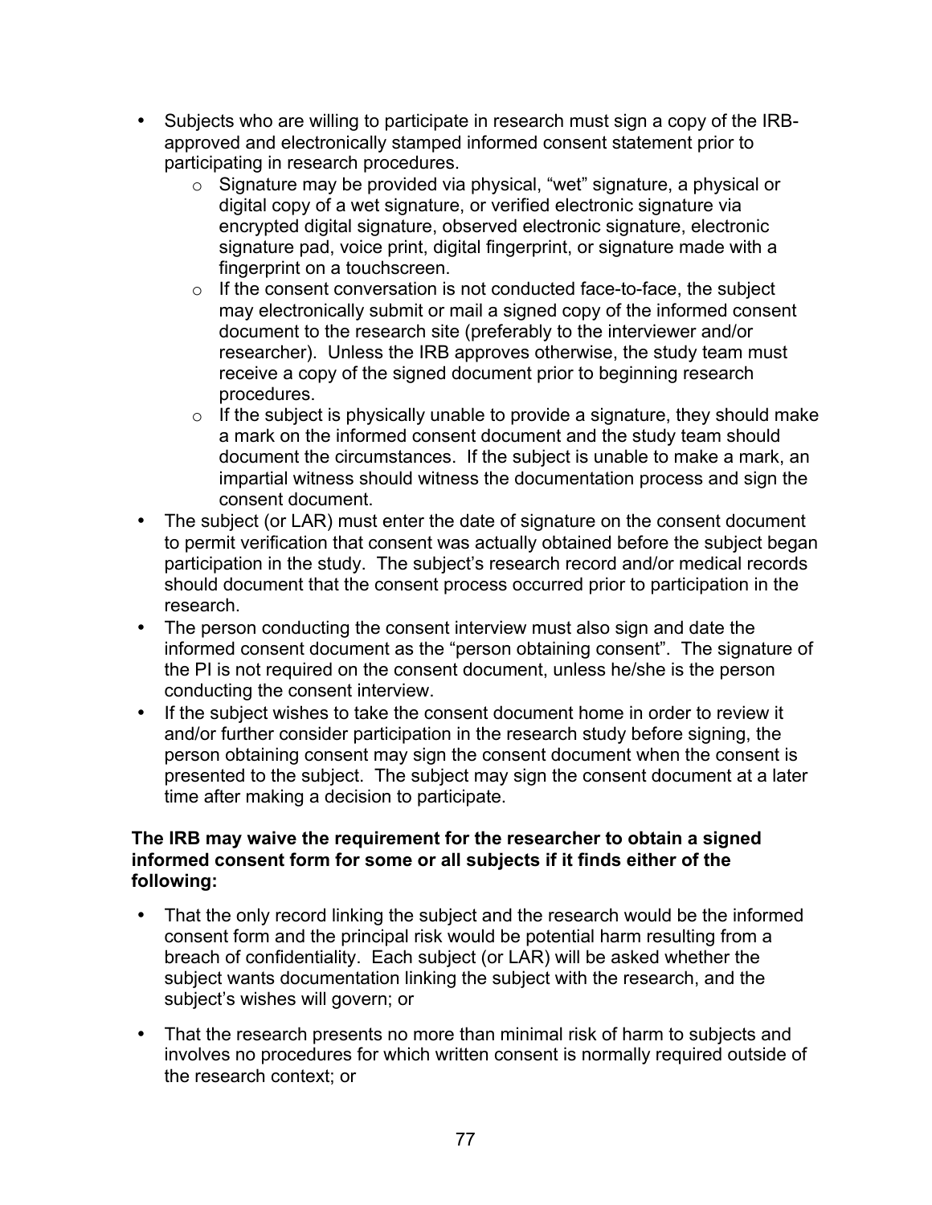- Subjects who are willing to participate in research must sign a copy of the IRB-approved and electronically stamped informed consent statement prior to participating in research procedures.
  - Signature may be provided via physical, "wet" signature, a physical or digital copy of a wet signature, or verified electronic signature via encrypted digital signature, observed electronic signature, electronic signature pad, voice print, digital fingerprint, or signature made with a fingerprint on a touchscreen.
  - If the consent conversation is not conducted face-to-face, the subject may electronically submit or mail a signed copy of the informed consent document to the research site (preferably to the interviewer and/or researcher). Unless the IRB approves otherwise, the study team must receive a copy of the signed document prior to beginning research procedures.
  - If the subject is physically unable to provide a signature, they should make a mark on the informed consent document and the study team should document the circumstances. If the subject is unable to make a mark, an impartial witness should witness the documentation process and sign the consent document.
- The subject (or LAR) must enter the date of signature on the consent document to permit verification that consent was actually obtained before the subject began participation in the study. The subject's research record and/or medical records should document that the consent process occurred prior to participation in the research.
- The person conducting the consent interview must also sign and date the informed consent document as the "person obtaining consent". The signature of the PI is not required on the consent document, unless he/she is the person conducting the consent interview.
- If the subject wishes to take the consent document home in order to review it and/or further consider participation in the research study before signing, the person obtaining consent may sign the consent document when the consent is presented to the subject. The subject may sign the consent document at a later time after making a decision to participate.

**The IRB may waive the requirement for the researcher to obtain a signed informed consent form for some or all subjects if it finds either of the following:**

- That the only record linking the subject and the research would be the informed consent form and the principal risk would be potential harm resulting from a breach of confidentiality. Each subject (or LAR) will be asked whether the subject wants documentation linking the subject with the research, and the subject's wishes will govern; or

- That the research presents no more than minimal risk of harm to subjects and involves no procedures for which written consent is normally required outside of the research context; or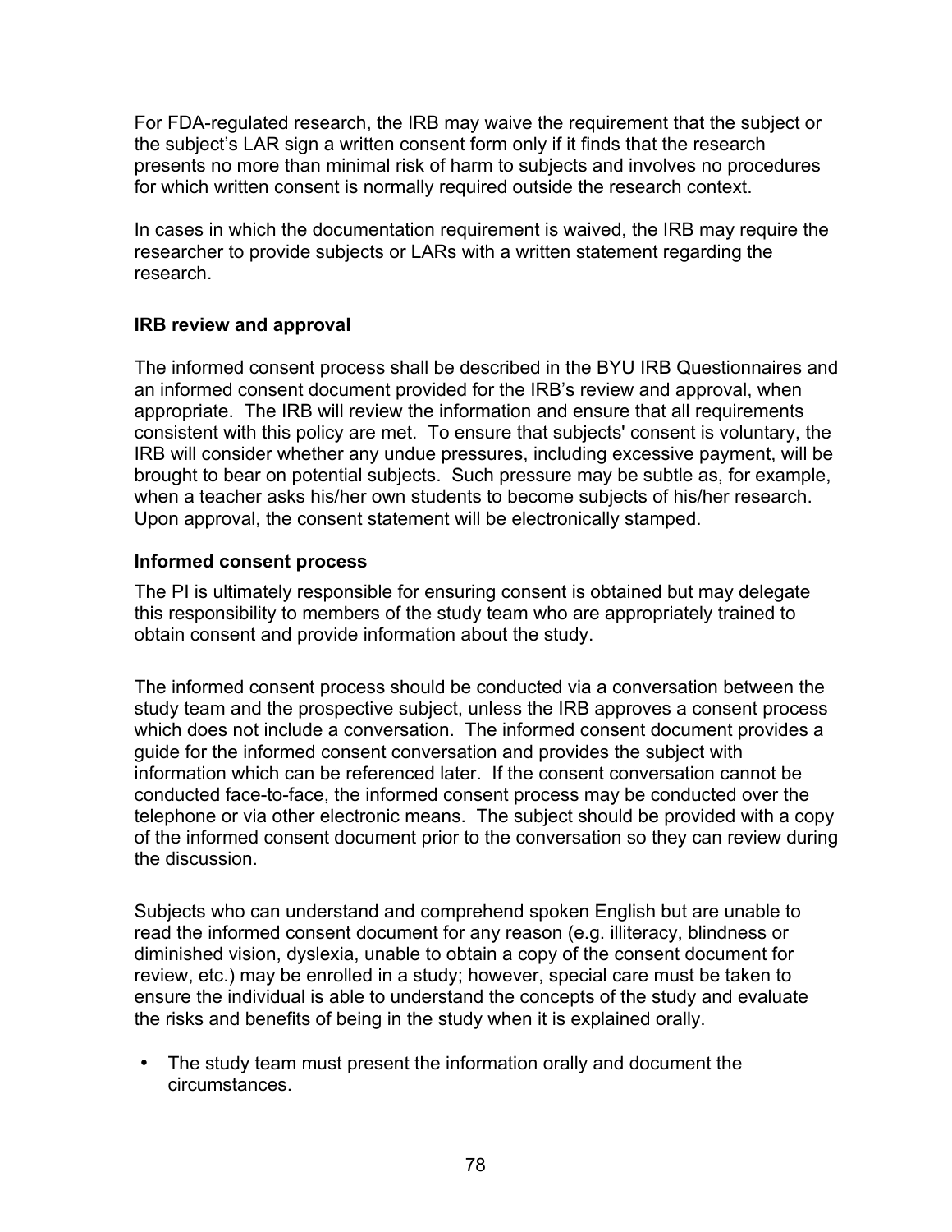For FDA-regulated research, the IRB may waive the requirement that the subject or the subject's LAR sign a written consent form only if it finds that the research presents no more than minimal risk of harm to subjects and involves no procedures for which written consent is normally required outside the research context.

In cases in which the documentation requirement is waived, the IRB may require the researcher to provide subjects or LARs with a written statement regarding the research.

**IRB review and approval**

The informed consent process shall be described in the BYU IRB Questionnaires and an informed consent document provided for the IRB's review and approval, when appropriate. The IRB will review the information and ensure that all requirements consistent with this policy are met. To ensure that subjects' consent is voluntary, the IRB will consider whether any undue pressures, including excessive payment, will be brought to bear on potential subjects. Such pressure may be subtle as, for example, when a teacher asks his/her own students to become subjects of his/her research. Upon approval, the consent statement will be electronically stamped.

**Informed consent process**

The PI is ultimately responsible for ensuring consent is obtained but may delegate this responsibility to members of the study team who are appropriately trained to obtain consent and provide information about the study.

The informed consent process should be conducted via a conversation between the study team and the prospective subject, unless the IRB approves a consent process which does not include a conversation. The informed consent document provides a guide for the informed consent conversation and provides the subject with information which can be referenced later. If the consent conversation cannot be conducted face-to-face, the informed consent process may be conducted over the telephone or via other electronic means. The subject should be provided with a copy of the informed consent document prior to the conversation so they can review during the discussion.

Subjects who can understand and comprehend spoken English but are unable to read the informed consent document for any reason (e.g. illiteracy, blindness or diminished vision, dyslexia, unable to obtain a copy of the consent document for review, etc.) may be enrolled in a study; however, special care must be taken to ensure the individual is able to understand the concepts of the study and evaluate the risks and benefits of being in the study when it is explained orally.

- The study team must present the information orally and document the circumstances.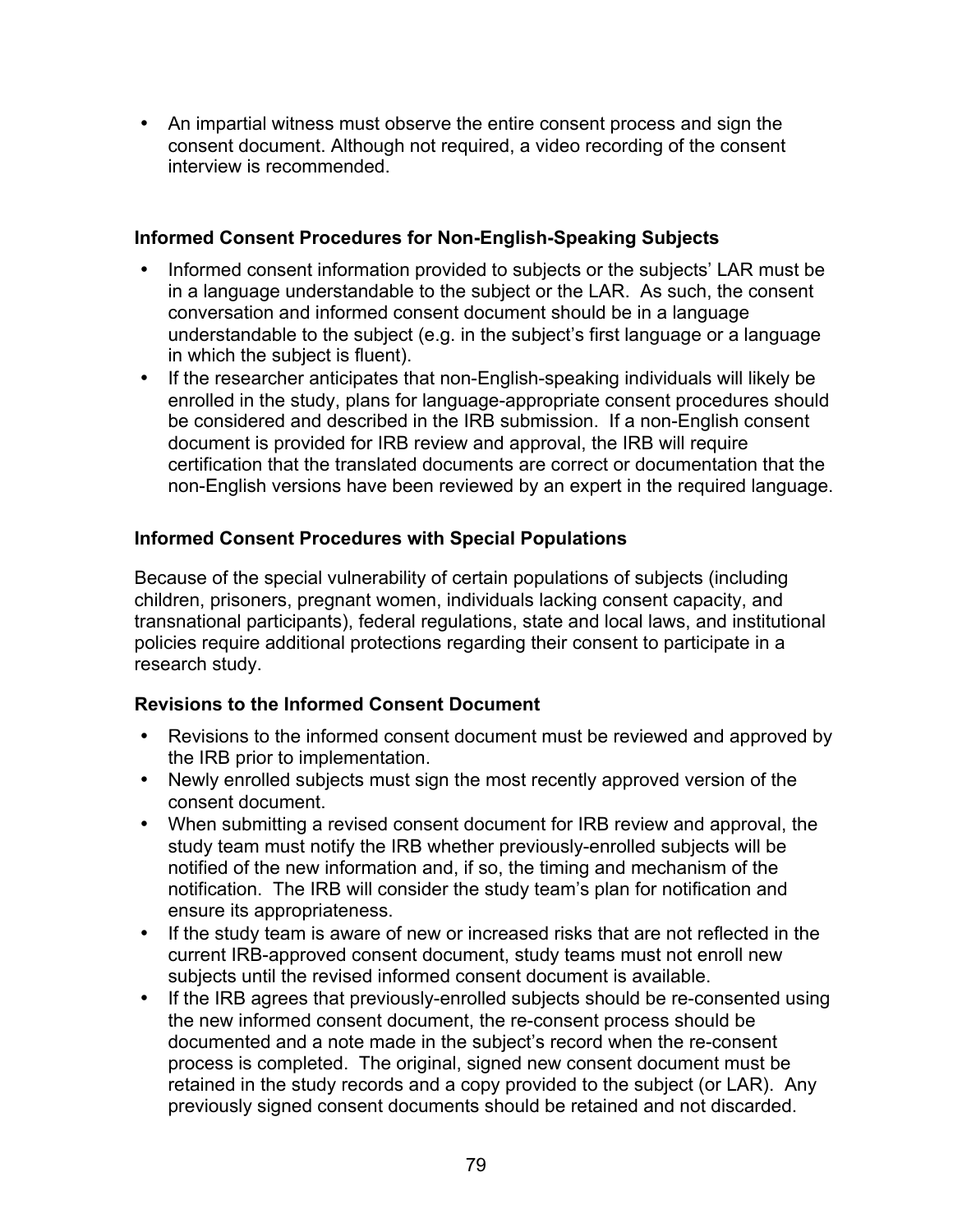- An impartial witness must observe the entire consent process and sign the consent document. Although not required, a video recording of the consent interview is recommended.

**Informed Consent Procedures for Non-English-Speaking Subjects**

- Informed consent information provided to subjects or the subjects' LAR must be in a language understandable to the subject or the LAR. As such, the consent conversation and informed consent document should be in a language understandable to the subject (e.g. in the subject's first language or a language in which the subject is fluent).
- If the researcher anticipates that non-English-speaking individuals will likely be enrolled in the study, plans for language-appropriate consent procedures should be considered and described in the IRB submission. If a non-English consent document is provided for IRB review and approval, the IRB will require certification that the translated documents are correct or documentation that the non-English versions have been reviewed by an expert in the required language.

**Informed Consent Procedures with Special Populations**

Because of the special vulnerability of certain populations of subjects (including children, prisoners, pregnant women, individuals lacking consent capacity, and transnational participants), federal regulations, state and local laws, and institutional policies require additional protections regarding their consent to participate in a research study.

**Revisions to the Informed Consent Document**

- Revisions to the informed consent document must be reviewed and approved by the IRB prior to implementation.
- Newly enrolled subjects must sign the most recently approved version of the consent document.
- When submitting a revised consent document for IRB review and approval, the study team must notify the IRB whether previously-enrolled subjects will be notified of the new information and, if so, the timing and mechanism of the notification. The IRB will consider the study team's plan for notification and ensure its appropriateness.
- If the study team is aware of new or increased risks that are not reflected in the current IRB-approved consent document, study teams must not enroll new subjects until the revised informed consent document is available.
- If the IRB agrees that previously-enrolled subjects should be re-consented using the new informed consent document, the re-consent process should be documented and a note made in the subject's record when the re-consent process is completed. The original, signed new consent document must be retained in the study records and a copy provided to the subject (or LAR). Any previously signed consent documents should be retained and not discarded.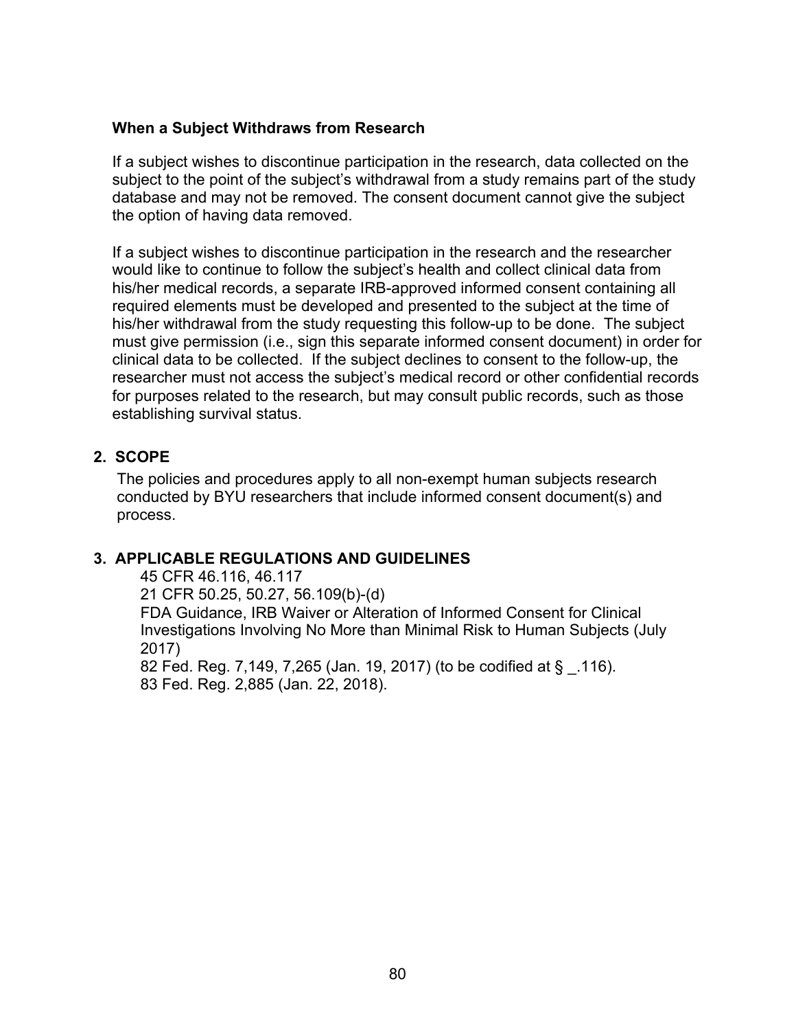**When a Subject Withdraws from Research**

If a subject wishes to discontinue participation in the research, data collected on the subject to the point of the subject's withdrawal from a study remains part of the study database and may not be removed. The consent document cannot give the subject the option of having data removed.

If a subject wishes to discontinue participation in the research and the researcher would like to continue to follow the subject's health and collect clinical data from his/her medical records, a separate IRB-approved informed consent containing all required elements must be developed and presented to the subject at the time of his/her withdrawal from the study requesting this follow-up to be done. The subject must give permission (i.e., sign this separate informed consent document) in order for clinical data to be collected. If the subject declines to consent to the follow-up, the researcher must not access the subject's medical record or other confidential records for purposes related to the research, but may consult public records, such as those establishing survival status.

## 2. SCOPE

The policies and procedures apply to all non-exempt human subjects research conducted by BYU researchers that include informed consent document(s) and process.

## 3. APPLICABLE REGULATIONS AND GUIDELINES

45 CFR 46.116, 46.117
21 CFR 50.25, 50.27, 56.109(b)-(d)
FDA Guidance, IRB Waiver or Alteration of Informed Consent for Clinical Investigations Involving No More than Minimal Risk to Human Subjects (July 2017)
82 Fed. Reg. 7,149, 7,265 (Jan. 19, 2017) (to be codified at § _.116).
83 Fed. Reg. 2,885 (Jan. 22, 2018).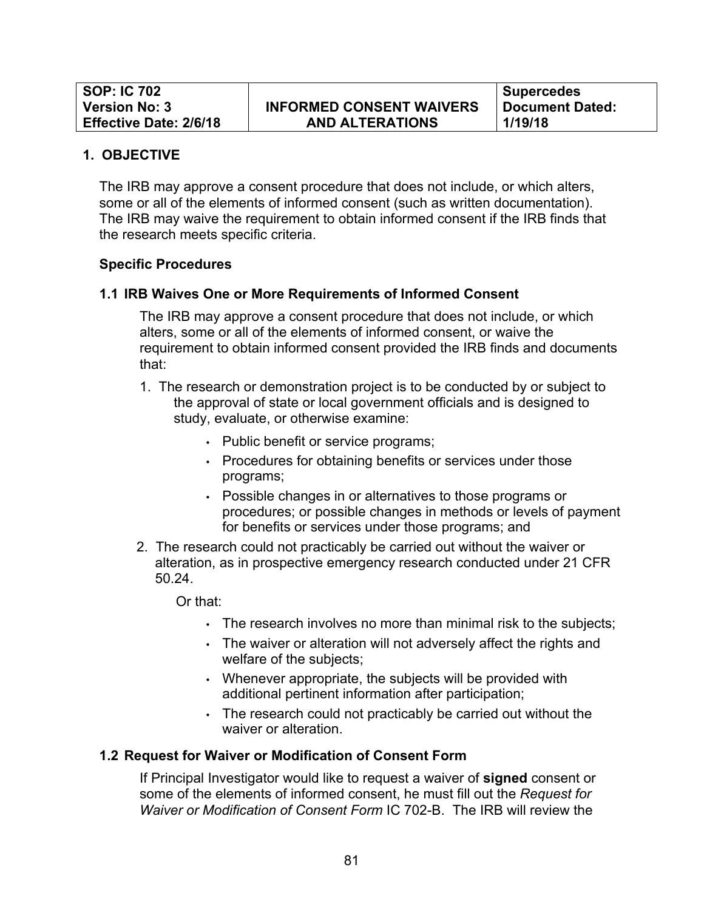| SOP: IC 702<br>Version No: 3<br>Effective Date: 2/6/18 | INFORMED CONSENT WAIVERS AND ALTERATIONS | Supercedes Document Dated: 1/19/18 |
|---|---|---|

## 1. OBJECTIVE

The IRB may approve a consent procedure that does not include, or which alters, some or all of the elements of informed consent (such as written documentation). The IRB may waive the requirement to obtain informed consent if the IRB finds that the research meets specific criteria.

### Specific Procedures

### 1.1 IRB Waives One or More Requirements of Informed Consent

The IRB may approve a consent procedure that does not include, or which alters, some or all of the elements of informed consent, or waive the requirement to obtain informed consent provided the IRB finds and documents that:

1. The research or demonstration project is to be conducted by or subject to the approval of state or local government officials and is designed to study, evaluate, or otherwise examine:
   - Public benefit or service programs;
   - Procedures for obtaining benefits or services under those programs;
   - Possible changes in or alternatives to those programs or procedures; or possible changes in methods or levels of payment for benefits or services under those programs; and
2. The research could not practicably be carried out without the waiver or alteration, as in prospective emergency research conducted under 21 CFR 50.24.

   Or that:

   - The research involves no more than minimal risk to the subjects;
   - The waiver or alteration will not adversely affect the rights and welfare of the subjects;
   - Whenever appropriate, the subjects will be provided with additional pertinent information after participation;
   - The research could not practicably be carried out without the waiver or alteration.

### 1.2 Request for Waiver or Modification of Consent Form

If Principal Investigator would like to request a waiver of **signed** consent or some of the elements of informed consent, he must fill out the *Request for Waiver or Modification of Consent Form* IC 702-B. The IRB will review the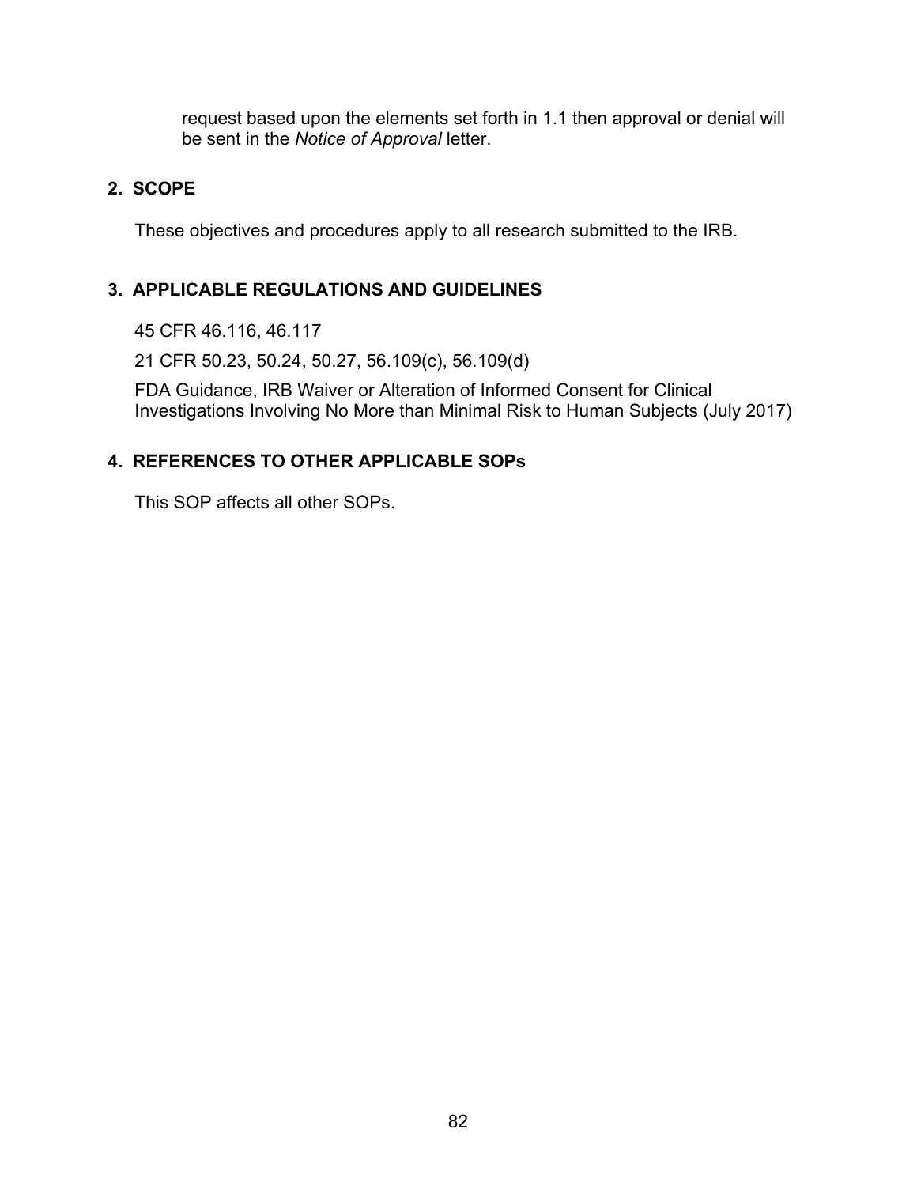request based upon the elements set forth in 1.1 then approval or denial will be sent in the *Notice of Approval* letter.

## 2. SCOPE

These objectives and procedures apply to all research submitted to the IRB.

## 3. APPLICABLE REGULATIONS AND GUIDELINES

45 CFR 46.116, 46.117

21 CFR 50.23, 50.24, 50.27, 56.109(c), 56.109(d)

FDA Guidance, IRB Waiver or Alteration of Informed Consent for Clinical Investigations Involving No More than Minimal Risk to Human Subjects (July 2017)

## 4. REFERENCES TO OTHER APPLICABLE SOPs

This SOP affects all other SOPs.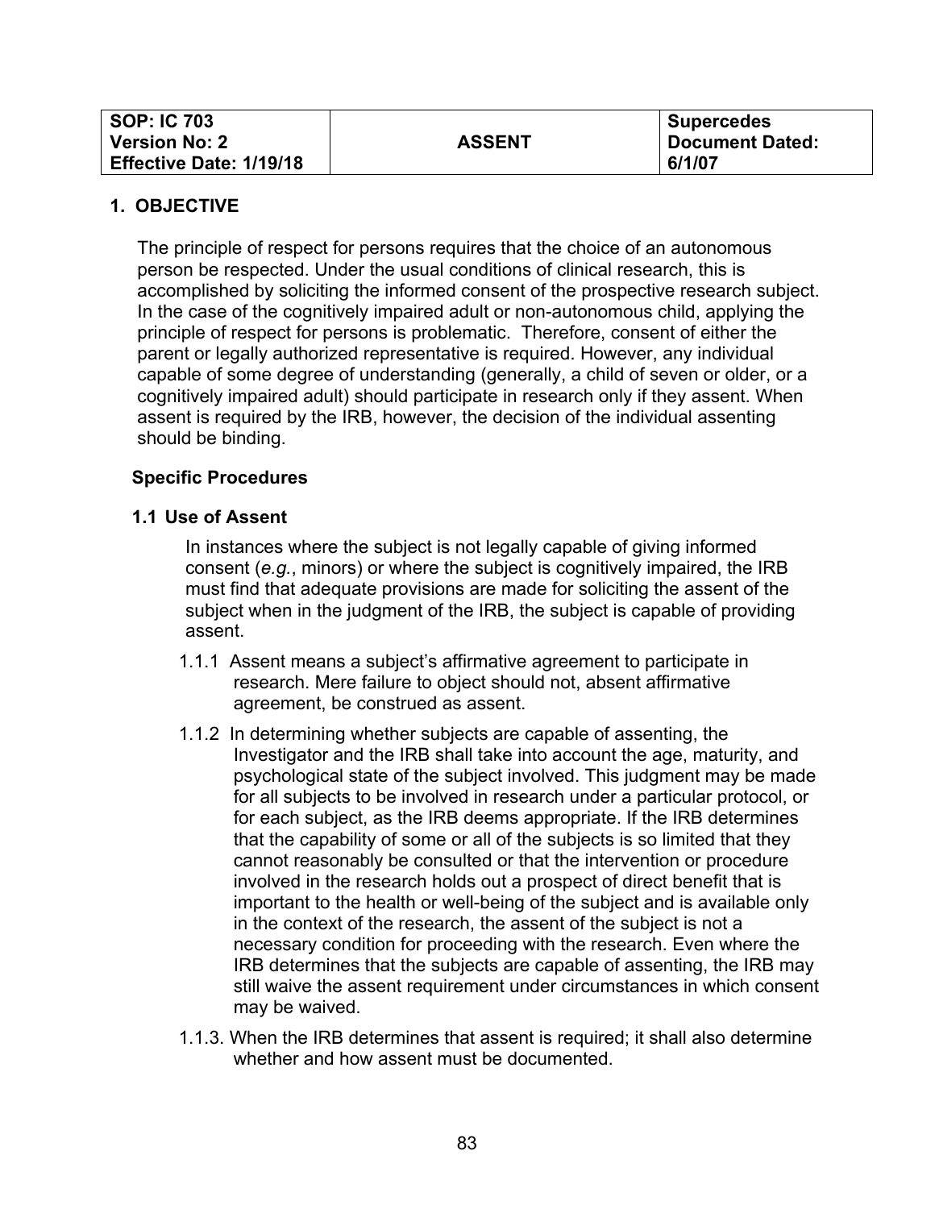| SOP: IC 703<br>Version No: 2<br>Effective Date: 1/19/18 | ASSENT | Supercedes<br>Document Dated:<br>6/1/07 |
|---|---|---|

## 1. OBJECTIVE

The principle of respect for persons requires that the choice of an autonomous person be respected. Under the usual conditions of clinical research, this is accomplished by soliciting the informed consent of the prospective research subject. In the case of the cognitively impaired adult or non-autonomous child, applying the principle of respect for persons is problematic. Therefore, consent of either the parent or legally authorized representative is required. However, any individual capable of some degree of understanding (generally, a child of seven or older, or a cognitively impaired adult) should participate in research only if they assent. When assent is required by the IRB, however, the decision of the individual assenting should be binding.

### Specific Procedures

### 1.1 Use of Assent

In instances where the subject is not legally capable of giving informed consent (*e.g.*, minors) or where the subject is cognitively impaired, the IRB must find that adequate provisions are made for soliciting the assent of the subject when in the judgment of the IRB, the subject is capable of providing assent.

1.1.1 Assent means a subject's affirmative agreement to participate in research. Mere failure to object should not, absent affirmative agreement, be construed as assent.

1.1.2 In determining whether subjects are capable of assenting, the Investigator and the IRB shall take into account the age, maturity, and psychological state of the subject involved. This judgment may be made for all subjects to be involved in research under a particular protocol, or for each subject, as the IRB deems appropriate. If the IRB determines that the capability of some or all of the subjects is so limited that they cannot reasonably be consulted or that the intervention or procedure involved in the research holds out a prospect of direct benefit that is important to the health or well-being of the subject and is available only in the context of the research, the assent of the subject is not a necessary condition for proceeding with the research. Even where the IRB determines that the subjects are capable of assenting, the IRB may still waive the assent requirement under circumstances in which consent may be waived.

1.1.3. When the IRB determines that assent is required; it shall also determine whether and how assent must be documented.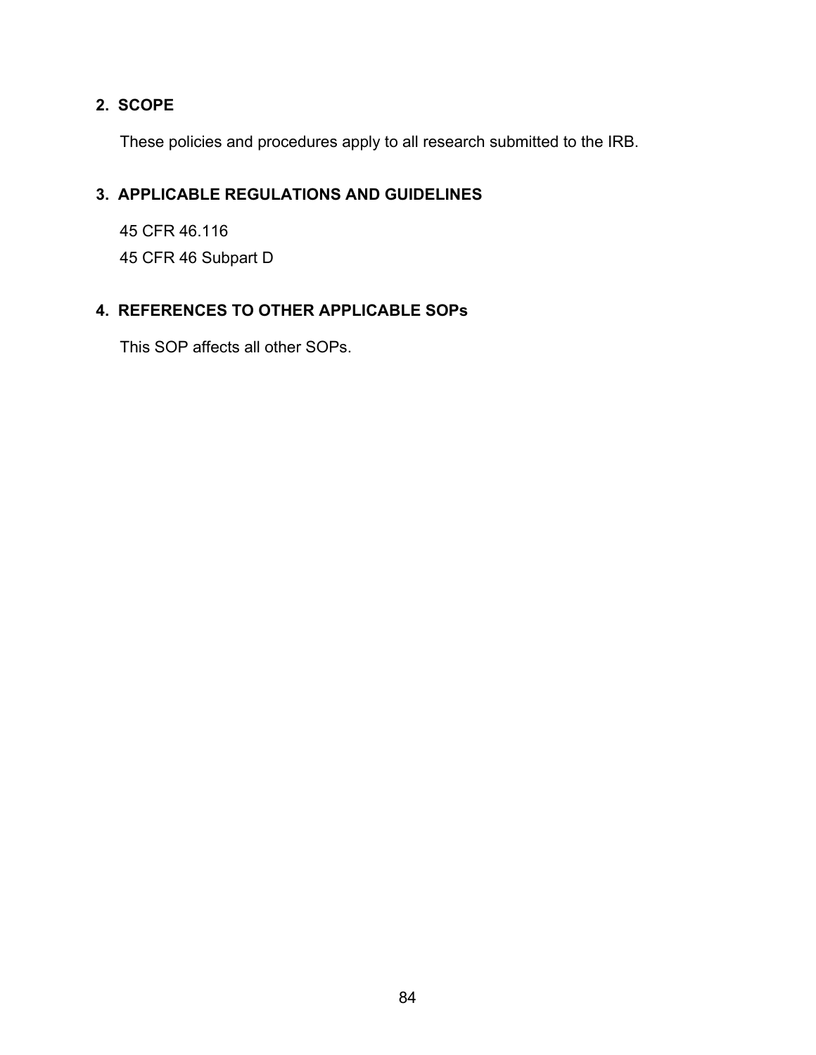## 2. SCOPE

These policies and procedures apply to all research submitted to the IRB.

## 3. APPLICABLE REGULATIONS AND GUIDELINES

45 CFR 46.116

45 CFR 46 Subpart D

## 4. REFERENCES TO OTHER APPLICABLE SOPs

This SOP affects all other SOPs.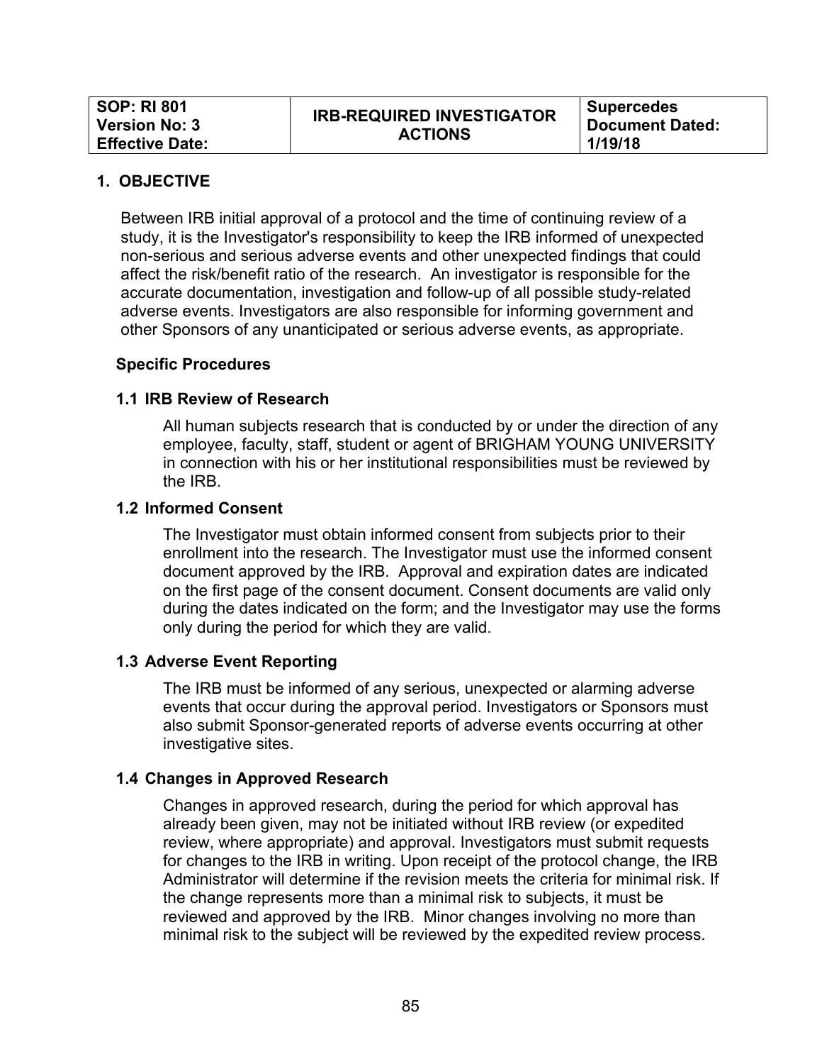| SOP: RI 801<br>Version No: 3<br>Effective Date: | IRB-REQUIRED INVESTIGATOR ACTIONS | Supercedes Document Dated: 1/19/18 |
|---|---|---|

## 1. OBJECTIVE

Between IRB initial approval of a protocol and the time of continuing review of a study, it is the Investigator's responsibility to keep the IRB informed of unexpected non-serious and serious adverse events and other unexpected findings that could affect the risk/benefit ratio of the research. An investigator is responsible for the accurate documentation, investigation and follow-up of all possible study-related adverse events. Investigators are also responsible for informing government and other Sponsors of any unanticipated or serious adverse events, as appropriate.

### Specific Procedures

### 1.1 IRB Review of Research

All human subjects research that is conducted by or under the direction of any employee, faculty, staff, student or agent of BRIGHAM YOUNG UNIVERSITY in connection with his or her institutional responsibilities must be reviewed by the IRB.

### 1.2 Informed Consent

The Investigator must obtain informed consent from subjects prior to their enrollment into the research. The Investigator must use the informed consent document approved by the IRB. Approval and expiration dates are indicated on the first page of the consent document. Consent documents are valid only during the dates indicated on the form; and the Investigator may use the forms only during the period for which they are valid.

### 1.3 Adverse Event Reporting

The IRB must be informed of any serious, unexpected or alarming adverse events that occur during the approval period. Investigators or Sponsors must also submit Sponsor-generated reports of adverse events occurring at other investigative sites.

### 1.4 Changes in Approved Research

Changes in approved research, during the period for which approval has already been given, may not be initiated without IRB review (or expedited review, where appropriate) and approval. Investigators must submit requests for changes to the IRB in writing. Upon receipt of the protocol change, the IRB Administrator will determine if the revision meets the criteria for minimal risk. If the change represents more than a minimal risk to subjects, it must be reviewed and approved by the IRB. Minor changes involving no more than minimal risk to the subject will be reviewed by the expedited review process.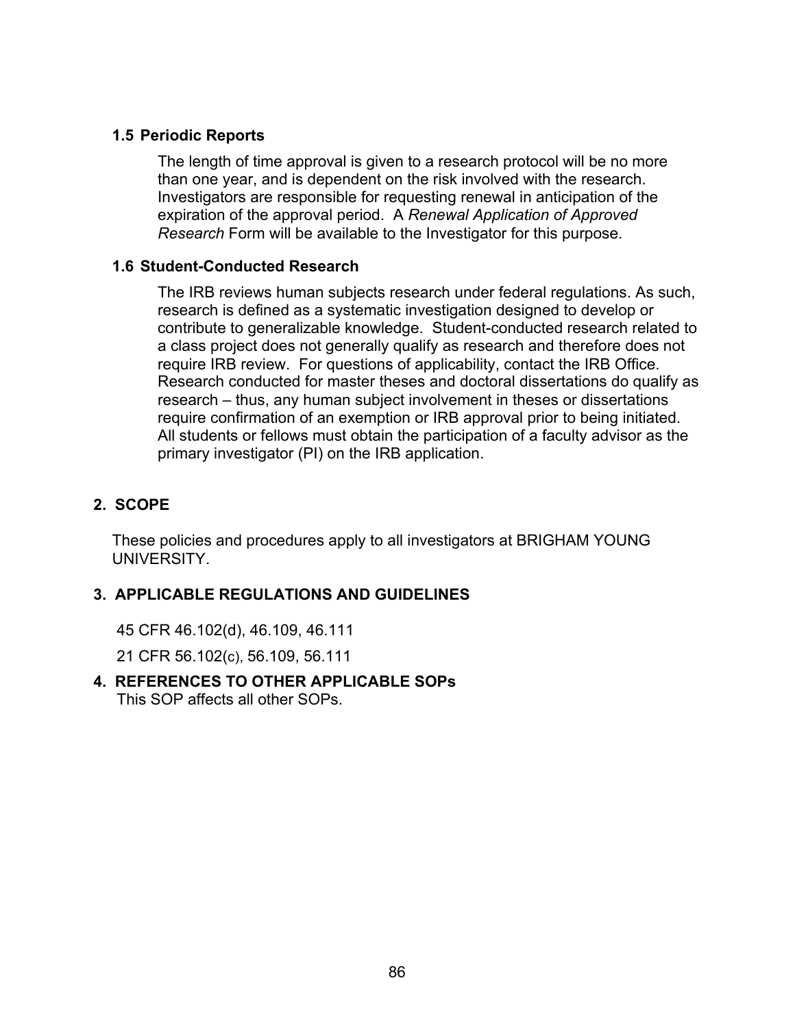### 1.5 Periodic Reports

The length of time approval is given to a research protocol will be no more than one year, and is dependent on the risk involved with the research. Investigators are responsible for requesting renewal in anticipation of the expiration of the approval period. A *Renewal Application of Approved Research* Form will be available to the Investigator for this purpose.

### 1.6 Student-Conducted Research

The IRB reviews human subjects research under federal regulations. As such, research is defined as a systematic investigation designed to develop or contribute to generalizable knowledge. Student-conducted research related to a class project does not generally qualify as research and therefore does not require IRB review. For questions of applicability, contact the IRB Office. Research conducted for master theses and doctoral dissertations do qualify as research – thus, any human subject involvement in theses or dissertations require confirmation of an exemption or IRB approval prior to being initiated. All students or fellows must obtain the participation of a faculty advisor as the primary investigator (PI) on the IRB application.

## 2. SCOPE

These policies and procedures apply to all investigators at BRIGHAM YOUNG UNIVERSITY.

## 3. APPLICABLE REGULATIONS AND GUIDELINES

45 CFR 46.102(d), 46.109, 46.111

21 CFR 56.102(c), 56.109, 56.111

## 4. REFERENCES TO OTHER APPLICABLE SOPs

This SOP affects all other SOPs.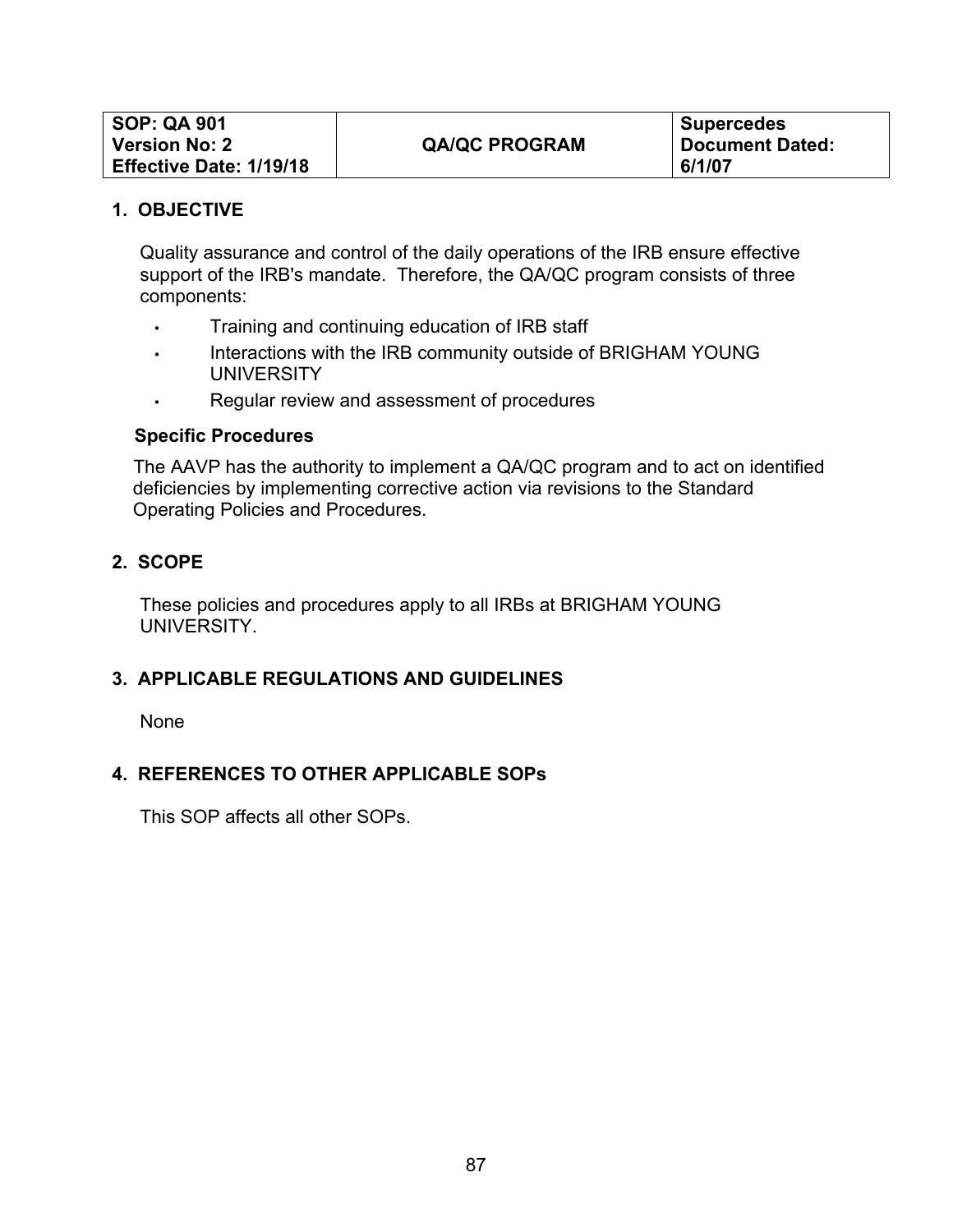| SOP: QA 901<br>Version No: 2<br>Effective Date: 1/19/18 | QA/QC PROGRAM | Supercedes<br>Document Dated:<br>6/1/07 |
|---|---|---|

## 1. OBJECTIVE

Quality assurance and control of the daily operations of the IRB ensure effective support of the IRB's mandate. Therefore, the QA/QC program consists of three components:

- Training and continuing education of IRB staff
- Interactions with the IRB community outside of BRIGHAM YOUNG UNIVERSITY
- Regular review and assessment of procedures

### Specific Procedures

The AAVP has the authority to implement a QA/QC program and to act on identified deficiencies by implementing corrective action via revisions to the Standard Operating Policies and Procedures.

## 2. SCOPE

These policies and procedures apply to all IRBs at BRIGHAM YOUNG UNIVERSITY.

## 3. APPLICABLE REGULATIONS AND GUIDELINES

None

## 4. REFERENCES TO OTHER APPLICABLE SOPs

This SOP affects all other SOPs.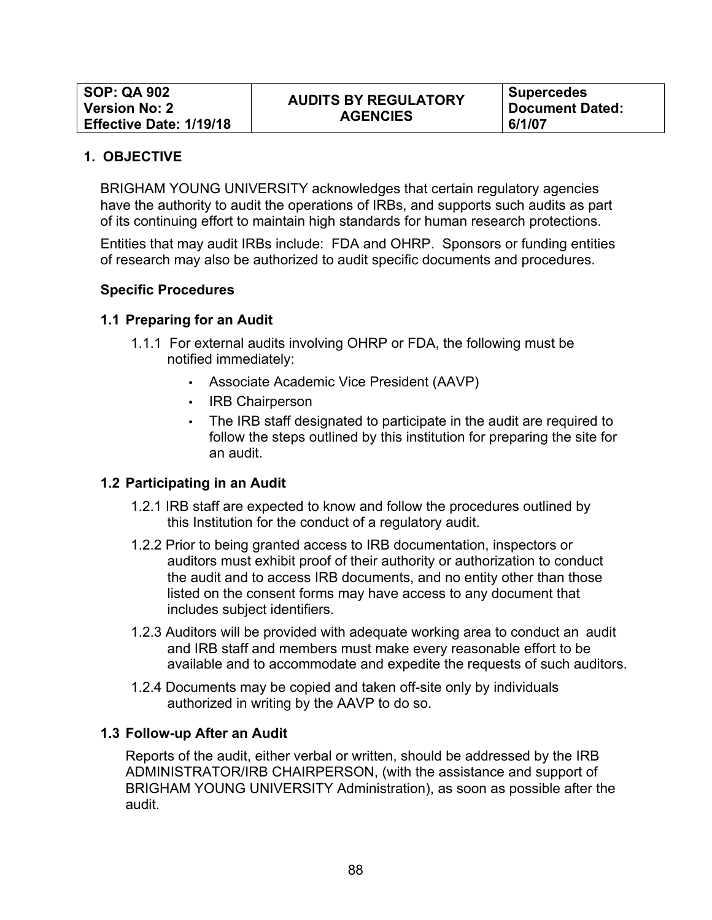| SOP: QA 902<br>Version No: 2<br>Effective Date: 1/19/18 | AUDITS BY REGULATORY AGENCIES | Supercedes Document Dated: 6/1/07 |
|---|---|---|

## 1. OBJECTIVE

BRIGHAM YOUNG UNIVERSITY acknowledges that certain regulatory agencies have the authority to audit the operations of IRBs, and supports such audits as part of its continuing effort to maintain high standards for human research protections.

Entities that may audit IRBs include: FDA and OHRP. Sponsors or funding entities of research may also be authorized to audit specific documents and procedures.

**Specific Procedures**

### 1.1 Preparing for an Audit

1.1.1 For external audits involving OHRP or FDA, the following must be notified immediately:

- Associate Academic Vice President (AAVP)
- IRB Chairperson
- The IRB staff designated to participate in the audit are required to follow the steps outlined by this institution for preparing the site for an audit.

### 1.2 Participating in an Audit

1.2.1 IRB staff are expected to know and follow the procedures outlined by this Institution for the conduct of a regulatory audit.

1.2.2 Prior to being granted access to IRB documentation, inspectors or auditors must exhibit proof of their authority or authorization to conduct the audit and to access IRB documents, and no entity other than those listed on the consent forms may have access to any document that includes subject identifiers.

1.2.3 Auditors will be provided with adequate working area to conduct an audit and IRB staff and members must make every reasonable effort to be available and to accommodate and expedite the requests of such auditors.

1.2.4 Documents may be copied and taken off-site only by individuals authorized in writing by the AAVP to do so.

### 1.3 Follow-up After an Audit

Reports of the audit, either verbal or written, should be addressed by the IRB ADMINISTRATOR/IRB CHAIRPERSON, (with the assistance and support of BRIGHAM YOUNG UNIVERSITY Administration), as soon as possible after the audit.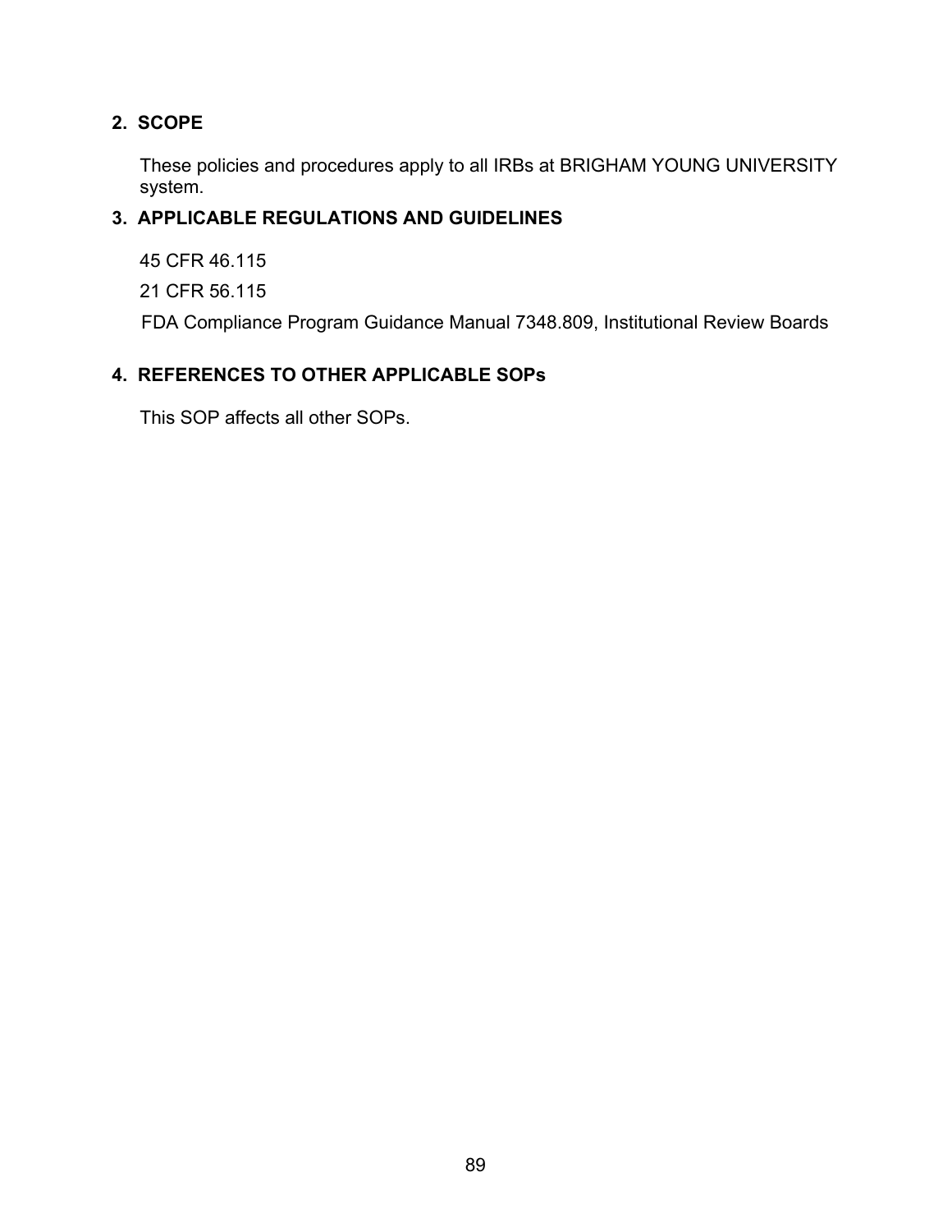## 2. SCOPE

These policies and procedures apply to all IRBs at BRIGHAM YOUNG UNIVERSITY system.

## 3. APPLICABLE REGULATIONS AND GUIDELINES

45 CFR 46.115

21 CFR 56.115

FDA Compliance Program Guidance Manual 7348.809, Institutional Review Boards

## 4. REFERENCES TO OTHER APPLICABLE SOPs

This SOP affects all other SOPs.